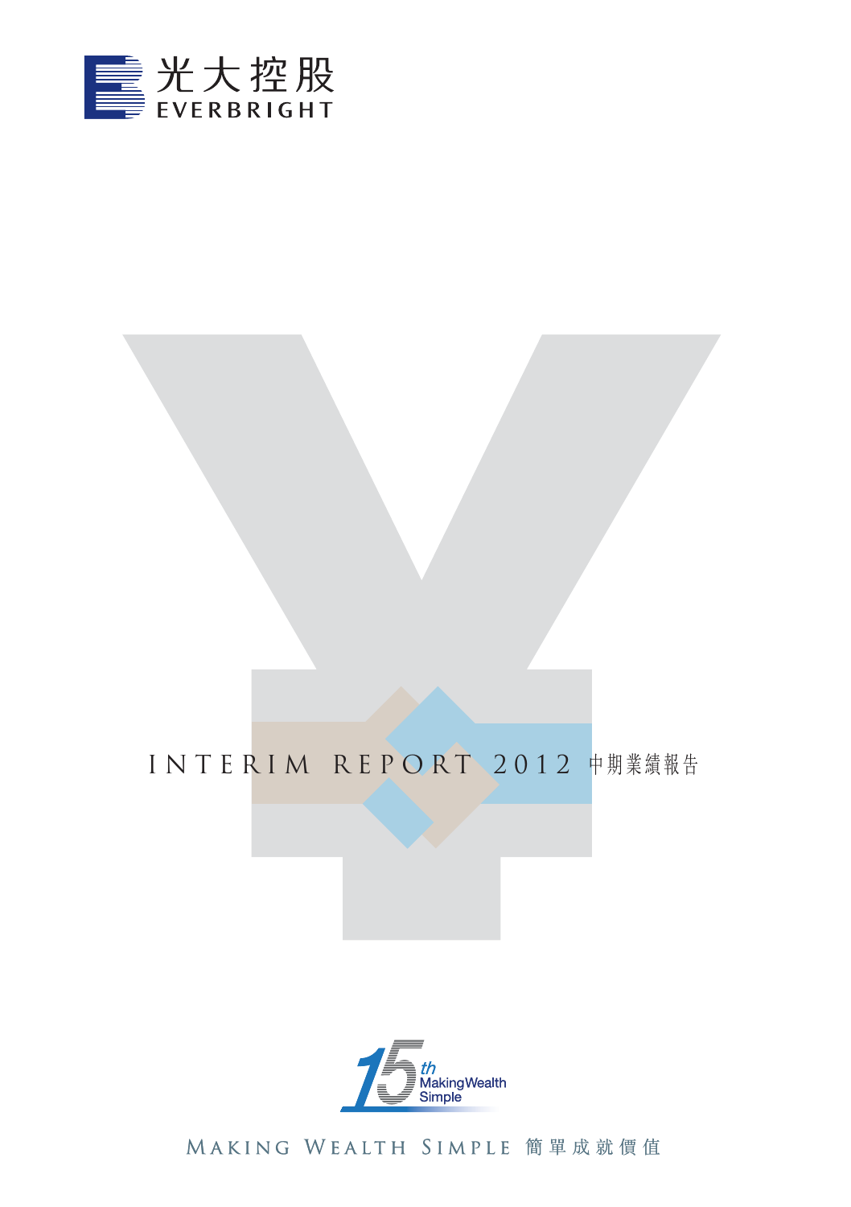光大控股
EVERBRIGHT

# INTERIM REPORT 2012 中期業績報告

15th Making Wealth Simple

MAKING WEALTH SIMPLE 簡單成就價值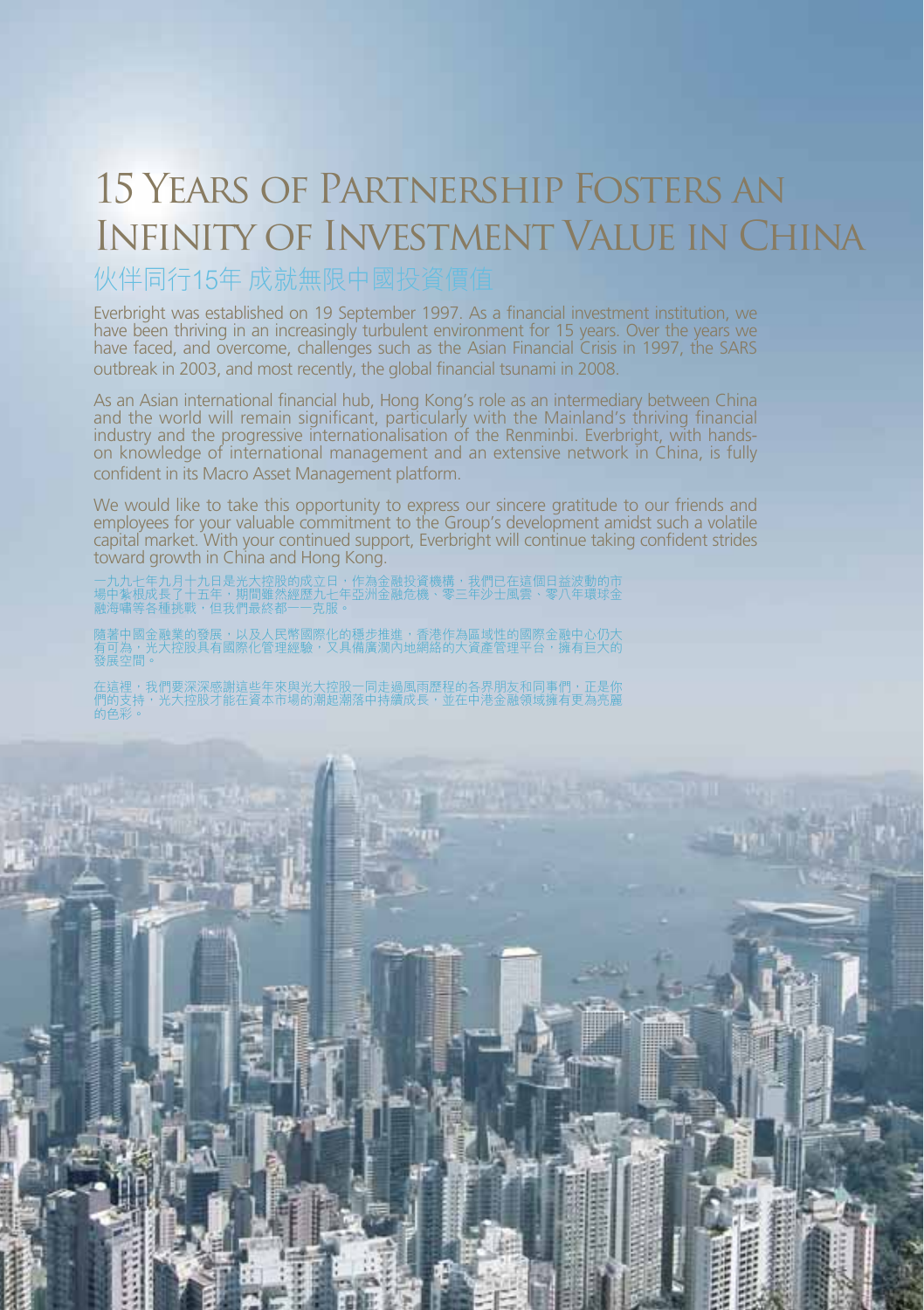# 15 Years of Partnership Fosters an Infinity of Investment Value in China

## 伙伴同行15年 成就無限中國投資價值

Everbright was established on 19 September 1997. As a financial investment institution, we have been thriving in an increasingly turbulent environment for 15 years. Over the years we have faced, and overcome, challenges such as the Asian Financial Crisis in 1997, the SARS outbreak in 2003, and most recently, the global financial tsunami in 2008.

As an Asian international financial hub, Hong Kong's role as an intermediary between China and the world will remain significant, particularly with the Mainland's thriving financial industry and the progressive internationalisation of the Renminbi. Everbright, with hands-on knowledge of international management and an extensive network in China, is fully confident in its Macro Asset Management platform.

We would like to take this opportunity to express our sincere gratitude to our friends and employees for your valuable commitment to the Group's development amidst such a volatile capital market. With your continued support, Everbright will continue taking confident strides toward growth in China and Hong Kong.

一九九七年九月十九日是光大控股的成立日，作為金融投資機構，我們已在這個日益波動的市場中紮根成長了十五年，期間雖然經歷九七年亞洲金融危機、零三年沙士風雲、零八年環球金融海嘯等各種挑戰，但我們最終都一一克服。

隨著中國金融業的發展，以及人民幣國際化的穩步推進，香港作為區域性的國際金融中心仍大有可為，光大控股具有國際化管理經驗，又具備廣濶內地網絡的大資產管理平台，擁有巨大的發展空間。

在這裡，我們要深深感謝這些年來與光大控股一同走過風雨歷程的各界朋友和同事們，正是你們的支持，光大控股才能在資本市場的潮起潮落中持續成長，並在中港金融領域擁有更為亮麗的色彩。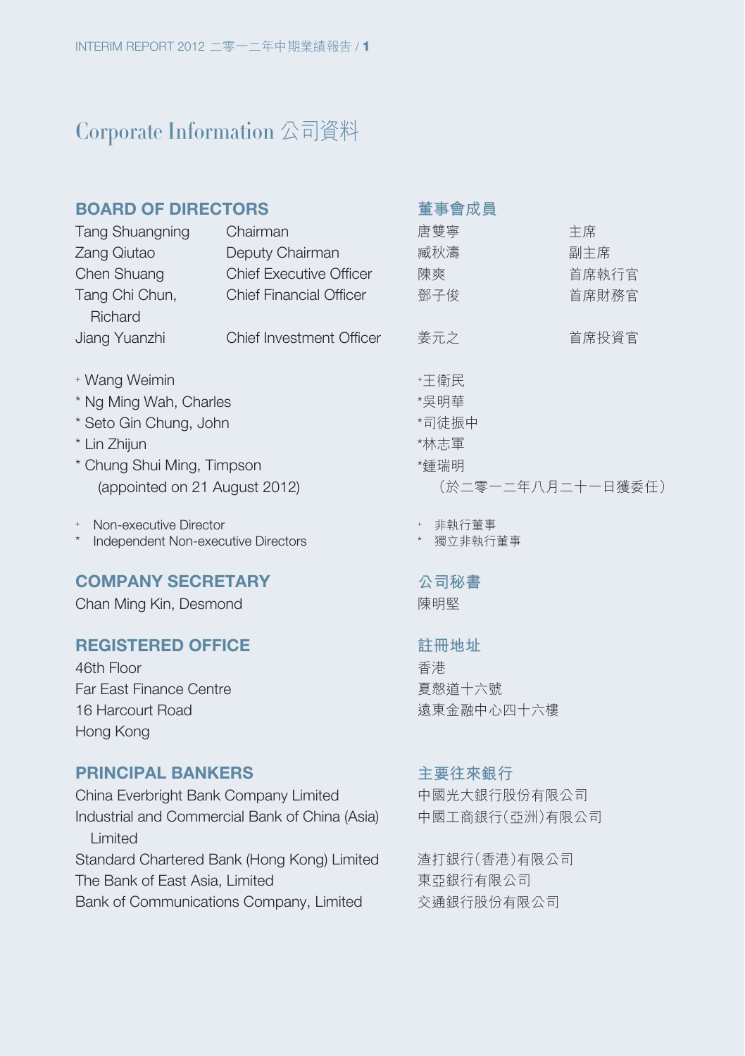# Corporate Information 公司資料

## BOARD OF DIRECTORS

| | |
|---|---|
| Tang Shuangning | Chairman |
| Zang Qiutao | Deputy Chairman |
| Chen Shuang | Chief Executive Officer |
| Tang Chi Chun, Richard | Chief Financial Officer |
| Jiang Yuanzhi | Chief Investment Officer |

+ Wang Weimin
* Ng Ming Wah, Charles
* Seto Gin Chung, John
* Lin Zhijun
* Chung Shui Ming, Timpson (appointed on 21 August 2012)

+ Non-executive Director
* Independent Non-executive Directors

## 董事會成員

| | |
|---|---|
| 唐雙寧 | 主席 |
| 臧秋濤 | 副主席 |
| 陳爽 | 首席執行官 |
| 鄧子俊 | 首席財務官 |
| 姜元之 | 首席投資官 |

+王衛民
*吳明華
*司徒振中
*林志軍
*鍾瑞明 （於二零一二年八月二十一日獲委任）

+ 非執行董事
* 獨立非執行董事

## COMPANY SECRETARY

Chan Ming Kin, Desmond

## 公司秘書

陳明堅

## REGISTERED OFFICE

46th Floor
Far East Finance Centre
16 Harcourt Road
Hong Kong

## 註冊地址

香港
夏慤道十六號
遠東金融中心四十六樓

## PRINCIPAL BANKERS

China Everbright Bank Company Limited
Industrial and Commercial Bank of China (Asia) Limited
Standard Chartered Bank (Hong Kong) Limited
The Bank of East Asia, Limited
Bank of Communications Company, Limited

## 主要往來銀行

中國光大銀行股份有限公司
中國工商銀行(亞洲)有限公司
渣打銀行(香港)有限公司
東亞銀行有限公司
交通銀行股份有限公司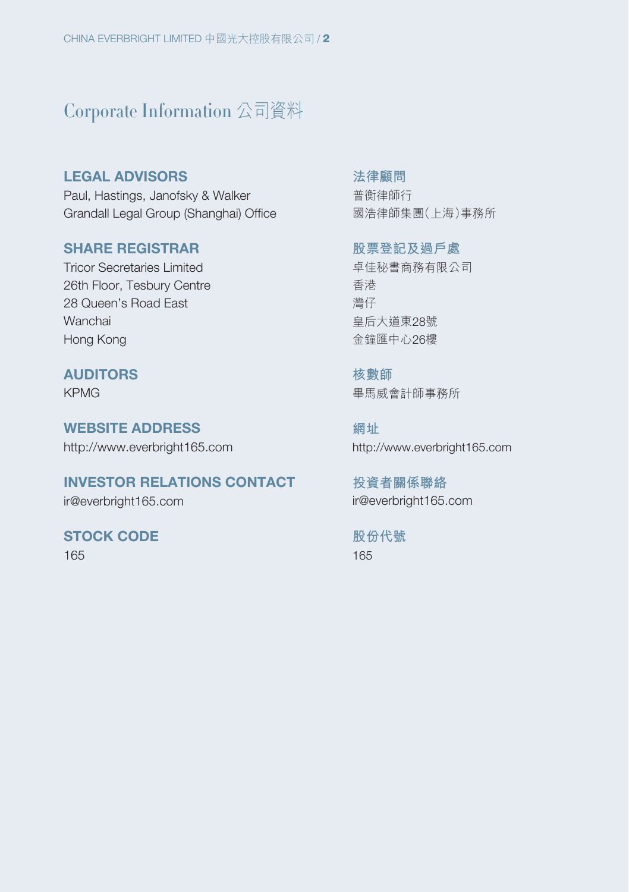# Corporate Information 公司資料

## LEGAL ADVISORS

Paul, Hastings, Janofsky & Walker
Grandall Legal Group (Shanghai) Office

## 法律顧問

普衡律師行
國浩律師集團(上海)事務所

## SHARE REGISTRAR

Tricor Secretaries Limited
26th Floor, Tesbury Centre
28 Queen's Road East
Wanchai
Hong Kong

## 股票登記及過戶處

卓佳秘書商務有限公司
香港
灣仔
皇后大道東28號
金鐘匯中心26樓

## AUDITORS

KPMG

## 核數師

畢馬威會計師事務所

## WEBSITE ADDRESS

http://www.everbright165.com

## 網址

http://www.everbright165.com

## INVESTOR RELATIONS CONTACT

ir@everbright165.com

## 投資者關係聯絡

ir@everbright165.com

## STOCK CODE

165

## 股份代號

165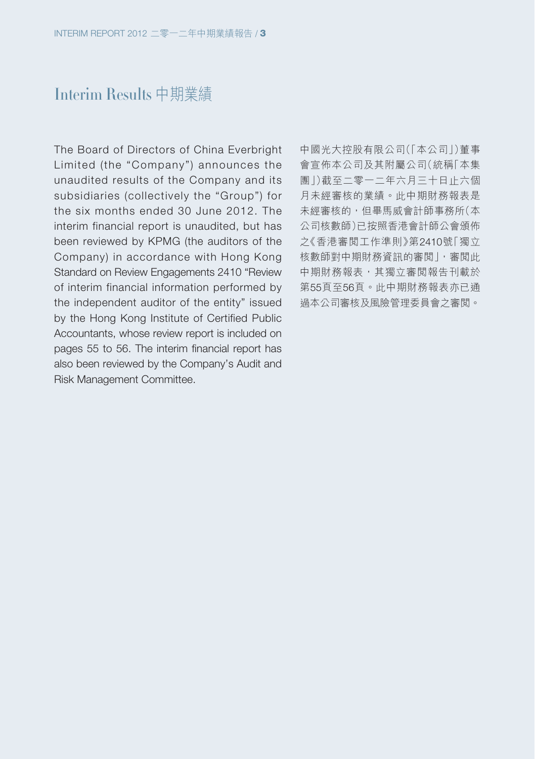# Interim Results 中期業績

The Board of Directors of China Everbright Limited (the "Company") announces the unaudited results of the Company and its subsidiaries (collectively the "Group") for the six months ended 30 June 2012. The interim financial report is unaudited, but has been reviewed by KPMG (the auditors of the Company) in accordance with Hong Kong Standard on Review Engagements 2410 "Review of interim financial information performed by the independent auditor of the entity" issued by the Hong Kong Institute of Certified Public Accountants, whose review report is included on pages 55 to 56. The interim financial report has also been reviewed by the Company's Audit and Risk Management Committee.

中國光大控股有限公司(「本公司」)董事會宣佈本公司及其附屬公司(統稱「本集團」)截至二零一二年六月三十日止六個月未經審核的業績。此中期財務報表是未經審核的，但畢馬威會計師事務所(本公司核數師)已按照香港會計師公會頒佈之《香港審閱工作準則》第2410號「獨立核數師對中期財務資訊的審閱」，審閱此中期財務報表，其獨立審閱報告刊載於第55頁至56頁。此中期財務報表亦已通過本公司審核及風險管理委員會之審閱。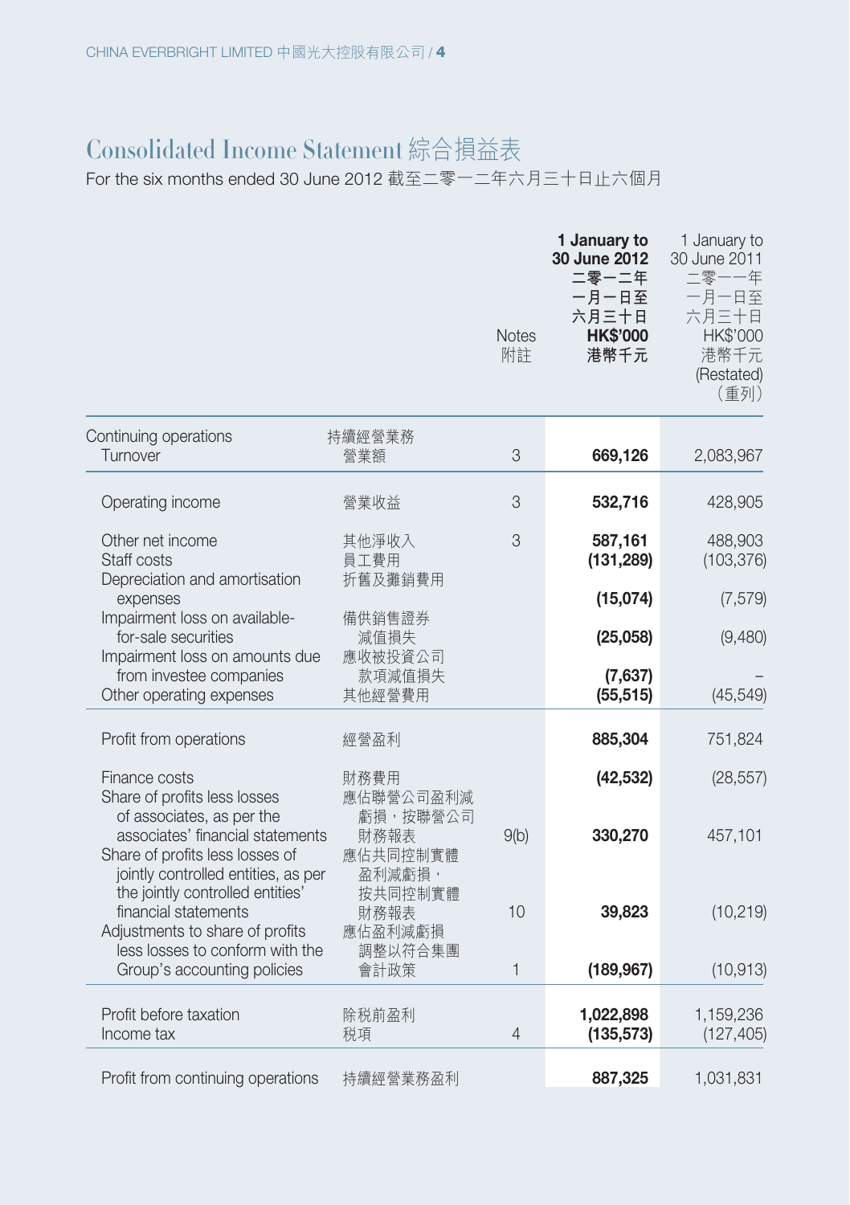# Consolidated Income Statement 綜合損益表

For the six months ended 30 June 2012 截至二零一二年六月三十日止六個月

| | | Notes 附註 | **1 January to 30 June 2012 二零一二年一月一日至六月三十日 HK$'000 港幣千元** | 1 January to 30 June 2011 二零一一年一月一日至六月三十日 HK$'000 港幣千元 (Restated) （重列） |
|---|---|---|---|---|
| Continuing operations | 持續經營業務 | | | |
| Turnover | 營業額 | 3 | **669,126** | 2,083,967 |
| Operating income | 營業收益 | 3 | **532,716** | 428,905 |
| Other net income | 其他淨收入 | 3 | **587,161** | 488,903 |
| Staff costs | 員工費用 | | **(131,289)** | (103,376) |
| Depreciation and amortisation expenses | 折舊及攤銷費用 | | **(15,074)** | (7,579) |
| Impairment loss on available-for-sale securities | 備供銷售證券減值損失 | | **(25,058)** | (9,480) |
| Impairment loss on amounts due from investee companies | 應收被投資公司款項減值損失 | | **(7,637)** | – |
| Other operating expenses | 其他經營費用 | | **(55,515)** | (45,549) |
| Profit from operations | 經營盈利 | | **885,304** | 751,824 |
| Finance costs | 財務費用 | | **(42,532)** | (28,557) |
| Share of profits less losses of associates, as per the associates' financial statements | 應佔聯營公司盈利減虧損，按聯營公司財務報表 | 9(b) | **330,270** | 457,101 |
| Share of profits less losses of jointly controlled entities, as per the jointly controlled entities' financial statements | 應佔共同控制實體盈利減虧損，按共同控制實體財務報表 | 10 | **39,823** | (10,219) |
| Adjustments to share of profits less losses to conform with the Group's accounting policies | 應佔盈利減虧損調整以符合集團會計政策 | 1 | **(189,967)** | (10,913) |
| Profit before taxation | 除稅前盈利 | | **1,022,898** | 1,159,236 |
| Income tax | 稅項 | 4 | **(135,573)** | (127,405) |
| Profit from continuing operations | 持續經營業務盈利 | | **887,325** | 1,031,831 |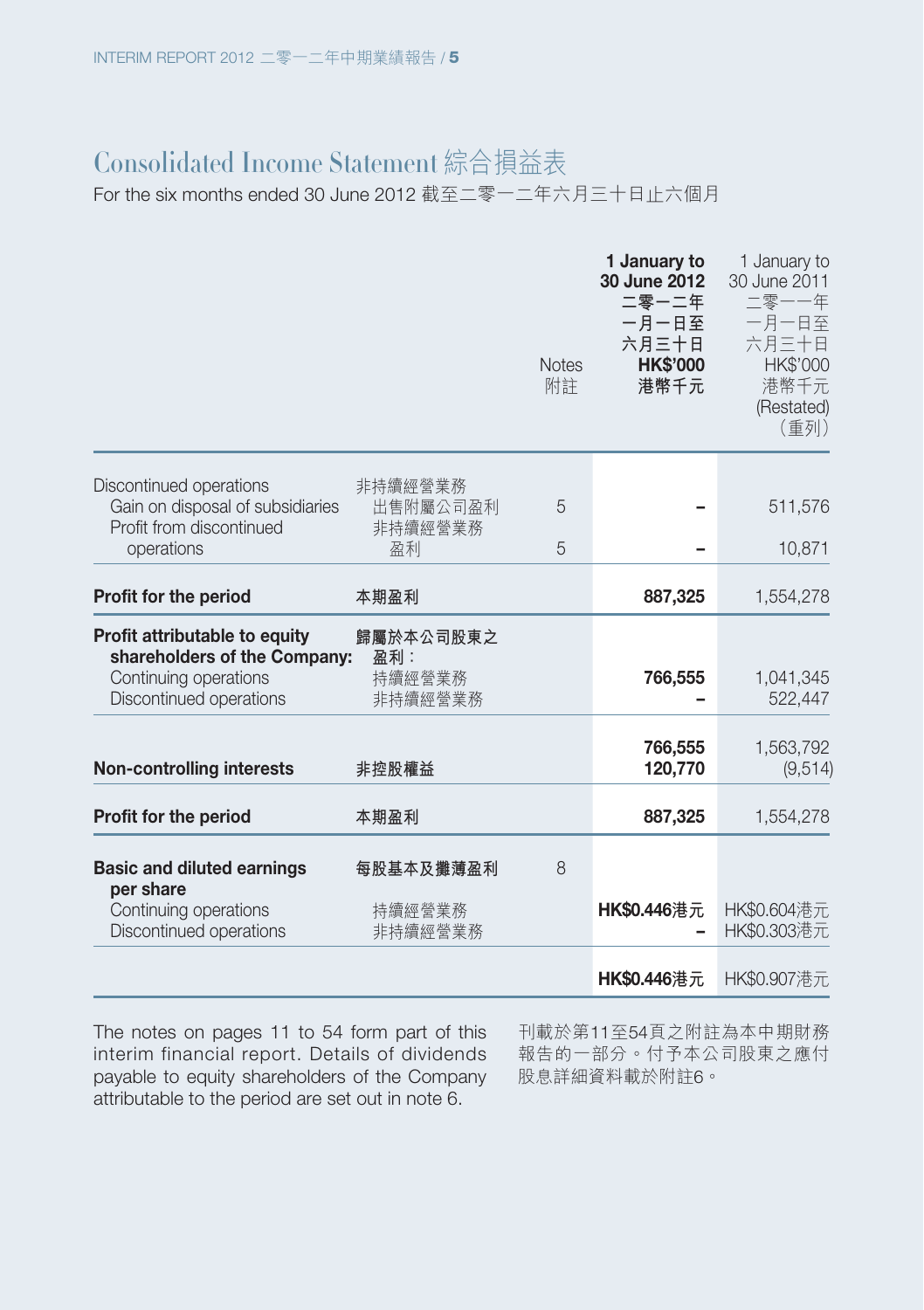# Consolidated Income Statement 綜合損益表

For the six months ended 30 June 2012 截至二零一二年六月三十日止六個月

| | | Notes 附註 | **1 January to 30 June 2012 二零一二年一月一日至六月三十日 HK$'000 港幣千元** | 1 January to 30 June 2011 二零一一年一月一日至六月三十日 HK$'000 港幣千元 (Restated) (重列) |
|---|---|---|---|---|
| Discontinued operations | 非持續經營業務 | | | |
| Gain on disposal of subsidiaries | 出售附屬公司盈利 | 5 | **–** | 511,576 |
| Profit from discontinued operations | 非持續經營業務盈利 | 5 | **–** | 10,871 |
| **Profit for the period** | **本期盈利** | | **887,325** | 1,554,278 |
| **Profit attributable to equity shareholders of the Company:** | **歸屬於本公司股東之盈利：** | | | |
| Continuing operations | 持續經營業務 | | **766,555** | 1,041,345 |
| Discontinued operations | 非持續經營業務 | | **–** | 522,447 |
| | | | **766,555** | 1,563,792 |
| **Non-controlling interests** | **非控股權益** | | **120,770** | (9,514) |
| **Profit for the period** | **本期盈利** | | **887,325** | 1,554,278 |
| **Basic and diluted earnings per share** | **每股基本及攤薄盈利** | 8 | | |
| Continuing operations | 持續經營業務 | | **HK$0.446港元** | HK$0.604港元 |
| Discontinued operations | 非持續經營業務 | | **–** | HK$0.303港元 |
| | | | **HK$0.446港元** | HK$0.907港元 |

The notes on pages 11 to 54 form part of this interim financial report. Details of dividends payable to equity shareholders of the Company attributable to the period are set out in note 6.

刊載於第11至54頁之附註為本中期財務報告的一部分。付予本公司股東之應付股息詳細資料載於附註6。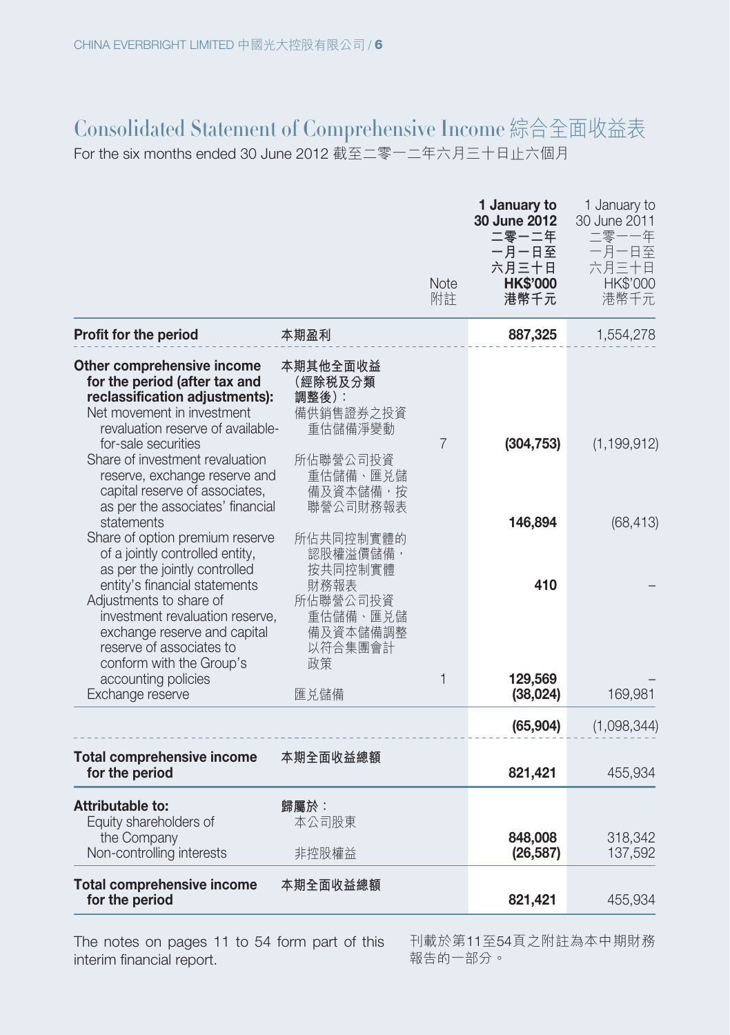# Consolidated Statement of Comprehensive Income 綜合全面收益表

For the six months ended 30 June 2012 截至二零一二年六月三十日止六個月

| | | Note 附註 | **1 January to 30 June 2012 二零一二年一月一日至六月三十日 HK$'000 港幣千元** | 1 January to 30 June 2011 二零一一年一月一日至六月三十日 HK$'000 港幣千元 |
|---|---|---|---|---|
| **Profit for the period** | **本期盈利** | | **887,325** | 1,554,278 |
| **Other comprehensive income for the period (after tax and reclassification adjustments):** | **本期其他全面收益（經除税及分類調整後）：** | | | |
| Net movement in investment revaluation reserve of available-for-sale securities | 備供銷售證券之投資重估儲備淨變動 | 7 | **(304,753)** | (1,199,912) |
| Share of investment revaluation reserve, exchange reserve and capital reserve of associates, as per the associates' financial statements | 所佔聯營公司投資重估儲備、匯兑儲備及資本儲備，按聯營公司財務報表 | | **146,894** | (68,413) |
| Share of option premium reserve of a jointly controlled entity, as per the jointly controlled entity's financial statements | 所佔共同控制實體的認股權溢價儲備，按共同控制實體財務報表 | | **410** | – |
| Adjustments to share of investment revaluation reserve, exchange reserve and capital reserve of associates to conform with the Group's accounting policies | 所佔聯營公司投資重估儲備、匯兑儲備及資本儲備調整以符合集團會計政策 | 1 | **129,569** | – |
| Exchange reserve | 匯兑儲備 | | **(38,024)** | 169,981 |
| | | | **(65,904)** | (1,098,344) |
| **Total comprehensive income for the period** | **本期全面收益總額** | | **821,421** | 455,934 |
| **Attributable to:** | **歸屬於：** | | | |
| Equity shareholders of the Company | 本公司股東 | | **848,008** | 318,342 |
| Non-controlling interests | 非控股權益 | | **(26,587)** | 137,592 |
| **Total comprehensive income for the period** | **本期全面收益總額** | | **821,421** | 455,934 |

The notes on pages 11 to 54 form part of this interim financial report.

刊載於第11至54頁之附註為本中期財務報告的一部分。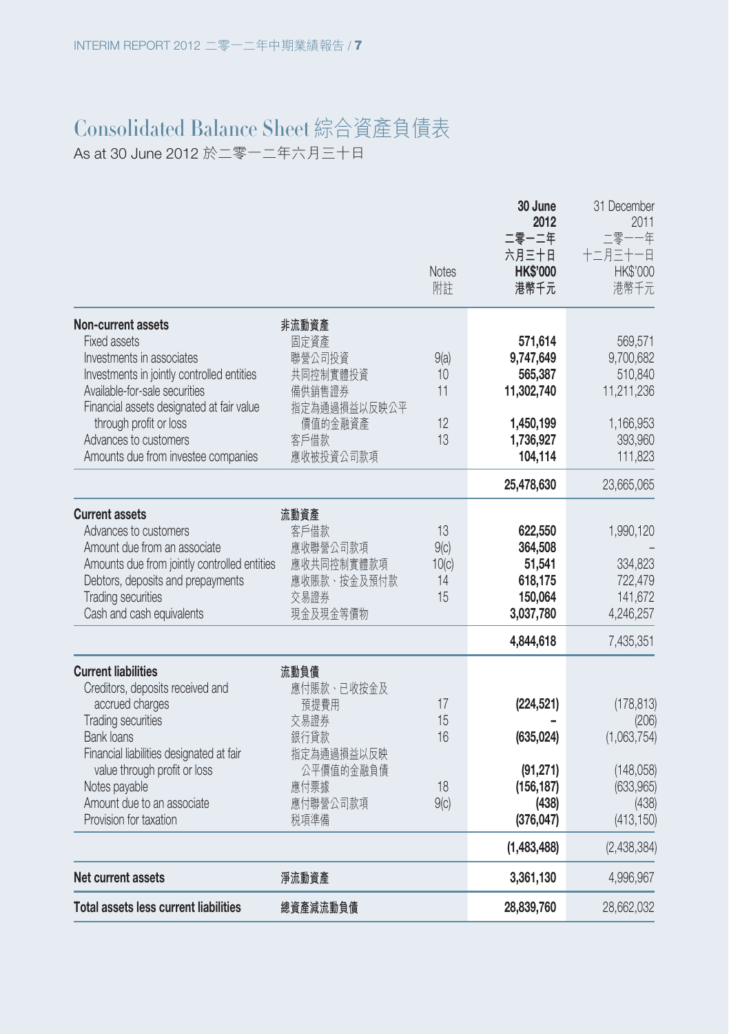# Consolidated Balance Sheet 綜合資產負債表

As at 30 June 2012 於二零一二年六月三十日

| | | Notes 附註 | 30 June 2012 二零一二年六月三十日 HK$'000 港幣千元 | 31 December 2011 二零一一年十二月三十一日 HK$'000 港幣千元 |
|---|---|---|---|---|
| **Non-current assets** | **非流動資產** | | | |
| Fixed assets | 固定資產 | | **571,614** | 569,571 |
| Investments in associates | 聯營公司投資 | 9(a) | **9,747,649** | 9,700,682 |
| Investments in jointly controlled entities | 共同控制實體投資 | 10 | **565,387** | 510,840 |
| Available-for-sale securities | 備供銷售證券 | 11 | **11,302,740** | 11,211,236 |
| Financial assets designated at fair value through profit or loss | 指定為通過損益以反映公平價值的金融資產 | 12 | **1,450,199** | 1,166,953 |
| Advances to customers | 客戶借款 | 13 | **1,736,927** | 393,960 |
| Amounts due from investee companies | 應收被投資公司款項 | | **104,114** | 111,823 |
| | | | **25,478,630** | 23,665,065 |
| **Current assets** | **流動資產** | | | |
| Advances to customers | 客戶借款 | 13 | **622,550** | 1,990,120 |
| Amount due from an associate | 應收聯營公司款項 | 9(c) | **364,508** | – |
| Amounts due from jointly controlled entities | 應收共同控制實體款項 | 10(c) | **51,541** | 334,823 |
| Debtors, deposits and prepayments | 應收賬款、按金及預付款 | 14 | **618,175** | 722,479 |
| Trading securities | 交易證券 | 15 | **150,064** | 141,672 |
| Cash and cash equivalents | 現金及現金等價物 | | **3,037,780** | 4,246,257 |
| | | | **4,844,618** | 7,435,351 |
| **Current liabilities** | **流動負債** | | | |
| Creditors, deposits received and accrued charges | 應付賬款、已收按金及預提費用 | 17 | **(224,521)** | (178,813) |
| Trading securities | 交易證券 | 15 | **–** | (206) |
| Bank loans | 銀行貸款 | 16 | **(635,024)** | (1,063,754) |
| Financial liabilities designated at fair value through profit or loss | 指定為通過損益以反映公平價值的金融負債 | | **(91,271)** | (148,058) |
| Notes payable | 應付票據 | 18 | **(156,187)** | (633,965) |
| Amount due to an associate | 應付聯營公司款項 | 9(c) | **(438)** | (438) |
| Provision for taxation | 稅項準備 | | **(376,047)** | (413,150) |
| | | | **(1,483,488)** | (2,438,384) |
| **Net current assets** | **淨流動資產** | | **3,361,130** | 4,996,967 |
| **Total assets less current liabilities** | **總資產減流動負債** | | **28,839,760** | 28,662,032 |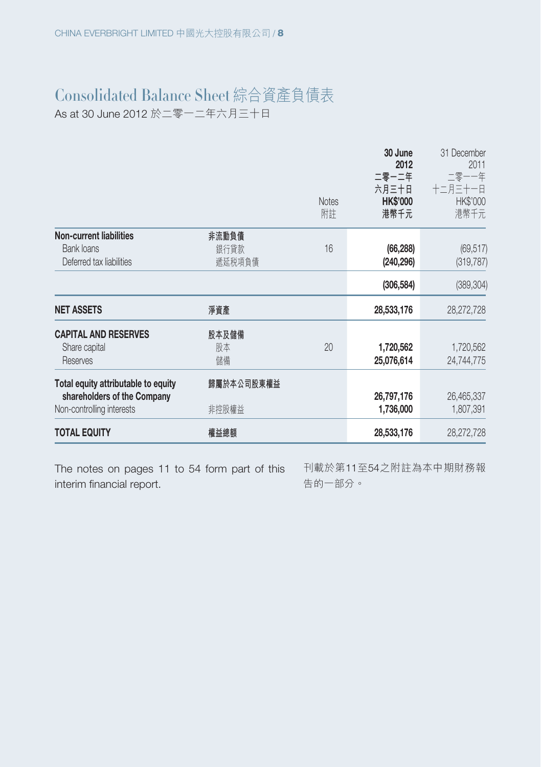# Consolidated Balance Sheet 綜合資產負債表

As at 30 June 2012 於二零一二年六月三十日

| | | Notes 附註 | **30 June 2012 二零一二年六月三十日 HK$'000 港幣千元** | 31 December 2011 二零一一年十二月三十一日 HK$'000 港幣千元 |
|---|---|---|---|---|
| **Non-current liabilities** | **非流動負債** | | | |
| Bank loans | 銀行貸款 | 16 | **(66,288)** | (69,517) |
| Deferred tax liabilities | 遞延稅項負債 | | **(240,296)** | (319,787) |
| | | | **(306,584)** | (389,304) |
| **NET ASSETS** | **淨資產** | | **28,533,176** | 28,272,728 |
| **CAPITAL AND RESERVES** | **股本及儲備** | | | |
| Share capital | 股本 | 20 | **1,720,562** | 1,720,562 |
| Reserves | 儲備 | | **25,076,614** | 24,744,775 |
| **Total equity attributable to equity shareholders of the Company** | **歸屬於本公司股東權益** | | **26,797,176** | 26,465,337 |
| Non-controlling interests | 非控股權益 | | **1,736,000** | 1,807,391 |
| **TOTAL EQUITY** | **權益總額** | | **28,533,176** | 28,272,728 |

The notes on pages 11 to 54 form part of this interim financial report.

刊載於第11至54之附註為本中期財務報告的一部分。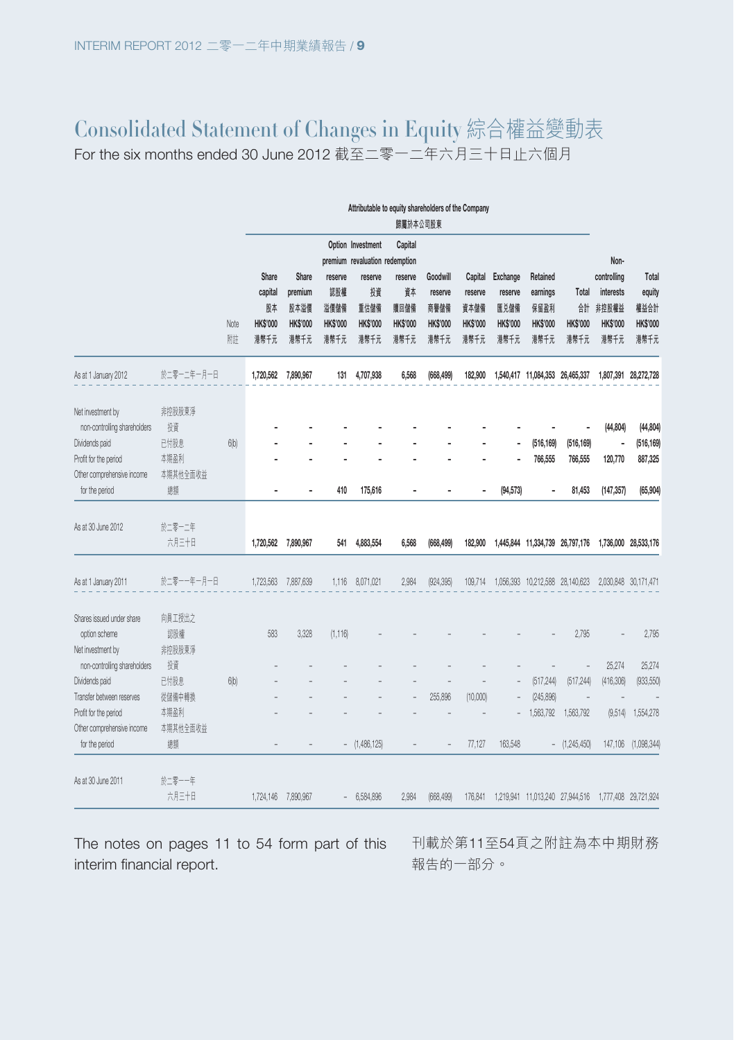# Consolidated Statement of Changes in Equity 綜合權益變動表

For the six months ended 30 June 2012 截至二零一二年六月三十日止六個月

| | | | Attributable to equity shareholders of the Company 歸屬於本公司股東 | | | | | | | | | | | | |
|---|---|---|---|---|---|---|---|---|---|---|---|---|---|---|---|
| | | Note 附註 | Share capital 股本 HK$'000 港幣千元 | Share premium 股本溢價 HK$'000 港幣千元 | Option premium reserve 認股權溢價儲備 HK$'000 港幣千元 | Investment revaluation reserve 投資重估儲備 HK$'000 港幣千元 | Capital redemption reserve 資本贖回儲備 HK$'000 港幣千元 | Goodwill reserve 商譽儲備 HK$'000 港幣千元 | Capital reserve 資本儲備 HK$'000 港幣千元 | Exchange reserve 匯兌儲備 HK$'000 港幣千元 | Retained earnings 保留盈利 HK$'000 港幣千元 | Total 合計 HK$'000 港幣千元 | Non-controlling interests 非控股權益 HK$'000 港幣千元 | Total equity 權益合計 HK$'000 港幣千元 |
| **As at 1 January 2012** | **於二零一二年一月一日** | | **1,720,562** | **7,890,967** | **131** | **4,707,938** | **6,568** | **(668,499)** | **182,900** | **1,540,417** | **11,084,353** | **26,465,337** | **1,807,391** | **28,272,728** |
| Net investment by non-controlling shareholders | 非控股股東淨投資 | | - | - | - | - | - | - | - | - | - | - | (44,804) | (44,804) |
| Dividends paid | 已付股息 | 6(b) | - | - | - | - | - | - | - | - | (516,169) | (516,169) | - | (516,169) |
| Profit for the period | 本期盈利 | | - | - | - | - | - | - | - | - | 766,555 | 766,555 | 120,770 | 887,325 |
| Other comprehensive income for the period | 本期其他全面收益總額 | | - | - | 410 | 175,616 | - | - | - | (94,573) | - | 81,453 | (147,357) | (65,904) |
| **As at 30 June 2012** | **於二零一二年六月三十日** | | **1,720,562** | **7,890,967** | **541** | **4,883,554** | **6,568** | **(668,499)** | **182,900** | **1,445,844** | **11,334,739** | **26,797,176** | **1,736,000** | **28,533,176** |
| As at 1 January 2011 | 於二零一一年一月一日 | | 1,723,563 | 7,887,639 | 1,116 | 8,071,021 | 2,984 | (924,395) | 109,714 | 1,056,393 | 10,212,588 | 28,140,623 | 2,030,848 | 30,171,471 |
| Shares issued under share option scheme | 向員工授出之認股權 | | 583 | 3,328 | (1,116) | - | - | - | - | - | - | 2,795 | - | 2,795 |
| Net investment by non-controlling shareholders | 非控股股東淨投資 | | - | - | - | - | - | - | - | - | - | - | 25,274 | 25,274 |
| Dividends paid | 已付股息 | 6(b) | - | - | - | - | - | - | - | - | (517,244) | (517,244) | (416,306) | (933,550) |
| Transfer between reserves | 從儲備中轉換 | | - | - | - | - | - | 255,896 | (10,000) | - | (245,896) | - | - | - |
| Profit for the period | 本期盈利 | | - | - | - | - | - | - | - | - | 1,563,792 | 1,563,792 | (9,514) | 1,554,278 |
| Other comprehensive income for the period | 本期其他全面收益總額 | | - | - | - | (1,486,125) | - | - | 77,127 | 163,548 | - | (1,245,450) | 147,106 | (1,098,344) |
| As at 30 June 2011 | 於二零一一年六月三十日 | | 1,724,146 | 7,890,967 | - | 6,584,896 | 2,984 | (668,499) | 176,841 | 1,219,941 | 11,013,240 | 27,944,516 | 1,777,408 | 29,721,924 |

The notes on pages 11 to 54 form part of this interim financial report.

刊載於第11至54頁之附註為本中期財務報告的一部分。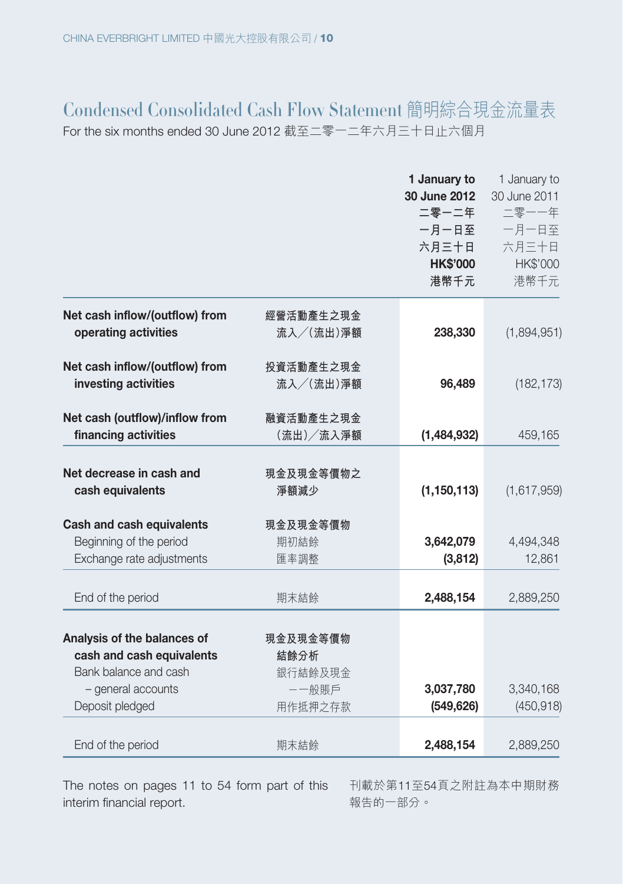# Condensed Consolidated Cash Flow Statement 簡明綜合現金流量表

For the six months ended 30 June 2012 截至二零一二年六月三十日止六個月

| | | **1 January to 30 June 2012 二零一二年一月一日至六月三十日 HK$'000 港幣千元** | 1 January to 30 June 2011 二零一一年一月一日至六月三十日 HK$'000 港幣千元 |
|---|---|---|---|
| **Net cash inflow/(outflow) from operating activities** | **經營活動產生之現金流入╱(流出)淨額** | **238,330** | (1,894,951) |
| **Net cash inflow/(outflow) from investing activities** | **投資活動產生之現金流入╱(流出)淨額** | **96,489** | (182,173) |
| **Net cash (outflow)/inflow from financing activities** | **融資活動產生之現金(流出)╱流入淨額** | **(1,484,932)** | 459,165 |
| **Net decrease in cash and cash equivalents** | **現金及現金等價物之淨額減少** | **(1,150,113)** | (1,617,959) |
| **Cash and cash equivalents** | **現金及現金等價物** | | |
| Beginning of the period | 期初結餘 | **3,642,079** | 4,494,348 |
| Exchange rate adjustments | 匯率調整 | **(3,812)** | 12,861 |
| End of the period | 期末結餘 | **2,488,154** | 2,889,250 |
| **Analysis of the balances of cash and cash equivalents** | **現金及現金等價物結餘分析** | | |
| Bank balance and cash – general accounts | 銀行結餘及現金——一般賬戶 | **3,037,780** | 3,340,168 |
| Deposit pledged | 用作抵押之存款 | **(549,626)** | (450,918) |
| End of the period | 期末結餘 | **2,488,154** | 2,889,250 |

The notes on pages 11 to 54 form part of this interim financial report.

刊載於第11至54頁之附註為本中期財務報告的一部分。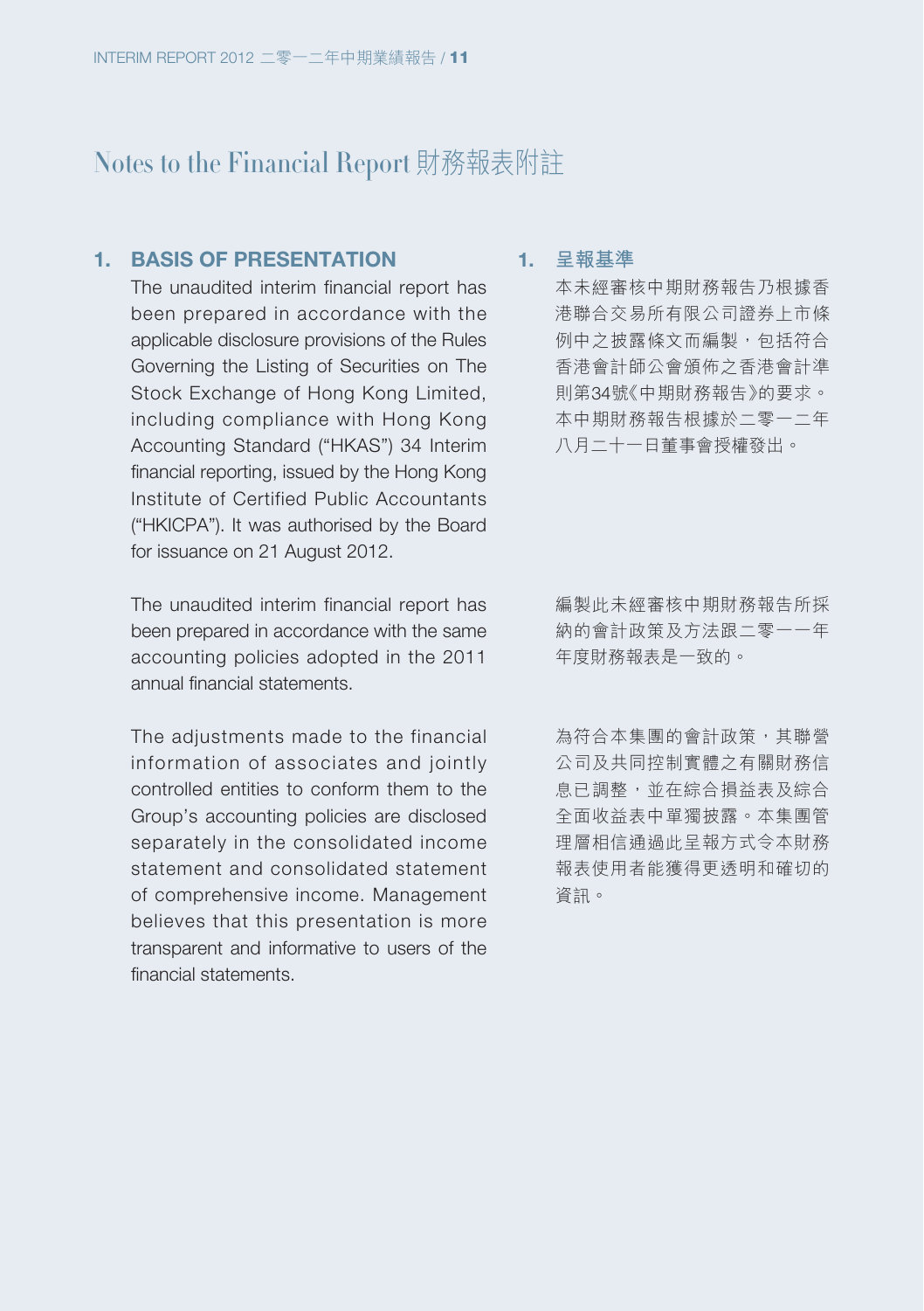# Notes to the Financial Report 財務報表附註

## 1. BASIS OF PRESENTATION

The unaudited interim financial report has been prepared in accordance with the applicable disclosure provisions of the Rules Governing the Listing of Securities on The Stock Exchange of Hong Kong Limited, including compliance with Hong Kong Accounting Standard ("HKAS") 34 Interim financial reporting, issued by the Hong Kong Institute of Certified Public Accountants ("HKICPA"). It was authorised by the Board for issuance on 21 August 2012.

The unaudited interim financial report has been prepared in accordance with the same accounting policies adopted in the 2011 annual financial statements.

The adjustments made to the financial information of associates and jointly controlled entities to conform them to the Group's accounting policies are disclosed separately in the consolidated income statement and consolidated statement of comprehensive income. Management believes that this presentation is more transparent and informative to users of the financial statements.

## 1. 呈報基準

本未經審核中期財務報告乃根據香港聯合交易所有限公司證券上市條例中之披露條文而編製，包括符合香港會計師公會頒佈之香港會計準則第34號《中期財務報告》的要求。本中期財務報告根據於二零一二年八月二十一日董事會授權發出。

編製此未經審核中期財務報告所採納的會計政策及方法跟二零一一年年度財務報表是一致的。

為符合本集團的會計政策，其聯營公司及共同控制實體之有關財務信息已調整，並在綜合損益表及綜合全面收益表中單獨披露。本集團管理層相信通過此呈報方式令本財務報表使用者能獲得更透明和確切的資訊。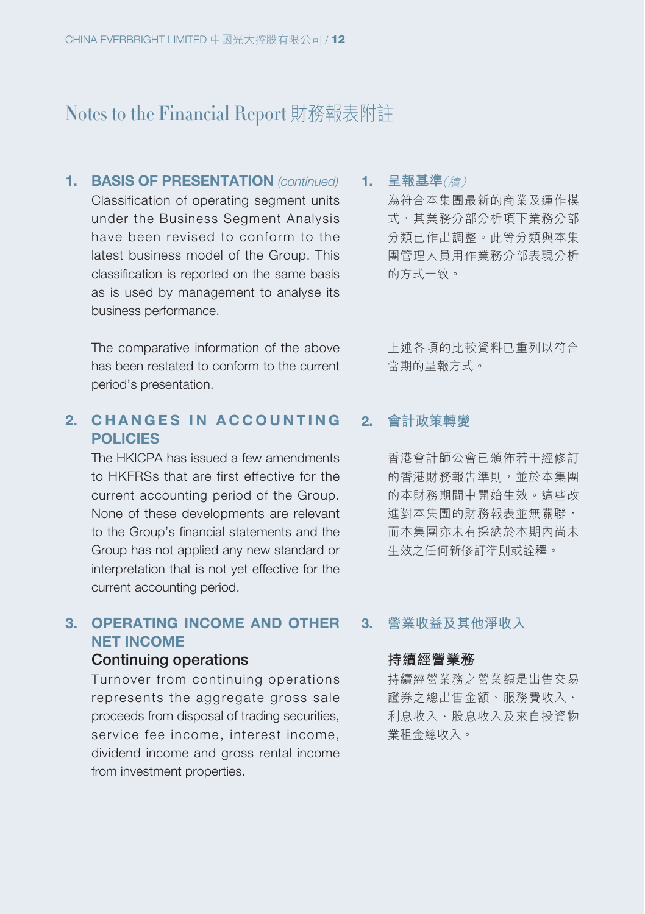# Notes to the Financial Report 財務報表附註

## 1. BASIS OF PRESENTATION *(continued)*

Classification of operating segment units under the Business Segment Analysis have been revised to conform to the latest business model of the Group. This classification is reported on the same basis as is used by management to analyse its business performance.

The comparative information of the above has been restated to conform to the current period's presentation.

## 2. CHANGES IN ACCOUNTING POLICIES

The HKICPA has issued a few amendments to HKFRSs that are first effective for the current accounting period of the Group. None of these developments are relevant to the Group's financial statements and the Group has not applied any new standard or interpretation that is not yet effective for the current accounting period.

## 3. OPERATING INCOME AND OTHER NET INCOME

### Continuing operations

Turnover from continuing operations represents the aggregate gross sale proceeds from disposal of trading securities, service fee income, interest income, dividend income and gross rental income from investment properties.

## 1. 呈報基準*(續)*

為符合本集團最新的商業及運作模式，其業務分部分析項下業務分部分類已作出調整。此等分類與本集團管理人員用作業務分部表現分析的方式一致。

上述各項的比較資料已重列以符合當期的呈報方式。

## 2. 會計政策轉變

香港會計師公會已頒佈若干經修訂的香港財務報告準則，並於本集團的本財務期間中開始生效。這些改進對本集團的財務報表並無關聯，而本集團亦未有採納於本期內尚未生效之任何新修訂準則或詮釋。

## 3. 營業收益及其他淨收入

### 持續經營業務

持續經營業務之營業額是出售交易證券之總出售金額、服務費收入、利息收入、股息收入及來自投資物業租金總收入。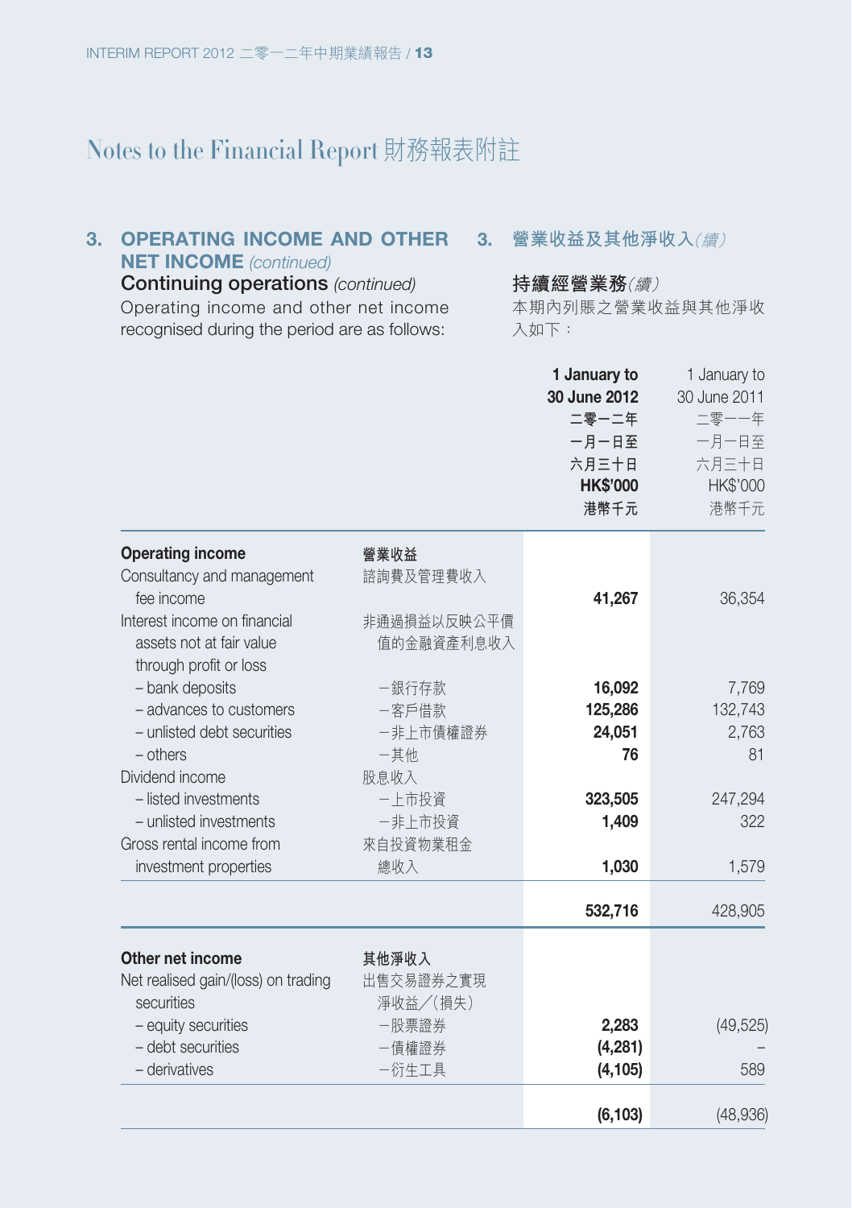# Notes to the Financial Report 財務報表附註

## 3. OPERATING INCOME AND OTHER NET INCOME *(continued)*

## 3. 營業收益及其他淨收入*(續)*

### Continuing operations *(continued)*

Operating income and other net income recognised during the period are as follows:

### 持續經營業務*(續)*

本期內列賬之營業收益與其他淨收入如下：

| | | **1 January to 30 June 2012 二零一二年一月一日至六月三十日 HK$'000 港幣千元** | 1 January to 30 June 2011 二零一一年一月一日至六月三十日 HK$'000 港幣千元 |
|---|---|---|---|
| **Operating income** | **營業收益** | | |
| Consultancy and management fee income | 諮詢費及管理費收入 | **41,267** | 36,354 |
| Interest income on financial assets not at fair value through profit or loss | 非通過損益以反映公平價值的金融資產利息收入 | | |
| – bank deposits | –銀行存款 | **16,092** | 7,769 |
| – advances to customers | –客戶借款 | **125,286** | 132,743 |
| – unlisted debt securities | –非上市債權證券 | **24,051** | 2,763 |
| – others | –其他 | **76** | 81 |
| Dividend income | 股息收入 | | |
| – listed investments | –上市投資 | **323,505** | 247,294 |
| – unlisted investments | –非上市投資 | **1,409** | 322 |
| Gross rental income from investment properties | 來自投資物業租金總收入 | **1,030** | 1,579 |
| | | **532,716** | 428,905 |
| **Other net income** | **其他淨收入** | | |
| Net realised gain/(loss) on trading securities | 出售交易證券之實現淨收益／(損失) | | |
| – equity securities | –股票證券 | **2,283** | (49,525) |
| – debt securities | –債權證券 | **(4,281)** | – |
| – derivatives | –衍生工具 | **(4,105)** | 589 |
| | | **(6,103)** | (48,936) |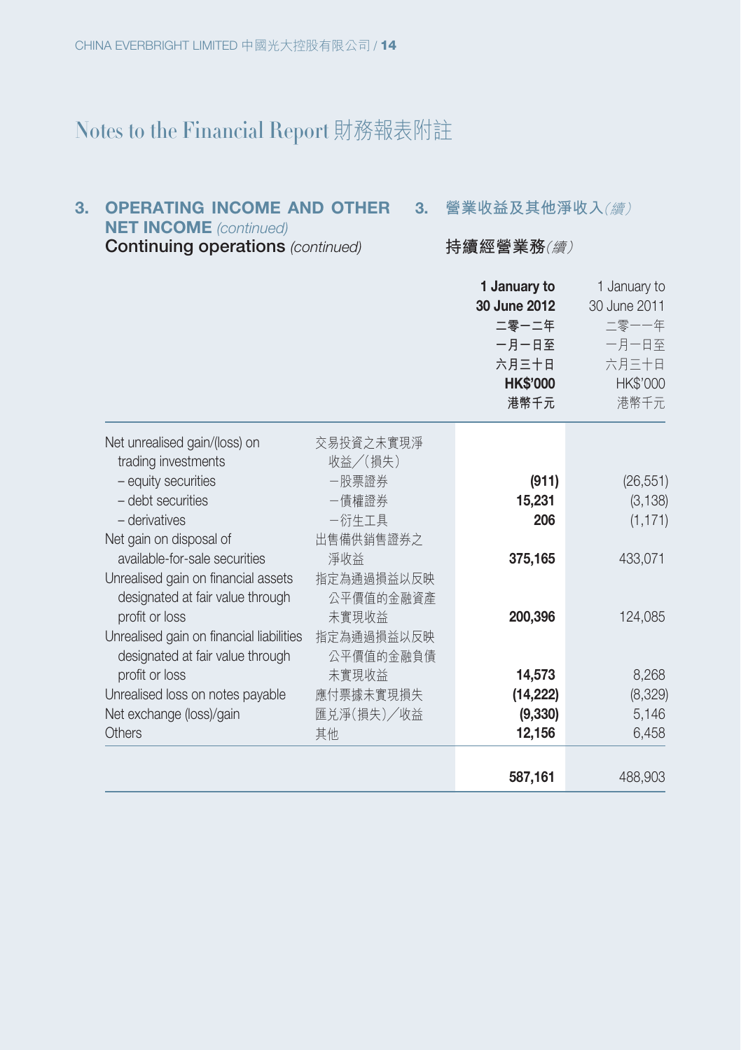# Notes to the Financial Report 財務報表附註

## 3. OPERATING INCOME AND OTHER NET INCOME *(continued)* 3. 營業收益及其他淨收入*(續)*

### Continuing operations *(continued)* 持續經營業務*(續)*

| | | **1 January to 30 June 2012 二零一二年一月一日至六月三十日 HK$'000 港幣千元** | 1 January to 30 June 2011 二零一一年一月一日至六月三十日 HK$'000 港幣千元 |
|---|---|---|---|
| Net unrealised gain/(loss) on trading investments | 交易投資之未實現淨收益／(損失) | | |
| – equity securities | －股票證券 | **(911)** | (26,551) |
| – debt securities | －債權證券 | **15,231** | (3,138) |
| – derivatives | －衍生工具 | **206** | (1,171) |
| Net gain on disposal of available-for-sale securities | 出售備供銷售證券之淨收益 | **375,165** | 433,071 |
| Unrealised gain on financial assets designated at fair value through profit or loss | 指定為通過損益以反映公平價值的金融資產未實現收益 | **200,396** | 124,085 |
| Unrealised gain on financial liabilities designated at fair value through profit or loss | 指定為通過損益以反映公平價值的金融負債未實現收益 | **14,573** | 8,268 |
| Unrealised loss on notes payable | 應付票據未實現損失 | **(14,222)** | (8,329) |
| Net exchange (loss)/gain | 匯兑淨(損失)／收益 | **(9,330)** | 5,146 |
| Others | 其他 | **12,156** | 6,458 |
| | | **587,161** | 488,903 |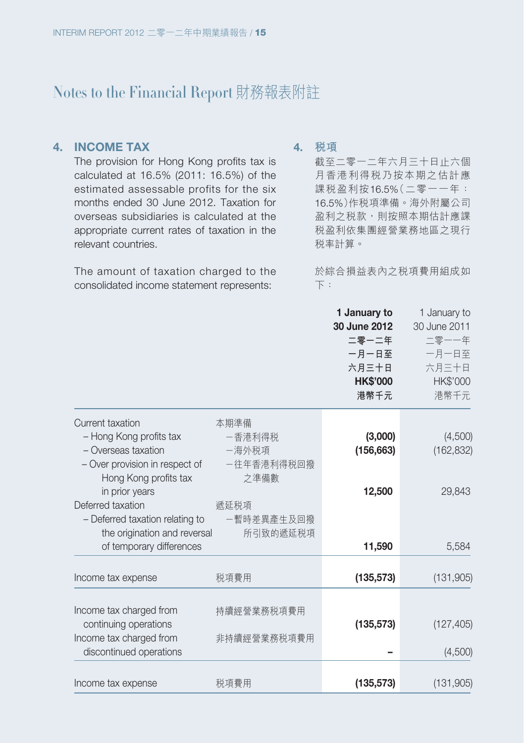# Notes to the Financial Report 財務報表附註

## 4. INCOME TAX

The provision for Hong Kong profits tax is calculated at 16.5% (2011: 16.5%) of the estimated assessable profits for the six months ended 30 June 2012. Taxation for overseas subsidiaries is calculated at the appropriate current rates of taxation in the relevant countries.

The amount of taxation charged to the consolidated income statement represents:

## 4. 稅項

截至二零一二年六月三十日止六個月香港利得稅乃按本期之估計應課稅盈利按16.5%(二零一一年：16.5%)作稅項準備。海外附屬公司盈利之稅款，則按照本期估計應課稅盈利依集團經營業務地區之現行稅率計算。

於綜合損益表內之稅項費用組成如下：

| | | **1 January to 30 June 2012 二零一二年一月一日至六月三十日 HK$'000 港幣千元** | 1 January to 30 June 2011 二零一一年一月一日至六月三十日 HK$'000 港幣千元 |
|---|---|---|---|
| Current taxation | 本期準備 | | |
| – Hong Kong profits tax | －香港利得稅 | **(3,000)** | (4,500) |
| – Overseas taxation | －海外稅項 | **(156,663)** | (162,832) |
| – Over provision in respect of Hong Kong profits tax in prior years | －往年香港利得稅回撥之準備數 | **12,500** | 29,843 |
| Deferred taxation | 遞延稅項 | | |
| – Deferred taxation relating to the origination and reversal of temporary differences | －暫時差異產生及回撥所引致的遞延稅項 | **11,590** | 5,584 |
| Income tax expense | 稅項費用 | **(135,573)** | (131,905) |
| Income tax charged from continuing operations | 持續經營業務稅項費用 | **(135,573)** | (127,405) |
| Income tax charged from discontinued operations | 非持續經營業務稅項費用 | **–** | (4,500) |
| Income tax expense | 稅項費用 | **(135,573)** | (131,905) |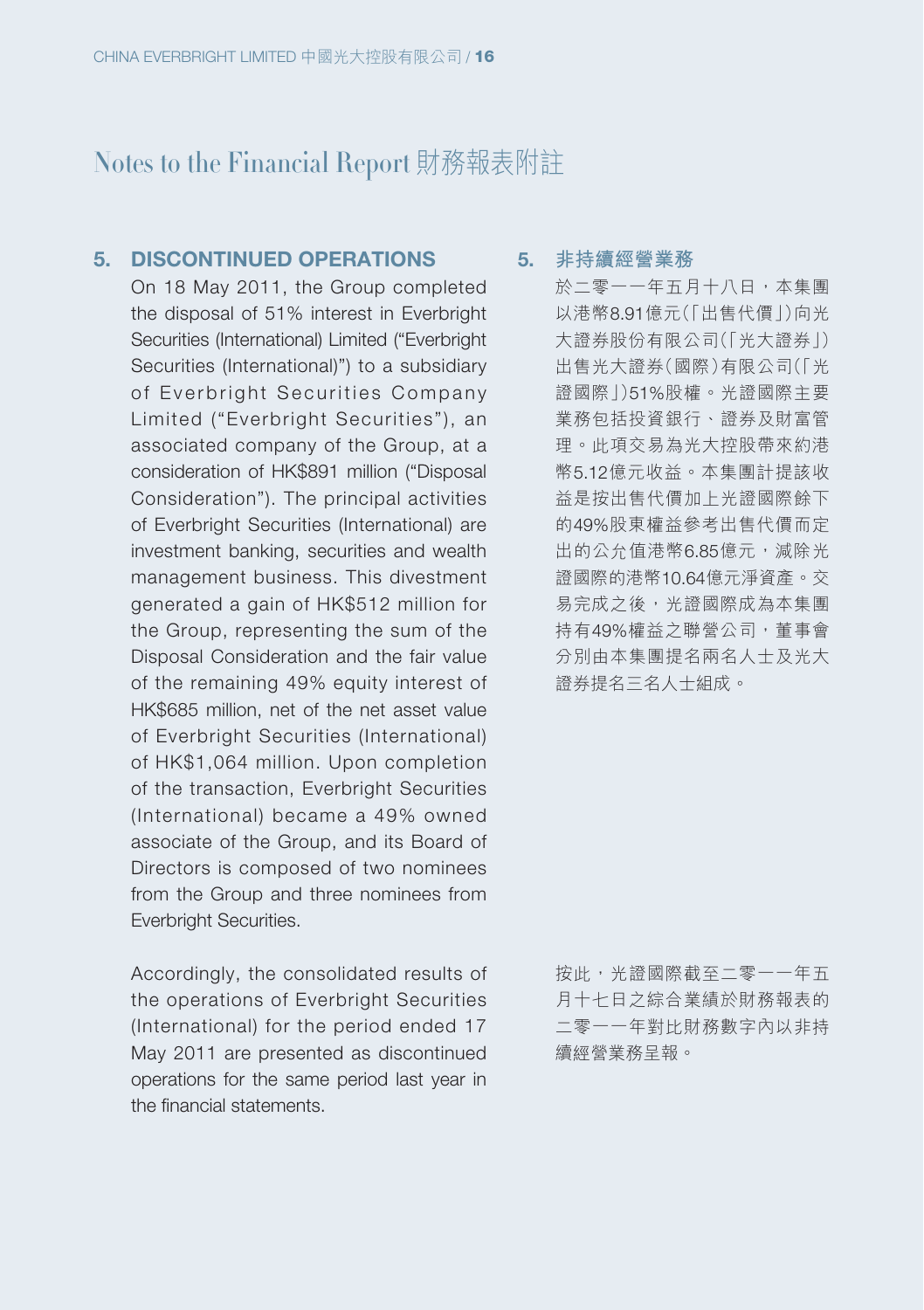# Notes to the Financial Report 財務報表附註

## 5. DISCONTINUED OPERATIONS

On 18 May 2011, the Group completed the disposal of 51% interest in Everbright Securities (International) Limited ("Everbright Securities (International)") to a subsidiary of Everbright Securities Company Limited ("Everbright Securities"), an associated company of the Group, at a consideration of HK$891 million ("Disposal Consideration"). The principal activities of Everbright Securities (International) are investment banking, securities and wealth management business. This divestment generated a gain of HK$512 million for the Group, representing the sum of the Disposal Consideration and the fair value of the remaining 49% equity interest of HK$685 million, net of the net asset value of Everbright Securities (International) of HK$1,064 million. Upon completion of the transaction, Everbright Securities (International) became a 49% owned associate of the Group, and its Board of Directors is composed of two nominees from the Group and three nominees from Everbright Securities.

Accordingly, the consolidated results of the operations of Everbright Securities (International) for the period ended 17 May 2011 are presented as discontinued operations for the same period last year in the financial statements.

## 5. 非持續經營業務

於二零一一年五月十八日，本集團以港幣8.91億元(「出售代價」)向光大證券股份有限公司(「光大證券」)出售光大證券(國際)有限公司(「光證國際」)51%股權。光證國際主要業務包括投資銀行、證券及財富管理。此項交易為光大控股帶來約港幣5.12億元收益。本集團計提該收益是按出售代價加上光證國際餘下的49%股東權益參考出售代價而定出的公允值港幣6.85億元，減除光證國際的港幣10.64億元淨資產。交易完成之後，光證國際成為本集團持有49%權益之聯營公司，董事會分別由本集團提名兩名人士及光大證券提名三名人士組成。

按此，光證國際截至二零一一年五月十七日之綜合業績於財務報表的二零一一年對比財務數字內以非持續經營業務呈報。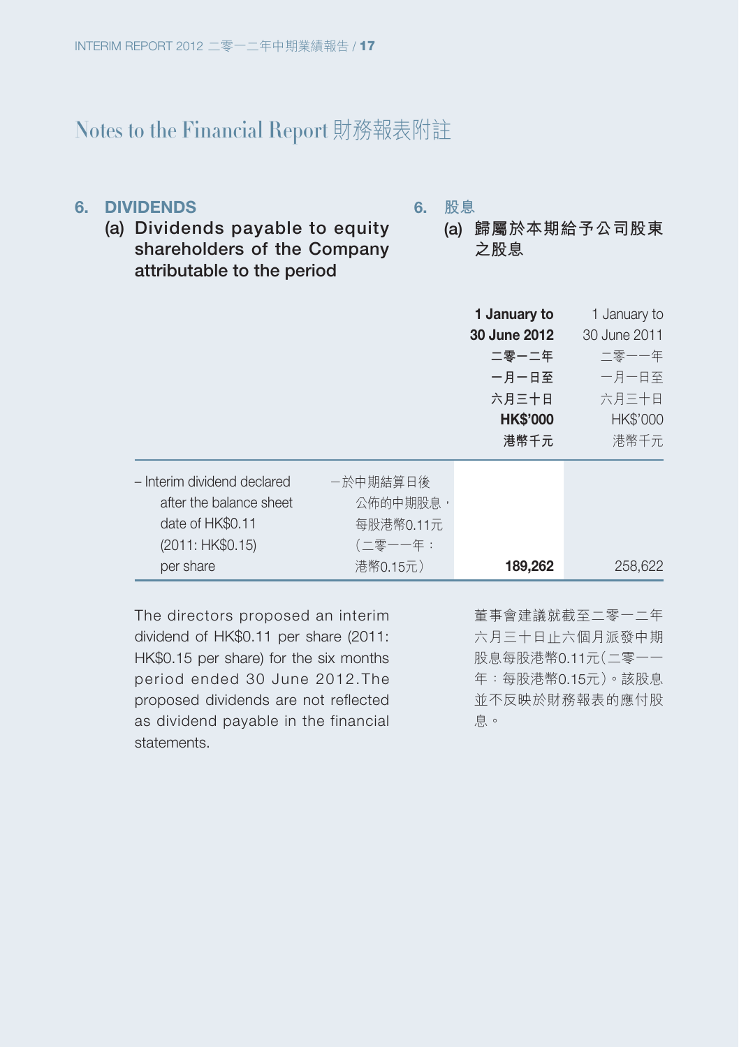# Notes to the Financial Report 財務報表附註

## 6. DIVIDENDS

### (a) Dividends payable to equity shareholders of the Company attributable to the period

## 6. 股息

### (a) 歸屬於本期給予公司股東之股息

| | | **1 January to 30 June 2012 二零一二年一月一日至六月三十日 HK$'000 港幣千元** | 1 January to 30 June 2011 二零一一年一月一日至六月三十日 HK$'000 港幣千元 |
|---|---|---|---|
| – Interim dividend declared after the balance sheet date of HK$0.11 (2011: HK$0.15) per share | –於中期結算日後公佈的中期股息，每股港幣0.11元（二零一一年：港幣0.15元） | **189,262** | 258,622 |

The directors proposed an interim dividend of HK$0.11 per share (2011: HK$0.15 per share) for the six months period ended 30 June 2012.The proposed dividends are not reflected as dividend payable in the financial statements.

董事會建議就截至二零一二年六月三十日止六個月派發中期股息每股港幣0.11元（二零一一年：每股港幣0.15元）。該股息並不反映於財務報表的應付股息。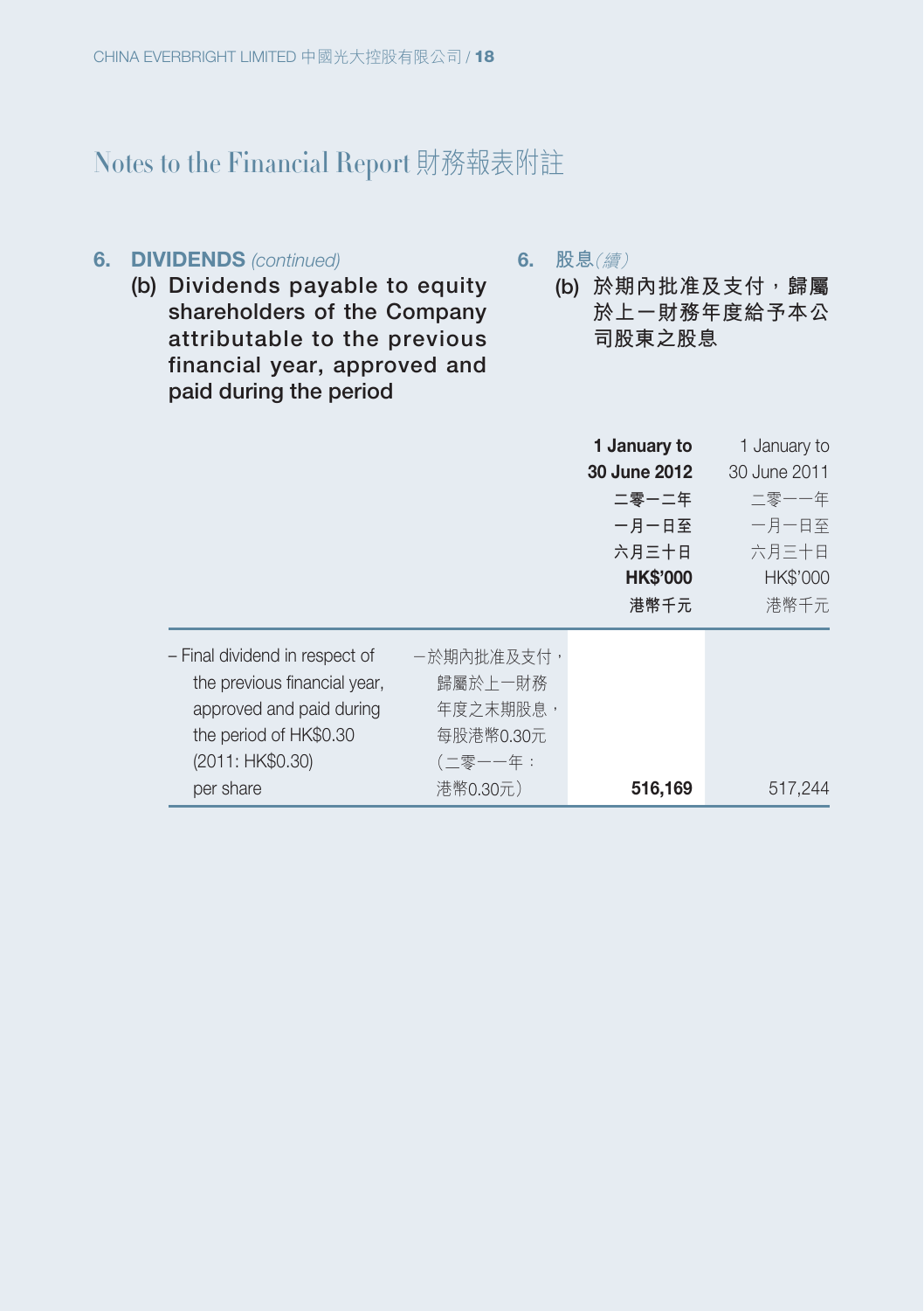## Notes to the Financial Report 財務報表附註

### 6. DIVIDENDS *(continued)* 股息*(續)*

#### (b) Dividends payable to equity shareholders of the Company attributable to the previous financial year, approved and paid during the period 於期內批准及支付，歸屬於上一財務年度給予本公司股東之股息

| | | **1 January to 30 June 2012 二零一二年一月一日至六月三十日 HK$'000 港幣千元** | 1 January to 30 June 2011 二零一一年一月一日至六月三十日 HK$'000 港幣千元 |
|---|---|---|---|
| – Final dividend in respect of the previous financial year, approved and paid during the period of HK$0.30 (2011: HK$0.30) per share | –於期內批准及支付，歸屬於上一財務年度之末期股息，每股港幣0.30元（二零一一年：港幣0.30元） | **516,169** | 517,244 |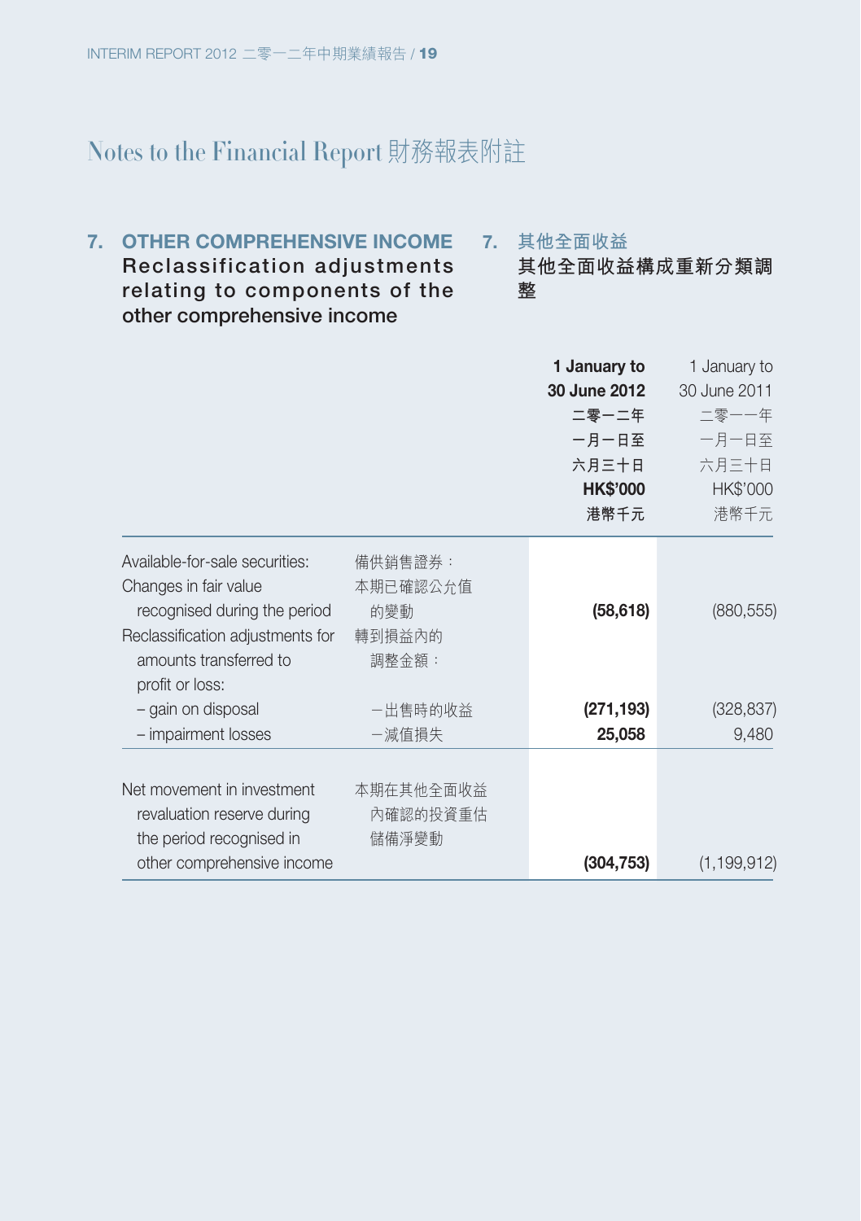# Notes to the Financial Report 財務報表附註

## 7. OTHER COMPREHENSIVE INCOME 7. 其他全面收益

### Reclassification adjustments relating to components of the other comprehensive income 其他全面收益構成重新分類調整

| | | **1 January to 30 June 2012 二零一二年一月一日至六月三十日 HK$'000 港幣千元** | 1 January to 30 June 2011 二零一一年一月一日至六月三十日 HK$'000 港幣千元 |
|---|---|---|---|
| Available-for-sale securities: | 備供銷售證券： | | |
| Changes in fair value recognised during the period | 本期已確認公允值的變動 | **(58,618)** | (880,555) |
| Reclassification adjustments for amounts transferred to profit or loss: | 轉到損益內的調整金額： | | |
| – gain on disposal | –出售時的收益 | **(271,193)** | (328,837) |
| – impairment losses | –減值損失 | **25,058** | 9,480 |
| Net movement in investment revaluation reserve during the period recognised in other comprehensive income | 本期在其他全面收益內確認的投資重估儲備淨變動 | **(304,753)** | (1,199,912) |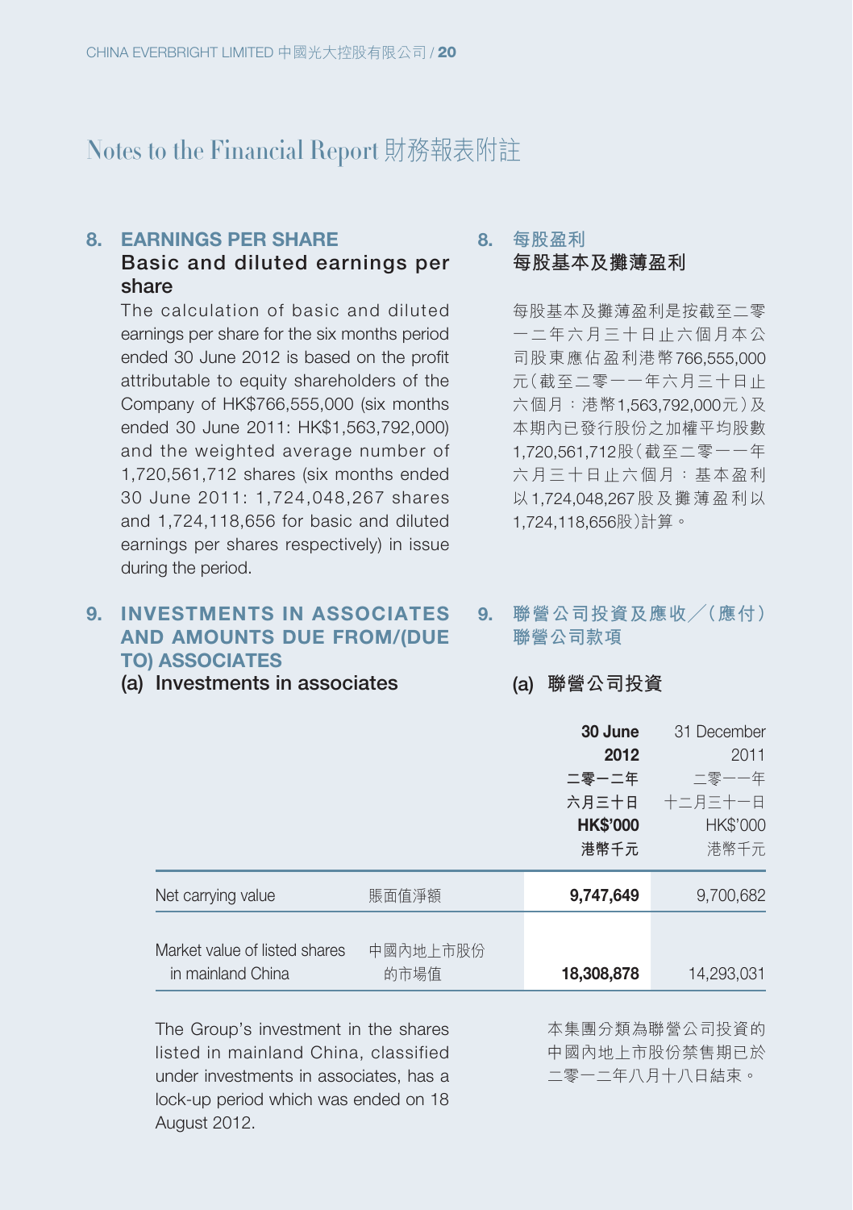# Notes to the Financial Report 財務報表附註

## 8. EARNINGS PER SHARE

### Basic and diluted earnings per share

The calculation of basic and diluted earnings per share for the six months period ended 30 June 2012 is based on the profit attributable to equity shareholders of the Company of HK$766,555,000 (six months ended 30 June 2011: HK$1,563,792,000) and the weighted average number of 1,720,561,712 shares (six months ended 30 June 2011: 1,724,048,267 shares and 1,724,118,656 for basic and diluted earnings per shares respectively) in issue during the period.

## 8. 每股盈利

### 每股基本及攤薄盈利

每股基本及攤薄盈利是按截至二零一二年六月三十日止六個月本公司股東應佔盈利港幣766,555,000元（截至二零一一年六月三十日止六個月：港幣1,563,792,000元）及本期內已發行股份之加權平均股數1,720,561,712股（截至二零一一年六月三十日止六個月：基本盈利以1,724,048,267股及攤薄盈利以1,724,118,656股）計算。

## 9. INVESTMENTS IN ASSOCIATES AND AMOUNTS DUE FROM/(DUE TO) ASSOCIATES

## 9. 聯營公司投資及應收╱（應付）聯營公司款項

### (a) Investments in associates

### (a) 聯營公司投資

| | | **30 June 2012 二零一二年六月三十日 HK$'000 港幣千元** | 31 December 2011 二零一一年十二月三十一日 HK$'000 港幣千元 |
|---|---|---|---|
| Net carrying value | 賬面值淨額 | **9,747,649** | 9,700,682 |
| Market value of listed shares in mainland China | 中國內地上市股份的市場值 | **18,308,878** | 14,293,031 |

The Group's investment in the shares listed in mainland China, classified under investments in associates, has a lock-up period which was ended on 18 August 2012.

本集團分類為聯營公司投資的中國內地上市股份禁售期已於二零一二年八月十八日結束。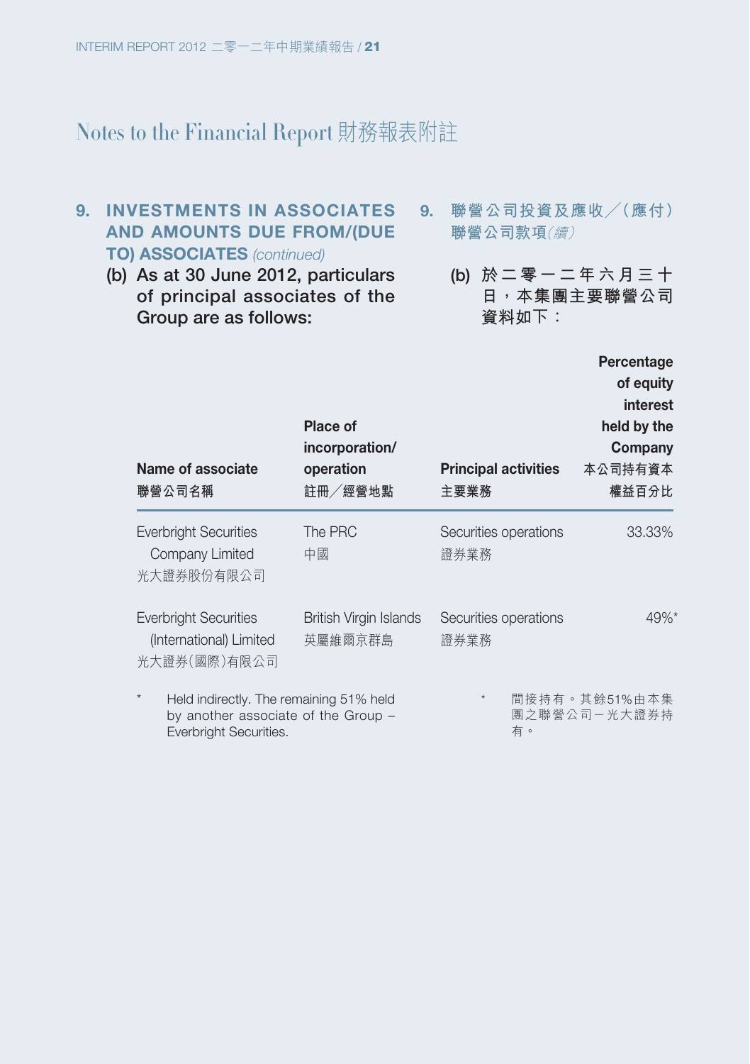# Notes to the Financial Report 財務報表附註

## 9. INVESTMENTS IN ASSOCIATES AND AMOUNTS DUE FROM/(DUE TO) ASSOCIATES *(continued)*

## 9. 聯營公司投資及應收／(應付)聯營公司款項*(續)*

**(b) As at 30 June 2012, particulars of principal associates of the Group are as follows:**

**(b) 於二零一二年六月三十日，本集團主要聯營公司資料如下：**

| Name of associate<br>聯營公司名稱 | Place of incorporation/ operation<br>註冊／經營地點 | Principal activities<br>主要業務 | Percentage of equity interest held by the Company<br>本公司持有資本權益百分比 |
|---|---|---|---|
| Everbright Securities Company Limited<br>光大證券股份有限公司 | The PRC<br>中國 | Securities operations<br>證券業務 | 33.33% |
| Everbright Securities (International) Limited<br>光大證券(國際)有限公司 | British Virgin Islands<br>英屬維爾京群島 | Securities operations<br>證券業務 | 49%* |

\* Held indirectly. The remaining 51% held by another associate of the Group – Everbright Securities.

\* 間接持有。其餘51%由本集團之聯營公司－光大證券持有。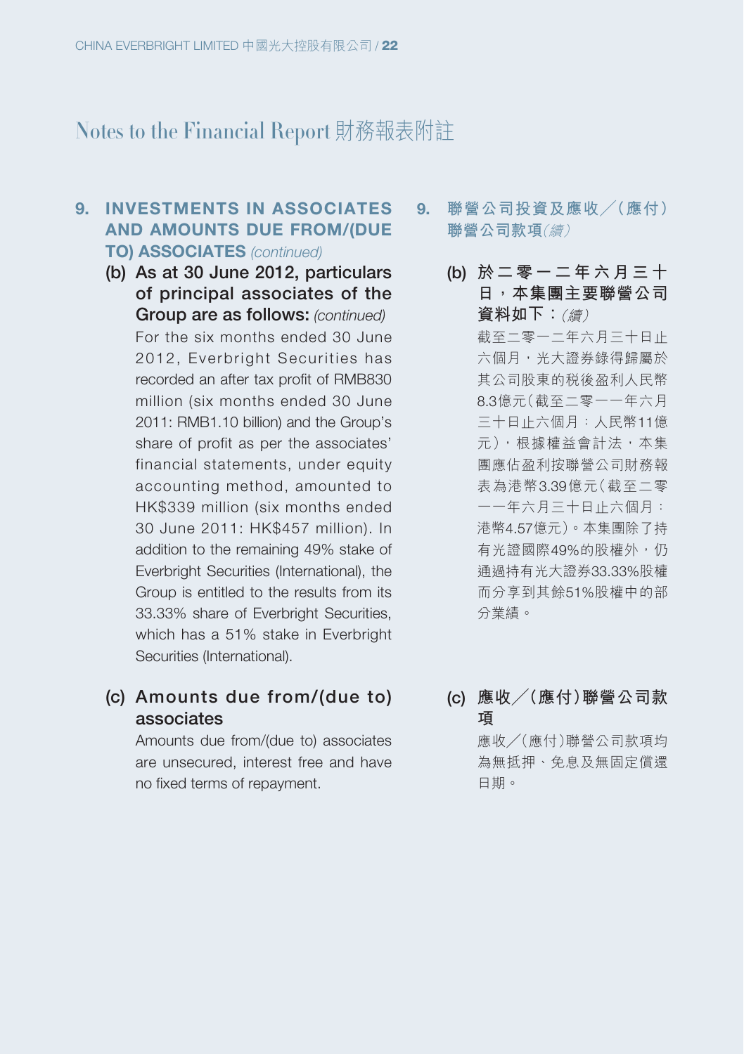# Notes to the Financial Report 財務報表附註

## 9. INVESTMENTS IN ASSOCIATES AND AMOUNTS DUE FROM/(DUE TO) ASSOCIATES *(continued)*

**(b) As at 30 June 2012, particulars of principal associates of the Group are as follows:** *(continued)*

For the six months ended 30 June 2012, Everbright Securities has recorded an after tax profit of RMB830 million (six months ended 30 June 2011: RMB1.10 billion) and the Group's share of profit as per the associates' financial statements, under equity accounting method, amounted to HK$339 million (six months ended 30 June 2011: HK$457 million). In addition to the remaining 49% stake of Everbright Securities (International), the Group is entitled to the results from its 33.33% share of Everbright Securities, which has a 51% stake in Everbright Securities (International).

**(c) Amounts due from/(due to) associates**

Amounts due from/(due to) associates are unsecured, interest free and have no fixed terms of repayment.

## 9. 聯營公司投資及應收╱（應付）聯營公司款項*（續）*

**(b) 於二零一二年六月三十日，本集團主要聯營公司資料如下：***（續）*

截至二零一二年六月三十日止六個月，光大證券錄得歸屬於其公司股東的税後盈利人民幣8.3億元（截至二零一一年六月三十日止六個月：人民幣11億元），根據權益會計法，本集團應佔盈利按聯營公司財務報表為港幣3.39億元（截至二零一一年六月三十日止六個月：港幣4.57億元）。本集團除了持有光證國際49%的股權外，仍通過持有光大證券33.33%股權而分享到其餘51%股權中的部分業績。

**(c) 應收╱（應付）聯營公司款項**

應收╱（應付）聯營公司款項均為無抵押、免息及無固定償還日期。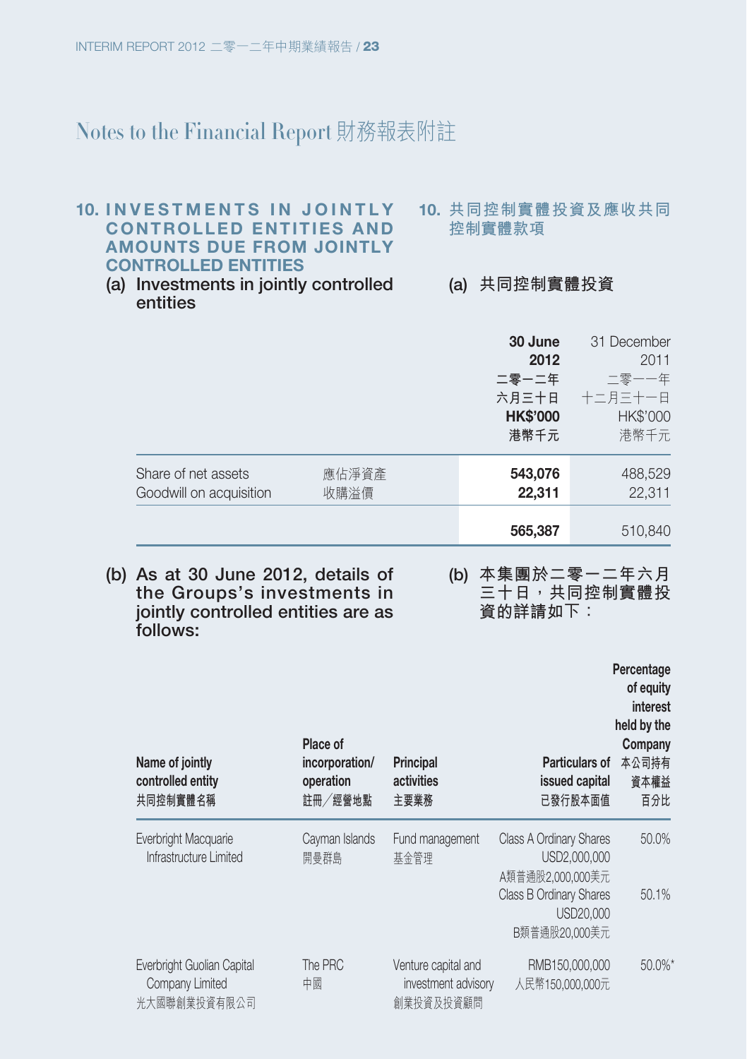# Notes to the Financial Report 財務報表附註

## 10. INVESTMENTS IN JOINTLY CONTROLLED ENTITIES AND AMOUNTS DUE FROM JOINTLY CONTROLLED ENTITIES

## 10. 共同控制實體投資及應收共同控制實體款項

### (a) Investments in jointly controlled entities

### (a) 共同控制實體投資

| | | **30 June 2012 二零一二年六月三十日 HK$'000 港幣千元** | 31 December 2011 二零一一年十二月三十一日 HK$'000 港幣千元 |
|---|---|---|---|
| Share of net assets | 應佔淨資產 | **543,076** | 488,529 |
| Goodwill on acquisition | 收購溢價 | **22,311** | 22,311 |
| | | **565,387** | 510,840 |

### (b) As at 30 June 2012, details of the Groups's investments in jointly controlled entities are as follows:

### (b) 本集團於二零一二年六月三十日，共同控制實體投資的詳請如下：

| Name of jointly controlled entity 共同控制實體名稱 | Place of incorporation/ operation 註冊／經營地點 | Principal activities 主要業務 | Particulars of issued capital 已發行股本面值 | Percentage of equity interest held by the Company 本公司持有資本權益百分比 |
|---|---|---|---|---|
| Everbright Macquarie Infrastructure Limited | Cayman Islands 開曼群島 | Fund management 基金管理 | Class A Ordinary Shares USD2,000,000 A類普通股2,000,000美元 | 50.0% |
| | | | Class B Ordinary Shares USD20,000 B類普通股20,000美元 | 50.1% |
| Everbright Guolian Capital Company Limited 光大國聯創業投資有限公司 | The PRC 中國 | Venture capital and investment advisory 創業投資及投資顧問 | RMB150,000,000 人民幣150,000,000元 | 50.0%* |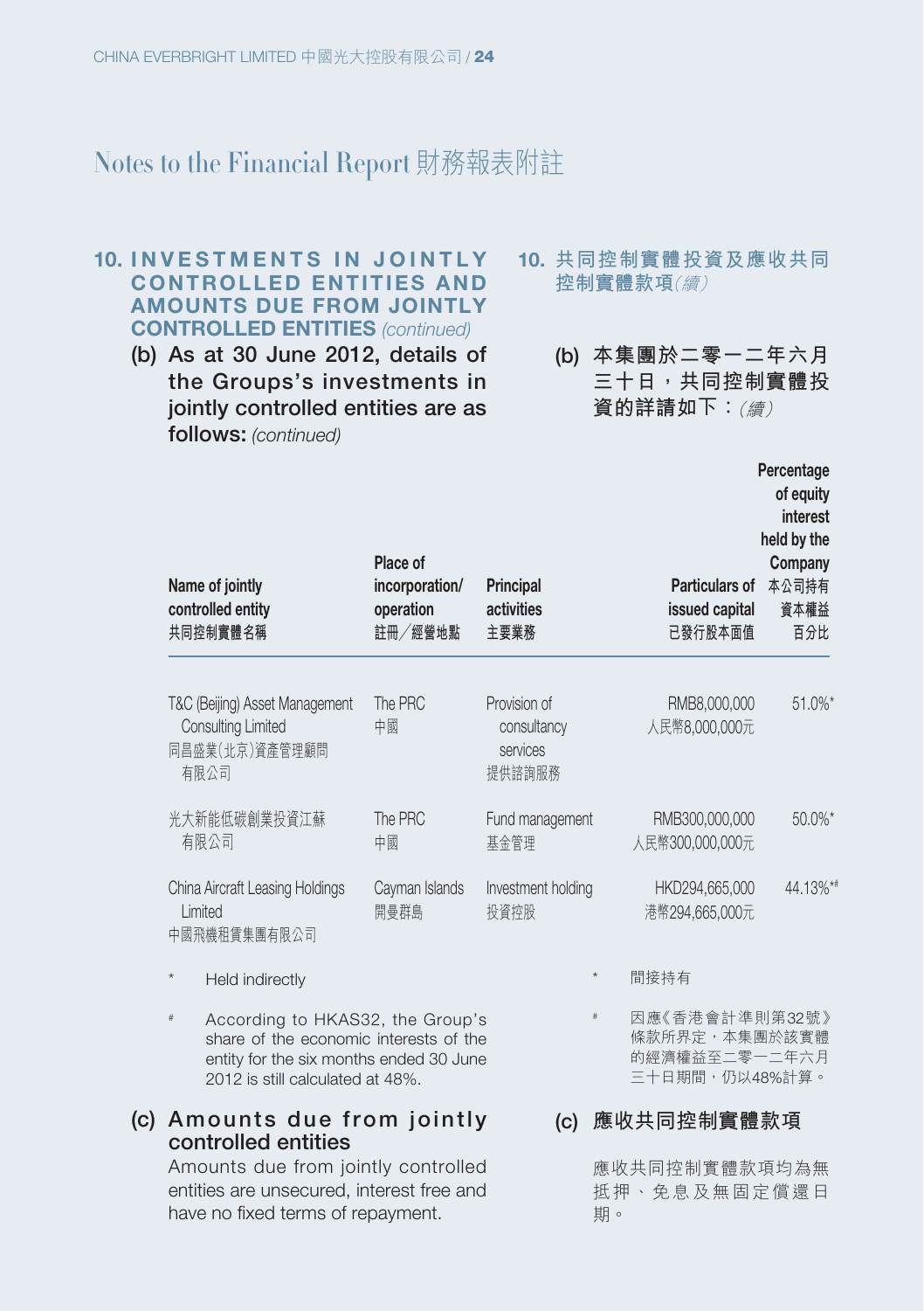# Notes to the Financial Report 財務報表附註

## 10. INVESTMENTS IN JOINTLY CONTROLLED ENTITIES AND AMOUNTS DUE FROM JOINTLY CONTROLLED ENTITIES *(continued)*

## 10. 共同控制實體投資及應收共同控制實體款項*(續)*

### (b) As at 30 June 2012, details of the Groups's investments in jointly controlled entities are as follows: *(continued)*

### (b) 本集團於二零一二年六月三十日，共同控制實體投資的詳請如下：*(續)*

| Name of jointly controlled entity<br>共同控制實體名稱 | Place of incorporation/ operation<br>註冊／經營地點 | Principal activities<br>主要業務 | Particulars of issued capital<br>已發行股本面值 | Percentage of equity interest held by the Company<br>本公司持有資本權益百分比 |
|---|---|---|---|---|
| T&C (Beijing) Asset Management Consulting Limited<br>同昌盛業(北京)資產管理顧問有限公司 | The PRC<br>中國 | Provision of consultancy services<br>提供諮詢服務 | RMB8,000,000<br>人民幣8,000,000元 | 51.0%* |
| 光大新能低碳創業投資江蘇有限公司 | The PRC<br>中國 | Fund management<br>基金管理 | RMB300,000,000<br>人民幣300,000,000元 | 50.0%* |
| China Aircraft Leasing Holdings Limited<br>中國飛機租賃集團有限公司 | Cayman Islands<br>開曼群島 | Investment holding<br>投資控股 | HKD294,665,000<br>港幣294,665,000元 | 44.13%*# |

\* Held indirectly

\* 間接持有

\# According to HKAS32, the Group's share of the economic interests of the entity for the six months ended 30 June 2012 is still calculated at 48%.

\# 因應《香港會計準則第32號》條款所界定，本集團於該實體的經濟權益至二零一二年六月三十日期間，仍以48%計算。

### (c) Amounts due from jointly controlled entities

Amounts due from jointly controlled entities are unsecured, interest free and have no fixed terms of repayment.

### (c) 應收共同控制實體款項

應收共同控制實體款項均為無抵押、免息及無固定償還日期。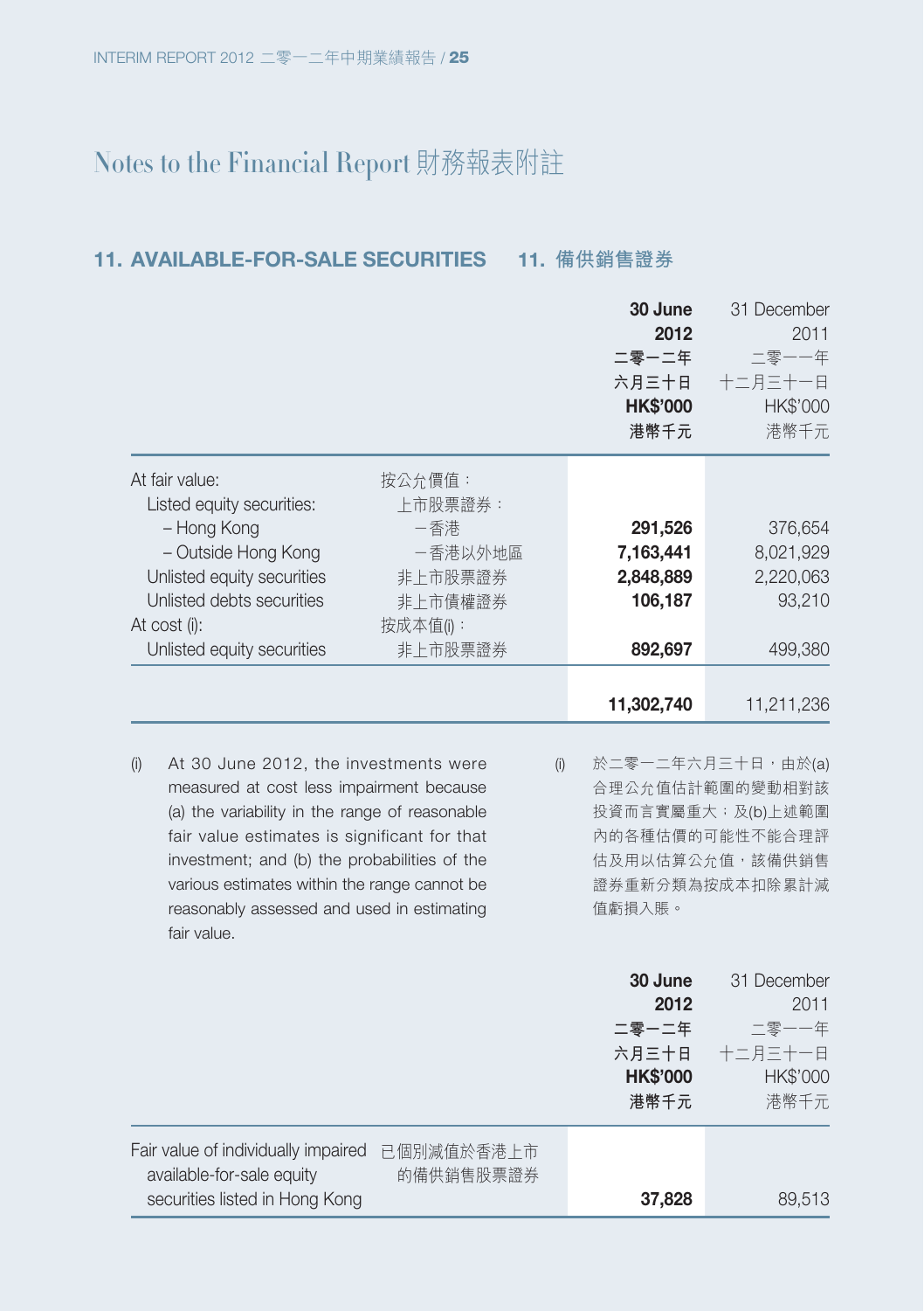# Notes to the Financial Report 財務報表附註

## 11. AVAILABLE-FOR-SALE SECURITIES 11. 備供銷售證券

| | | **30 June 2012 二零一二年六月三十日 HK$'000 港幣千元** | 31 December 2011 二零一一年十二月三十一日 HK$'000 港幣千元 |
|---|---|---|---|
| At fair value: | 按公允價值： | | |
| Listed equity securities: | 上市股票證券： | | |
| – Hong Kong | －香港 | **291,526** | 376,654 |
| – Outside Hong Kong | －香港以外地區 | **7,163,441** | 8,021,929 |
| Unlisted equity securities | 非上市股票證券 | **2,848,889** | 2,220,063 |
| Unlisted debts securities | 非上市債權證券 | **106,187** | 93,210 |
| At cost (i): | 按成本值(i)： | | |
| Unlisted equity securities | 非上市股票證券 | **892,697** | 499,380 |
| | | **11,302,740** | 11,211,236 |

(i) At 30 June 2012, the investments were measured at cost less impairment because (a) the variability in the range of reasonable fair value estimates is significant for that investment; and (b) the probabilities of the various estimates within the range cannot be reasonably assessed and used in estimating fair value.

(i) 於二零一二年六月三十日，由於(a)合理公允值估計範圍的變動相對該投資而言實屬重大；及(b)上述範圍內的各種估價的可能性不能合理評估及用以估算公允值，該備供銷售證券重新分類為按成本扣除累計減值虧損入賬。

| | | **30 June 2012 二零一二年六月三十日 HK$'000 港幣千元** | 31 December 2011 二零一一年十二月三十一日 HK$'000 港幣千元 |
|---|---|---|---|
| Fair value of individually impaired available-for-sale equity securities listed in Hong Kong | 已個別減值於香港上市的備供銷售股票證券 | **37,828** | 89,513 |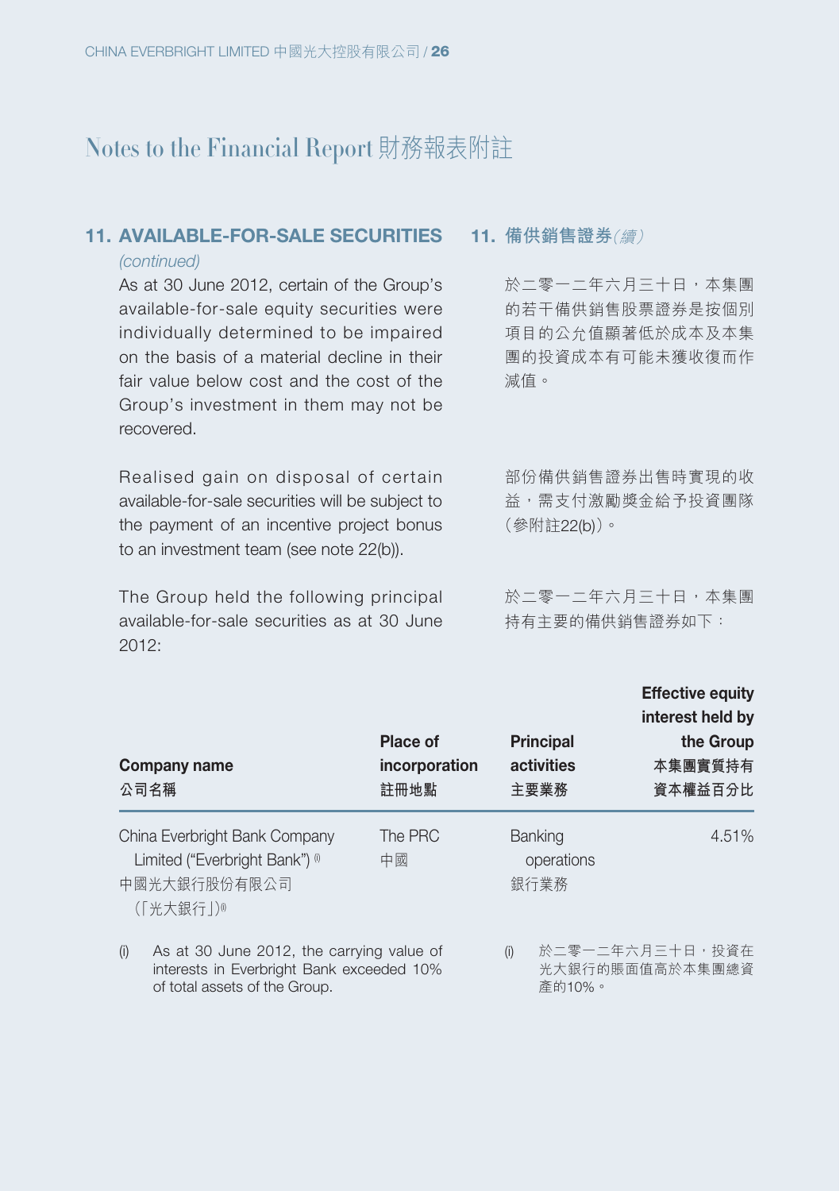# Notes to the Financial Report 財務報表附註

## 11. AVAILABLE-FOR-SALE SECURITIES *(continued)*

As at 30 June 2012, certain of the Group's available-for-sale equity securities were individually determined to be impaired on the basis of a material decline in their fair value below cost and the cost of the Group's investment in them may not be recovered.

Realised gain on disposal of certain available-for-sale securities will be subject to the payment of an incentive project bonus to an investment team (see note 22(b)).

The Group held the following principal available-for-sale securities as at 30 June 2012:

## 11. 備供銷售證券*(續)*

於二零一二年六月三十日，本集團的若干備供銷售股票證券是按個別項目的公允值顯著低於成本及本集團的投資成本有可能未獲收復而作減值。

部份備供銷售證券出售時實現的收益，需支付激勵獎金給予投資團隊(參附註22(b))。

於二零一二年六月三十日，本集團持有主要的備供銷售證券如下：

| Company name<br>公司名稱 | Place of incorporation<br>註冊地點 | Principal activities<br>主要業務 | Effective equity interest held by the Group<br>本集團實質持有資本權益百分比 |
|---|---|---|---|
| China Everbright Bank Company Limited ("Everbright Bank") (i)<br>中國光大銀行股份有限公司(「光大銀行」)(i) | The PRC<br>中國 | Banking operations<br>銀行業務 | 4.51% |

(i) As at 30 June 2012, the carrying value of interests in Everbright Bank exceeded 10% of total assets of the Group.

(i) 於二零一二年六月三十日，投資在光大銀行的賬面值高於本集團總資產的10%。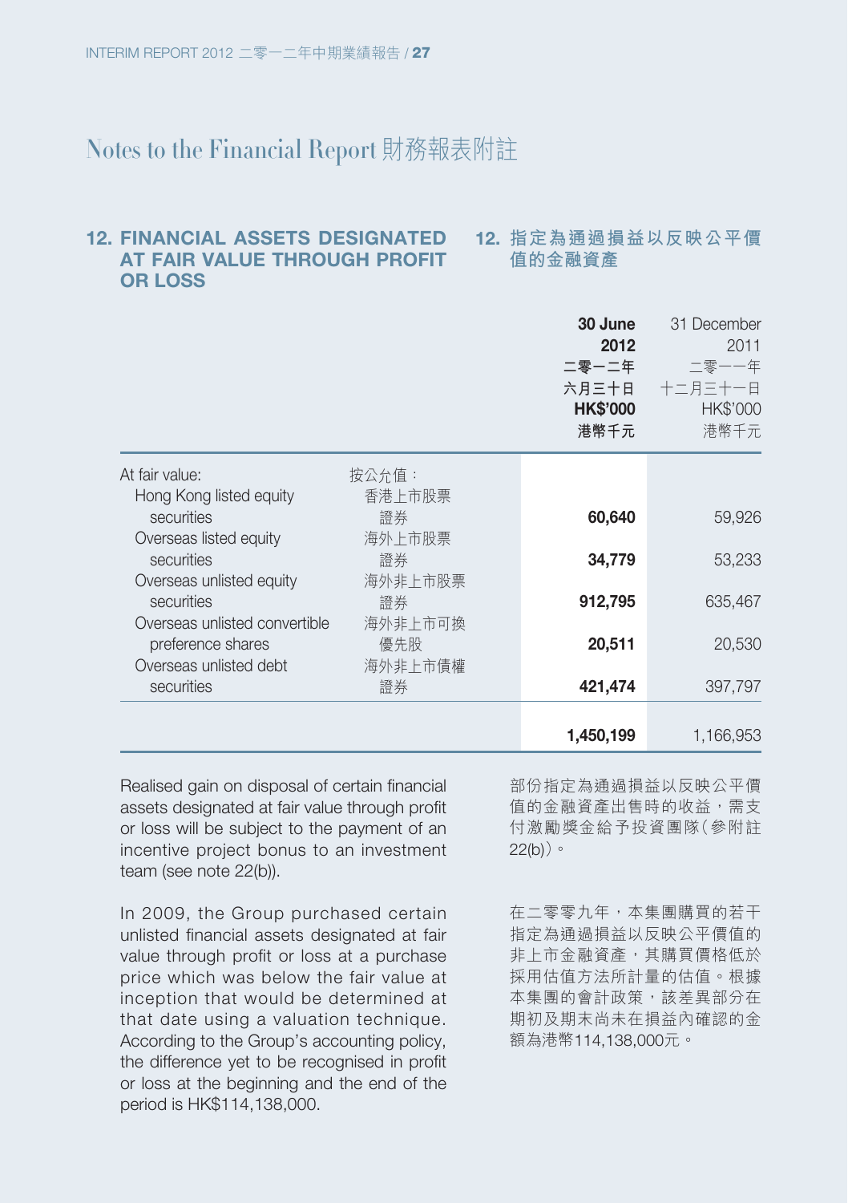# Notes to the Financial Report 財務報表附註

## 12. FINANCIAL ASSETS DESIGNATED AT FAIR VALUE THROUGH PROFIT OR LOSS

## 12. 指定為通過損益以反映公平價值的金融資產

| | | **30 June 2012 二零一二年六月三十日 HK$'000 港幣千元** | 31 December 2011 二零一一年十二月三十一日 HK$'000 港幣千元 |
|---|---|---|---|
| At fair value: | 按公允值： | | |
| Hong Kong listed equity securities | 香港上市股票證券 | **60,640** | 59,926 |
| Overseas listed equity securities | 海外上市股票證券 | **34,779** | 53,233 |
| Overseas unlisted equity securities | 海外非上市股票證券 | **912,795** | 635,467 |
| Overseas unlisted convertible preference shares | 海外非上市可換優先股 | **20,511** | 20,530 |
| Overseas unlisted debt securities | 海外非上市債權證券 | **421,474** | 397,797 |
| | | **1,450,199** | 1,166,953 |

Realised gain on disposal of certain financial assets designated at fair value through profit or loss will be subject to the payment of an incentive project bonus to an investment team (see note 22(b)).

部份指定為通過損益以反映公平價值的金融資產出售時的收益，需支付激勵獎金給予投資團隊（參附註22(b)）。

In 2009, the Group purchased certain unlisted financial assets designated at fair value through profit or loss at a purchase price which was below the fair value at inception that would be determined at that date using a valuation technique. According to the Group's accounting policy, the difference yet to be recognised in profit or loss at the beginning and the end of the period is HK$114,138,000.

在二零零九年，本集團購買的若干指定為通過損益以反映公平價值的非上市金融資產，其購買價格低於採用估值方法所計量的估值。根據本集團的會計政策，該差異部分在期初及期末尚未在損益內確認的金額為港幣114,138,000元。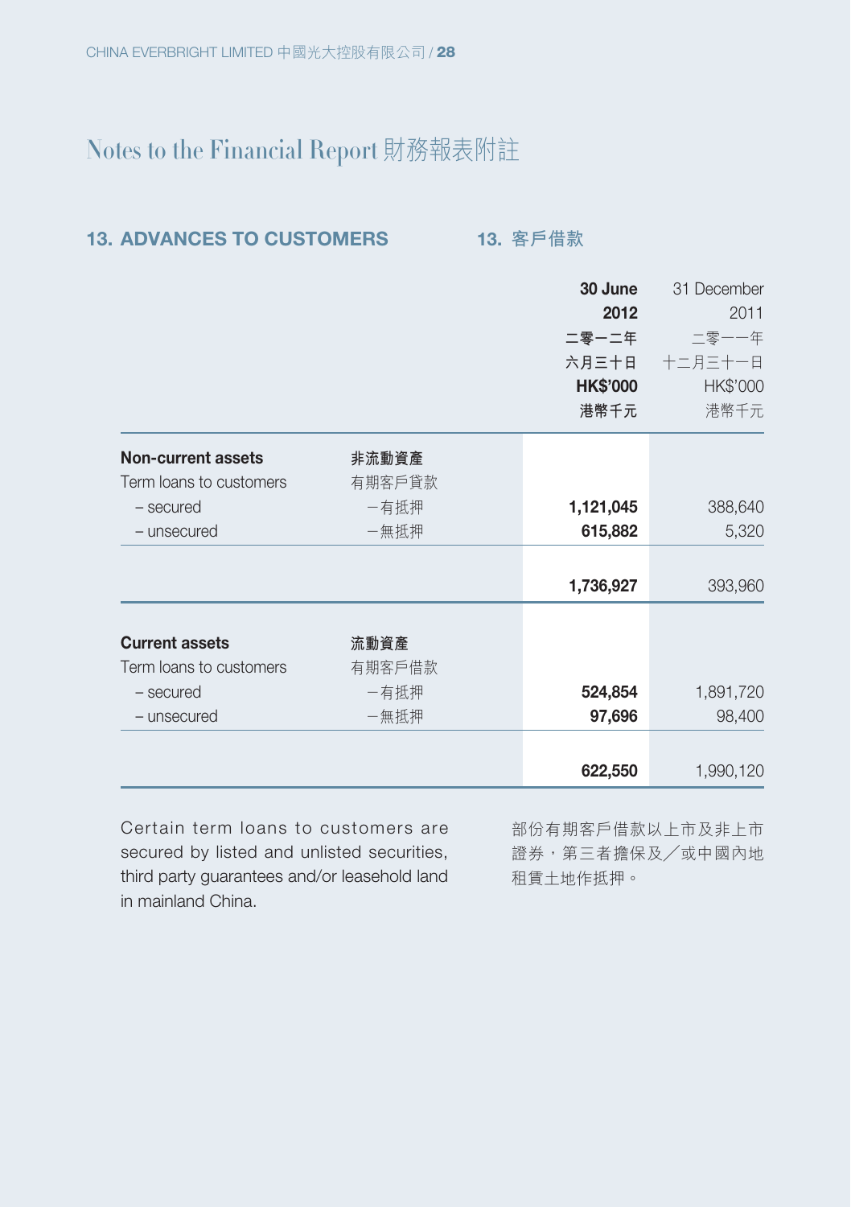# Notes to the Financial Report 財務報表附註

## 13. ADVANCES TO CUSTOMERS 13. 客戶借款

| | | 30 June 2012 二零一二年六月三十日 HK$'000 港幣千元 | 31 December 2011 二零一一年十二月三十一日 HK$'000 港幣千元 |
|---|---|---|---|
| **Non-current assets** | **非流動資產** | | |
| Term loans to customers | 有期客戶貸款 | | |
| – secured | －有抵押 | **1,121,045** | 388,640 |
| – unsecured | －無抵押 | **615,882** | 5,320 |
| | | **1,736,927** | 393,960 |
| **Current assets** | **流動資產** | | |
| Term loans to customers | 有期客戶借款 | | |
| – secured | －有抵押 | **524,854** | 1,891,720 |
| – unsecured | －無抵押 | **97,696** | 98,400 |
| | | **622,550** | 1,990,120 |

Certain term loans to customers are secured by listed and unlisted securities, third party guarantees and/or leasehold land in mainland China.

部份有期客戶借款以上市及非上市證券，第三者擔保及／或中國內地租賃土地作抵押。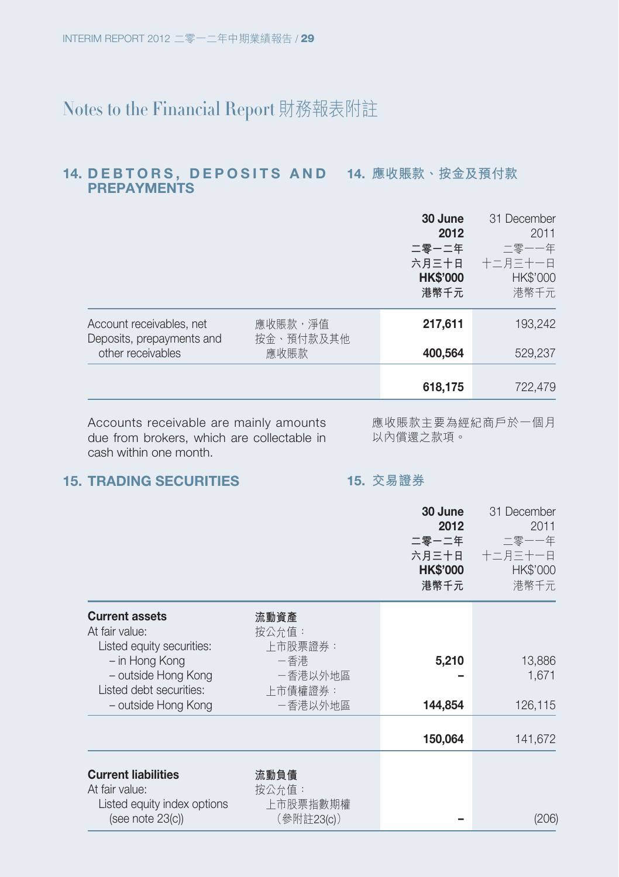# Notes to the Financial Report 財務報表附註

## 14. DEBTORS, DEPOSITS AND PREPAYMENTS 14. 應收賬款、按金及預付款

| | | **30 June 2012 二零一二年 六月三十日 HK$'000 港幣千元** | 31 December 2011 二零一一年 十二月三十一日 HK$'000 港幣千元 |
|---|---|---|---|
| Account receivables, net | 應收賬款，淨值 | **217,611** | 193,242 |
| Deposits, prepayments and other receivables | 按金、預付款及其他應收賬款 | **400,564** | 529,237 |
| | | **618,175** | 722,479 |

Accounts receivable are mainly amounts due from brokers, which are collectable in cash within one month.

應收賬款主要為經紀商戶於一個月以內償還之款項。

## 15. TRADING SECURITIES 15. 交易證券

| | | **30 June 2012 二零一二年 六月三十日 HK$'000 港幣千元** | 31 December 2011 二零一一年 十二月三十一日 HK$'000 港幣千元 |
|---|---|---|---|
| **Current assets** | **流動資產** | | |
| At fair value: | 按公允值： | | |
| Listed equity securities: | 上市股票證券： | | |
| – in Hong Kong | －香港 | **5,210** | 13,886 |
| – outside Hong Kong | －香港以外地區 | **–** | 1,671 |
| Listed debt securities: | 上市債權證券： | | |
| – outside Hong Kong | －香港以外地區 | **144,854** | 126,115 |
| | | **150,064** | 141,672 |
| **Current liabilities** | **流動負債** | | |
| At fair value: | 按公允值： | | |
| Listed equity index options (see note 23(c)) | 上市股票指數期權（參附註23(c)） | **–** | (206) |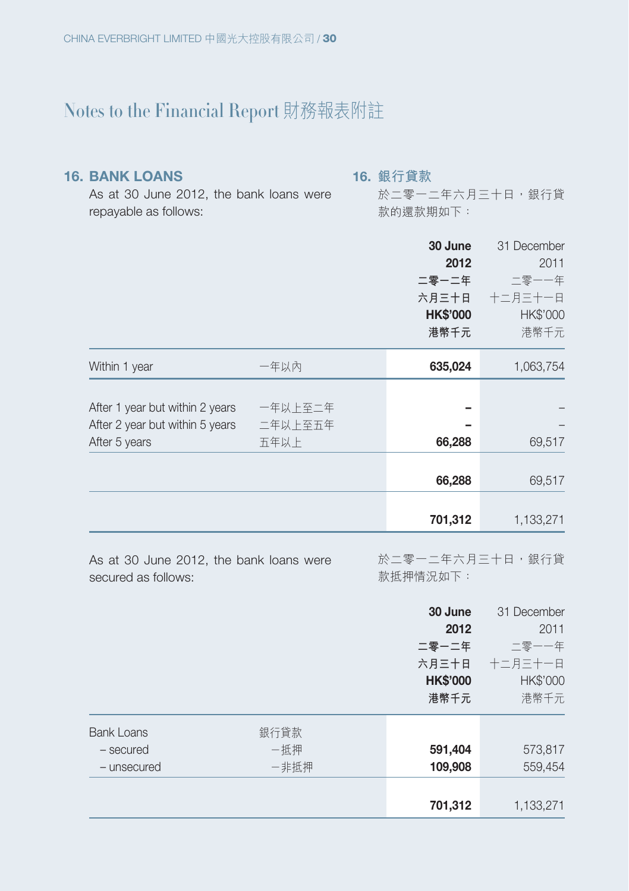# Notes to the Financial Report 財務報表附註

## 16. BANK LOANS

## 16. 銀行貸款

As at 30 June 2012, the bank loans were repayable as follows:

於二零一二年六月三十日，銀行貸款的還款期如下：

| | | 30 June 2012 二零一二年六月三十日 HK$'000 港幣千元 | 31 December 2011 二零一一年十二月三十一日 HK$'000 港幣千元 |
|---|---|---|---|
| Within 1 year | 一年以內 | **635,024** | 1,063,754 |
| After 1 year but within 2 years | 一年以上至二年 | **–** | – |
| After 2 year but within 5 years | 二年以上至五年 | **–** | – |
| After 5 years | 五年以上 | **66,288** | 69,517 |
| | | **66,288** | 69,517 |
| | | **701,312** | 1,133,271 |

As at 30 June 2012, the bank loans were secured as follows:

於二零一二年六月三十日，銀行貸款抵押情況如下：

| | | 30 June 2012 二零一二年六月三十日 HK$'000 港幣千元 | 31 December 2011 二零一一年十二月三十一日 HK$'000 港幣千元 |
|---|---|---|---|
| Bank Loans | 銀行貸款 | | |
| – secured | –抵押 | **591,404** | 573,817 |
| – unsecured | –非抵押 | **109,908** | 559,454 |
| | | **701,312** | 1,133,271 |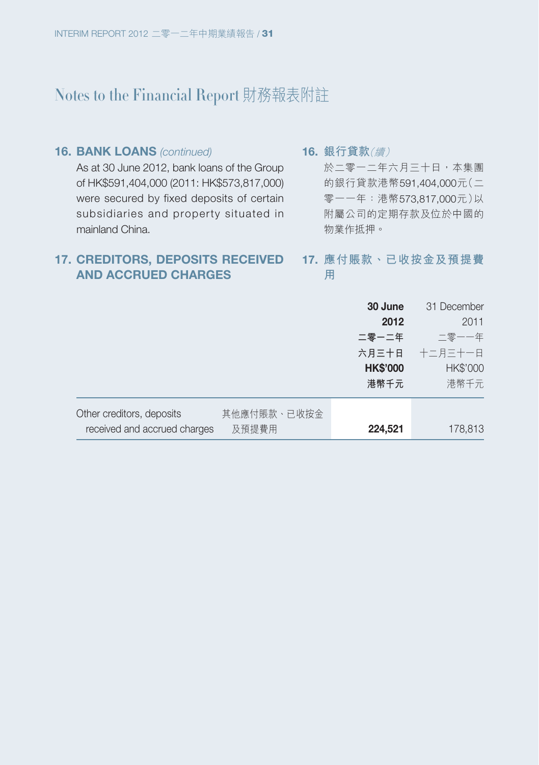# Notes to the Financial Report 財務報表附註

## 16. BANK LOANS *(continued)*

As at 30 June 2012, bank loans of the Group of HK$591,404,000 (2011: HK$573,817,000) were secured by fixed deposits of certain subsidiaries and property situated in mainland China.

## 16. 銀行貸款*(續)*

於二零一二年六月三十日，本集團的銀行貸款港幣591,404,000元(二零一一年：港幣573,817,000元)以附屬公司的定期存款及位於中國的物業作抵押。

## 17. CREDITORS, DEPOSITS RECEIVED AND ACCRUED CHARGES

## 17. 應付賬款、已收按金及預提費用

| | | **30 June 2012 二零一二年六月三十日 HK$'000 港幣千元** | 31 December 2011 二零一一年十二月三十一日 HK$'000 港幣千元 |
|---|---|---|---|
| Other creditors, deposits received and accrued charges | 其他應付賬款、已收按金及預提費用 | **224,521** | 178,813 |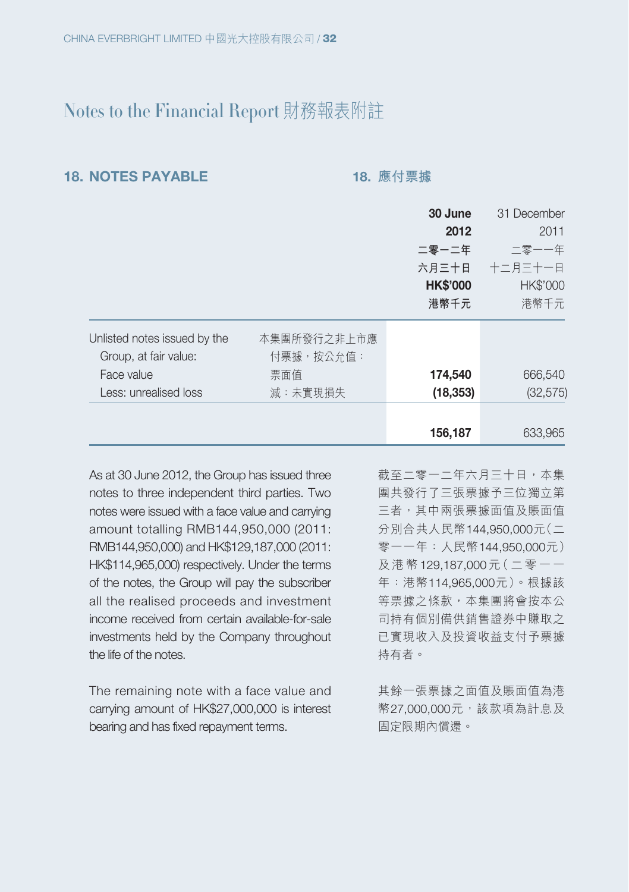# Notes to the Financial Report 財務報表附註

## 18. NOTES PAYABLE 18. 應付票據

| | | **30 June 2012 二零一二年六月三十日 HK$'000 港幣千元** | 31 December 2011 二零一一年十二月三十一日 HK$'000 港幣千元 |
|---|---|---|---|
| Unlisted notes issued by the Group, at fair value: | 本集團所發行之非上市應付票據，按公允值： | | |
| Face value | 票面值 | **174,540** | 666,540 |
| Less: unrealised loss | 減：未實現損失 | **(18,353)** | (32,575) |
| | | **156,187** | 633,965 |

As at 30 June 2012, the Group has issued three notes to three independent third parties. Two notes were issued with a face value and carrying amount totalling RMB144,950,000 (2011: RMB144,950,000) and HK$129,187,000 (2011: HK$114,965,000) respectively. Under the terms of the notes, the Group will pay the subscriber all the realised proceeds and investment income received from certain available-for-sale investments held by the Company throughout the life of the notes.

截至二零一二年六月三十日，本集團共發行了三張票據予三位獨立第三者，其中兩張票據面值及賬面值分別合共人民幣144,950,000元（二零一一年：人民幣144,950,000元）及港幣129,187,000元（二零一一年：港幣114,965,000元）。根據該等票據之條款，本集團將會按本公司持有個別備供銷售證券中賺取之已實現收入及投資收益支付予票據持有者。

The remaining note with a face value and carrying amount of HK$27,000,000 is interest bearing and has fixed repayment terms.

其餘一張票據之面值及賬面值為港幣27,000,000元，該款項為計息及固定限期內償還。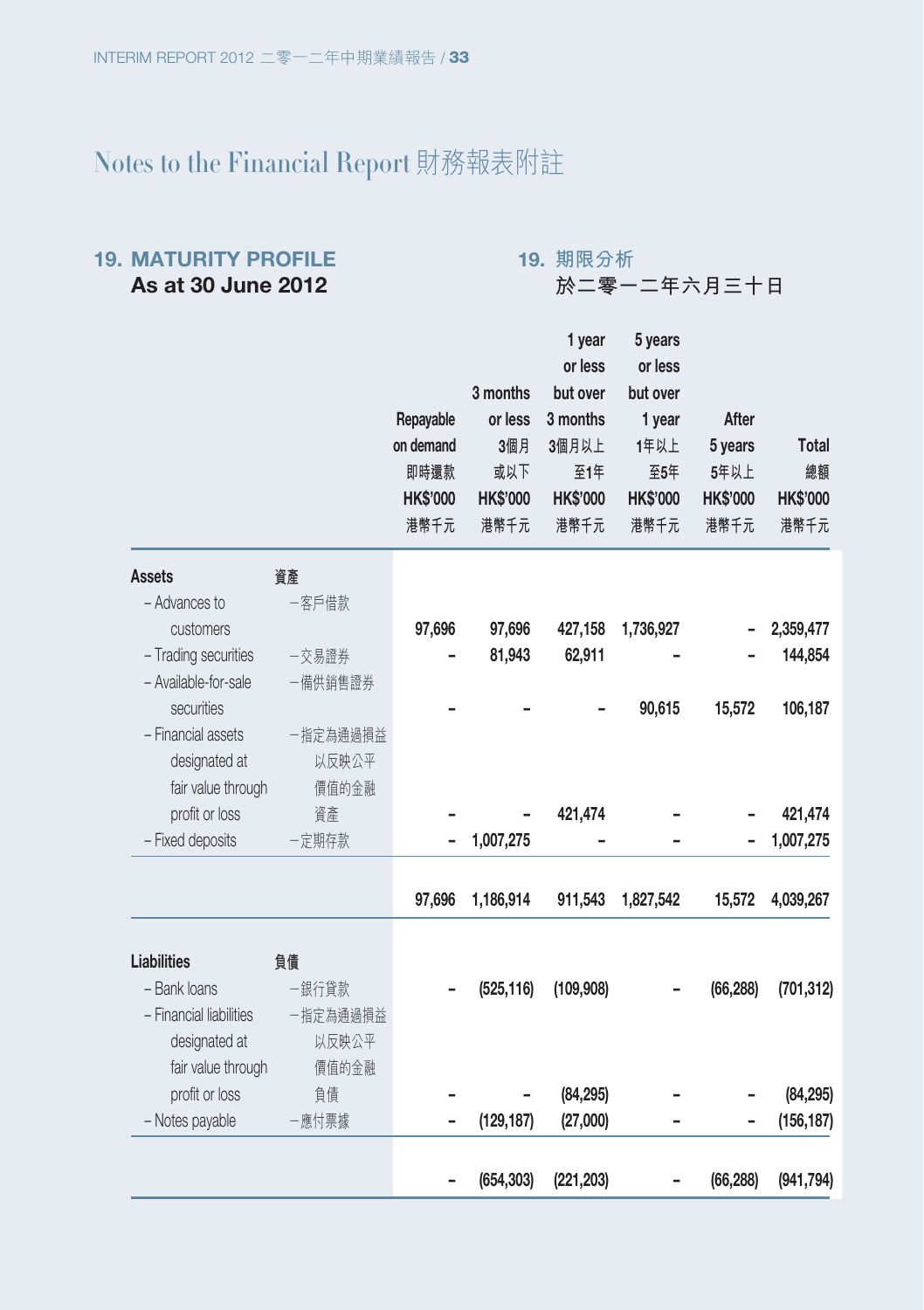## 19. MATURITY PROFILE 19. 期限分析

### As at 30 June 2012 於二零一二年六月三十日

| | | Repayable on demand 即時還款 HK$'000 港幣千元 | 3 months or less 3個月或以下 HK$'000 港幣千元 | 1 year or less but over 3 months 3個月以上至1年 HK$'000 港幣千元 | 5 years or less but over 1 year 1年以上至5年 HK$'000 港幣千元 | After 5 years 5年以上 HK$'000 港幣千元 | Total 總額 HK$'000 港幣千元 |
|---|---|---|---|---|---|---|---|
| **Assets** | **資產** | | | | | | |
| – Advances to customers | –客戶借款 | 97,696 | 97,696 | 427,158 | 1,736,927 | – | 2,359,477 |
| – Trading securities | –交易證券 | – | 81,943 | 62,911 | – | – | 144,854 |
| – Available-for-sale securities | –備供銷售證券 | – | – | – | 90,615 | 15,572 | 106,187 |
| – Financial assets designated at fair value through profit or loss | –指定為通過損益以反映公平價值的金融資產 | – | – | 421,474 | – | – | 421,474 |
| – Fixed deposits | –定期存款 | – | 1,007,275 | – | – | – | 1,007,275 |
| | | 97,696 | 1,186,914 | 911,543 | 1,827,542 | 15,572 | 4,039,267 |
| **Liabilities** | **負債** | | | | | | |
| – Bank loans | –銀行貸款 | – | (525,116) | (109,908) | – | (66,288) | (701,312) |
| – Financial liabilities designated at fair value through profit or loss | –指定為通過損益以反映公平價值的金融負債 | – | – | (84,295) | – | – | (84,295) |
| – Notes payable | –應付票據 | – | (129,187) | (27,000) | – | – | (156,187) |
| | | – | (654,303) | (221,203) | – | (66,288) | (941,794) |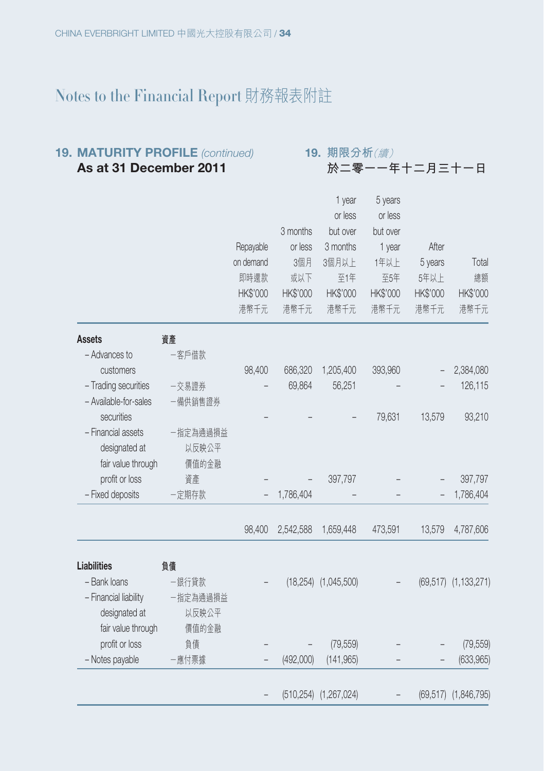# Notes to the Financial Report 財務報表附註

## 19. MATURITY PROFILE *(continued)* 19. 期限分析*(續)*

### As at 31 December 2011 於二零一一年十二月三十一日

| | | Repayable on demand 即時還款 HK$'000 港幣千元 | 3 months or less 3個月或以下 HK$'000 港幣千元 | 1 year or less but over 3 months 3個月以上至1年 HK$'000 港幣千元 | 5 years or less but over 1 year 1年以上至5年 HK$'000 港幣千元 | After 5 years 5年以上 HK$'000 港幣千元 | Total 總額 HK$'000 港幣千元 |
|---|---|---|---|---|---|---|---|
| **Assets** | **資產** | | | | | | |
| – Advances to customers | –客戶借款 | 98,400 | 686,320 | 1,205,400 | 393,960 | – | 2,384,080 |
| – Trading securities | –交易證券 | – | 69,864 | 56,251 | – | – | 126,115 |
| – Available-for-sales securities | –備供銷售證券 | – | – | – | 79,631 | 13,579 | 93,210 |
| – Financial assets designated at fair value through profit or loss | –指定為通過損益以反映公平價值的金融資產 | – | – | 397,797 | – | – | 397,797 |
| – Fixed deposits | –定期存款 | – | 1,786,404 | – | – | – | 1,786,404 |
| | | 98,400 | 2,542,588 | 1,659,448 | 473,591 | 13,579 | 4,787,606 |
| **Liabilities** | **負債** | | | | | | |
| – Bank loans | –銀行貸款 | – | (18,254) | (1,045,500) | – | (69,517) | (1,133,271) |
| – Financial liability designated at fair value through profit or loss | –指定為通過損益以反映公平價值的金融負債 | – | – | (79,559) | – | – | (79,559) |
| – Notes payable | –應付票據 | – | (492,000) | (141,965) | – | – | (633,965) |
| | | – | (510,254) | (1,267,024) | – | (69,517) | (1,846,795) |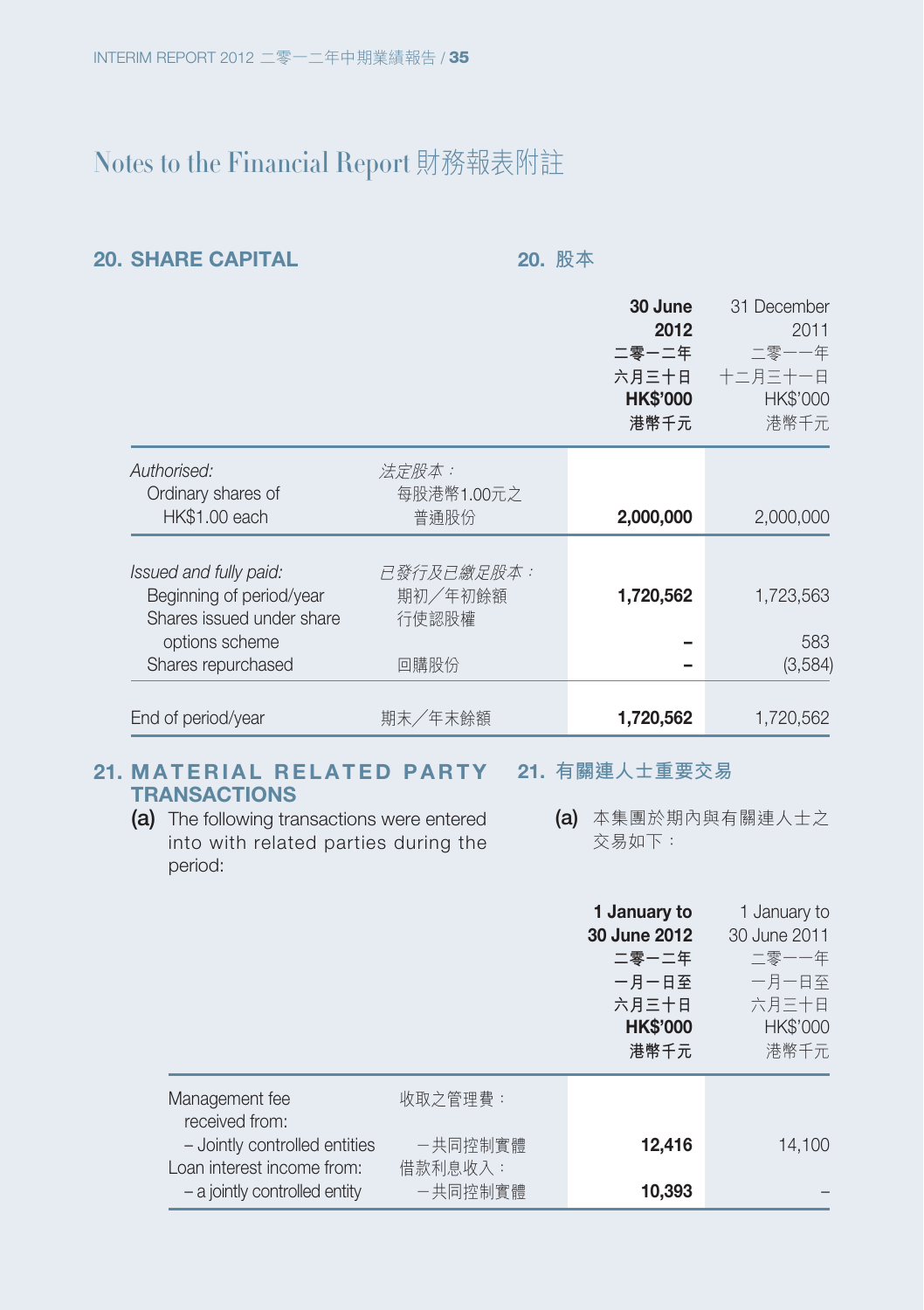# Notes to the Financial Report 財務報表附註

## 20. SHARE CAPITAL 20. 股本

| | | 30 June 2012 二零一二年六月三十日 HK$'000 港幣千元 | 31 December 2011 二零一一年十二月三十一日 HK$'000 港幣千元 |
|---|---|---|---|
| *Authorised:* | *法定股本：* | | |
| Ordinary shares of HK$1.00 each | 每股港幣1.00元之普通股份 | **2,000,000** | 2,000,000 |
| *Issued and fully paid:* | *已發行及已繳足股本：* | | |
| Beginning of period/year | 期初／年初餘額 | **1,720,562** | 1,723,563 |
| Shares issued under share options scheme | 行使認股權 | **–** | 583 |
| Shares repurchased | 回購股份 | **–** | (3,584) |
| End of period/year | 期末／年末餘額 | **1,720,562** | 1,720,562 |

## 21. MATERIAL RELATED PARTY TRANSACTIONS 21. 有關連人士重要交易

**(a)** The following transactions were entered into with related parties during the period:

**(a)** 本集團於期內與有關連人士之交易如下：

| | | 1 January to 30 June 2012 二零一二年一月一日至六月三十日 HK$'000 港幣千元 | 1 January to 30 June 2011 二零一一年一月一日至六月三十日 HK$'000 港幣千元 |
|---|---|---|---|
| Management fee received from: | 收取之管理費： | | |
| – Jointly controlled entities | –共同控制實體 | **12,416** | 14,100 |
| Loan interest income from: | 借款利息收入： | | |
| – a jointly controlled entity | –共同控制實體 | **10,393** | – |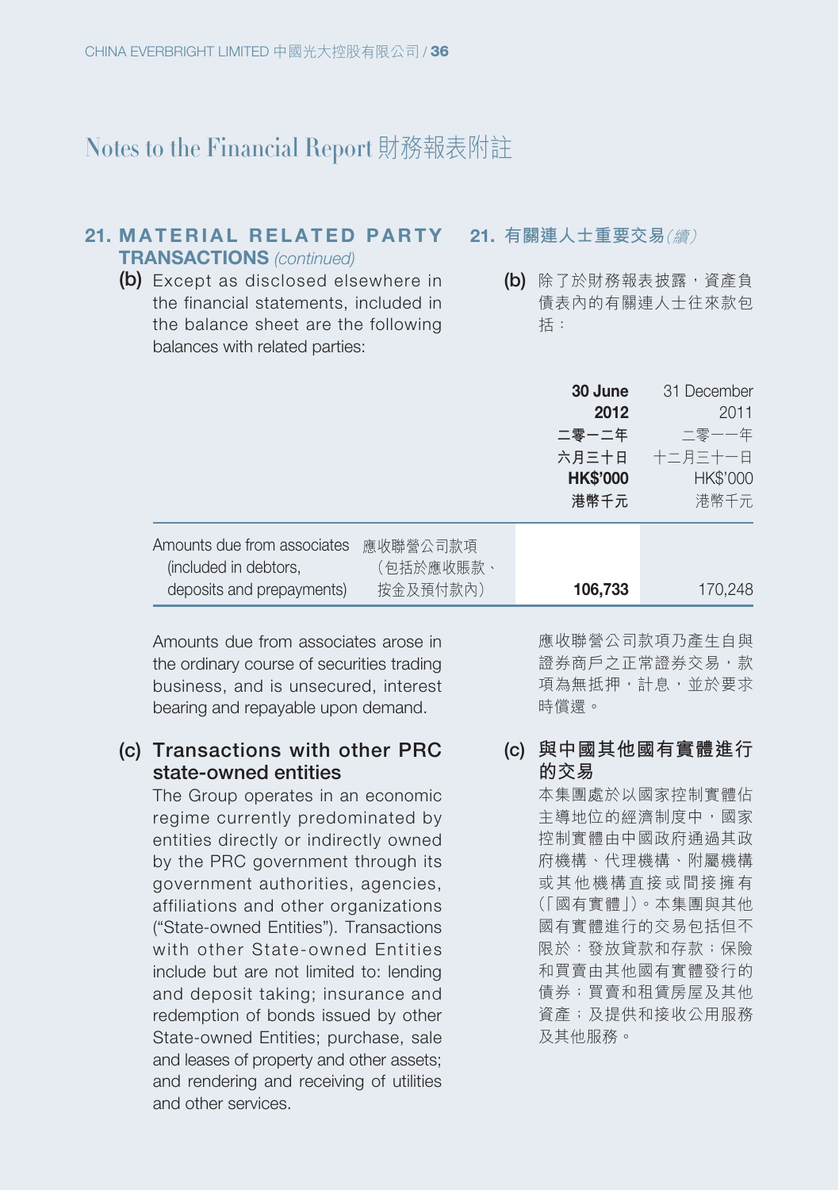# Notes to the Financial Report 財務報表附註

## 21. MATERIAL RELATED PARTY TRANSACTIONS *(continued)*

## 21. 有關連人士重要交易*（續）*

**(b)** Except as disclosed elsewhere in the financial statements, included in the balance sheet are the following balances with related parties:

**(b)** 除了於財務報表披露，資產負債表內的有關連人士往來款包括：

| | | **30 June 2012 二零一二年六月三十日 HK$'000 港幣千元** | 31 December 2011 二零一一年十二月三十一日 HK$'000 港幣千元 |
|---|---|---|---|
| Amounts due from associates (included in debtors, deposits and prepayments) | 應收聯營公司款項（包括於應收賬款、按金及預付款內） | **106,733** | 170,248 |

Amounts due from associates arose in the ordinary course of securities trading business, and is unsecured, interest bearing and repayable upon demand.

應收聯營公司款項乃產生自與證券商戶之正常證券交易，款項為無抵押，計息，並於要求時償還。

### (c) Transactions with other PRC state-owned entities

The Group operates in an economic regime currently predominated by entities directly or indirectly owned by the PRC government through its government authorities, agencies, affiliations and other organizations ("State-owned Entities"). Transactions with other State-owned Entities include but are not limited to: lending and deposit taking; insurance and redemption of bonds issued by other State-owned Entities; purchase, sale and leases of property and other assets; and rendering and receiving of utilities and other services.

### (c) 與中國其他國有實體進行的交易

本集團處於以國家控制實體佔主導地位的經濟制度中，國家控制實體由中國政府通過其政府機構、代理機構、附屬機構或其他機構直接或間接擁有（「國有實體」）。本集團與其他國有實體進行的交易包括但不限於：發放貸款和存款；保險和買賣由其他國有實體發行的債券；買賣和租賃房屋及其他資產；及提供和接收公用服務及其他服務。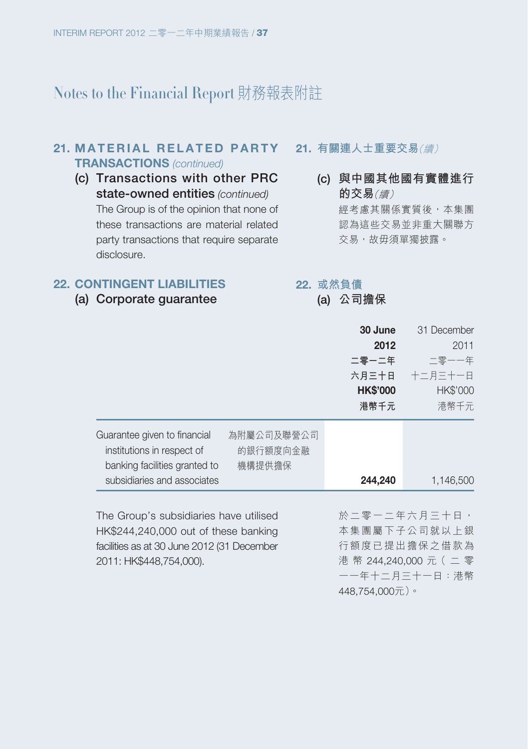# Notes to the Financial Report 財務報表附註

## 21. MATERIAL RELATED PARTY TRANSACTIONS *(continued)*

### (c) Transactions with other PRC state-owned entities *(continued)*

The Group is of the opinion that none of these transactions are material related party transactions that require separate disclosure.

## 21. 有關連人士重要交易*(續)*

### (c) 與中國其他國有實體進行的交易*(續)*

經考慮其關係實質後，本集團認為這些交易並非重大關聯方交易，故毋須單獨披露。

## 22. CONTINGENT LIABILITIES

### (a) Corporate guarantee

## 22. 或然負債

### (a) 公司擔保

| | | 30 June 2012 二零一二年六月三十日 HK$'000 港幣千元 | 31 December 2011 二零一一年十二月三十一日 HK$'000 港幣千元 |
|---|---|---|---|
| Guarantee given to financial institutions in respect of banking facilities granted to subsidiaries and associates | 為附屬公司及聯營公司的銀行額度向金融機構提供擔保 | **244,240** | 1,146,500 |

The Group's subsidiaries have utilised HK$244,240,000 out of these banking facilities as at 30 June 2012 (31 December 2011: HK$448,754,000).

於二零一二年六月三十日，本集團屬下子公司就以上銀行額度已提出擔保之借款為港幣244,240,000元（二零一一年十二月三十一日：港幣448,754,000元）。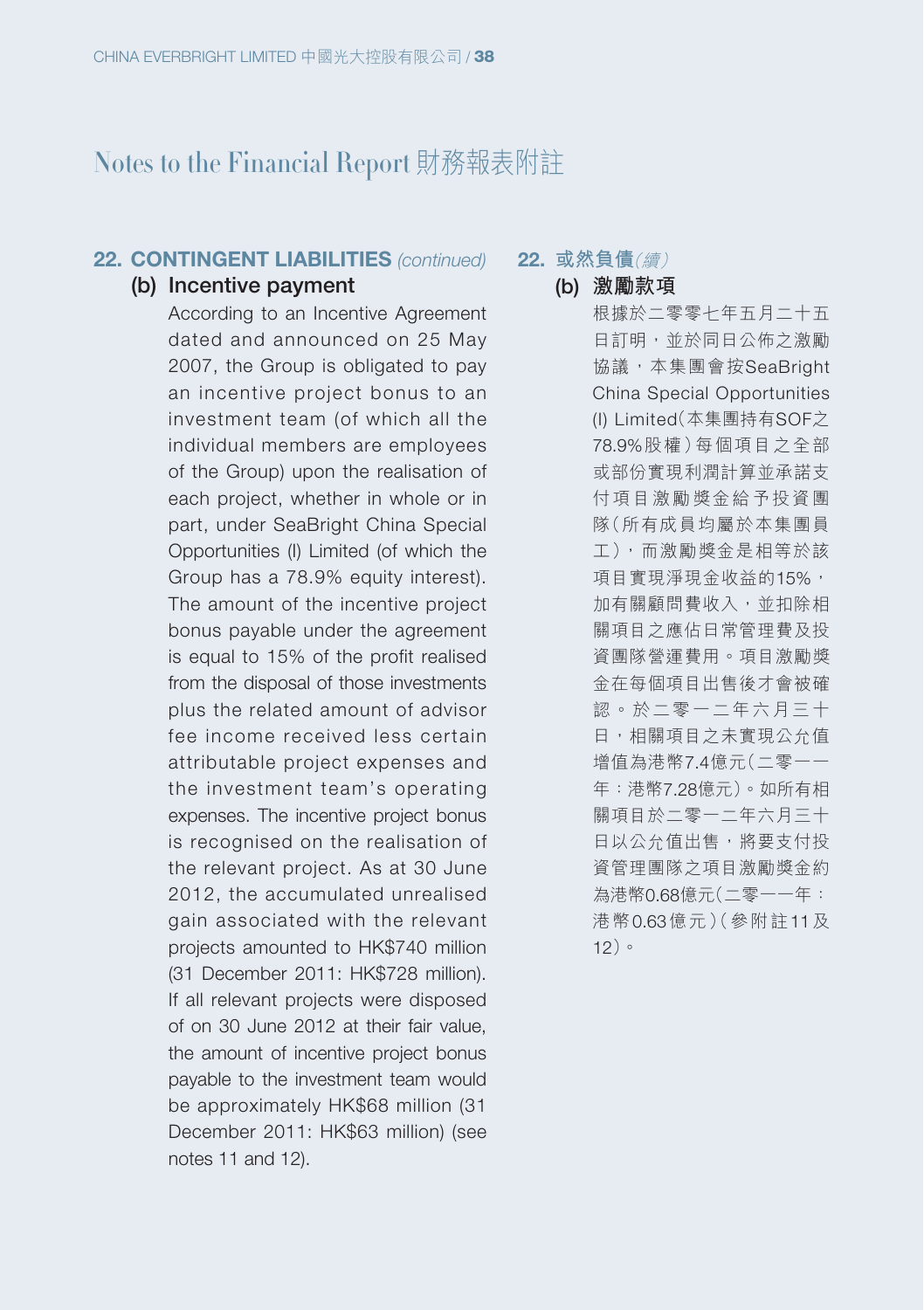# Notes to the Financial Report 財務報表附註

## 22. CONTINGENT LIABILITIES *(continued)*

### (b) Incentive payment

According to an Incentive Agreement dated and announced on 25 May 2007, the Group is obligated to pay an incentive project bonus to an investment team (of which all the individual members are employees of the Group) upon the realisation of each project, whether in whole or in part, under SeaBright China Special Opportunities (I) Limited (of which the Group has a 78.9% equity interest). The amount of the incentive project bonus payable under the agreement is equal to 15% of the profit realised from the disposal of those investments plus the related amount of advisor fee income received less certain attributable project expenses and the investment team's operating expenses. The incentive project bonus is recognised on the realisation of the relevant project. As at 30 June 2012, the accumulated unrealised gain associated with the relevant projects amounted to HK$740 million (31 December 2011: HK$728 million). If all relevant projects were disposed of on 30 June 2012 at their fair value, the amount of incentive project bonus payable to the investment team would be approximately HK$68 million (31 December 2011: HK$63 million) (see notes 11 and 12).

## 22. 或然負債*(續)*

### (b) 激勵款項

根據於二零零七年五月二十五日訂明，並於同日公佈之激勵協議，本集團會按SeaBright China Special Opportunities (I) Limited（本集團持有SOF之78.9%股權）每個項目之全部或部份實現利潤計算並承諾支付項目激勵獎金給予投資團隊（所有成員均屬於本集團員工），而激勵獎金是相等於該項目實現淨現金收益的15%，加有關顧問費收入，並扣除相關項目之應佔日常管理費及投資團隊營運費用。項目激勵獎金在每個項目出售後才會被確認。於二零一二年六月三十日，相關項目之未實現公允值增值為港幣7.4億元（二零一一年：港幣7.28億元）。如所有相關項目於二零一二年六月三十日以公允值出售，將要支付投資管理團隊之項目激勵獎金約為港幣0.68億元（二零一一年：港幣0.63億元）（參附註11及12）。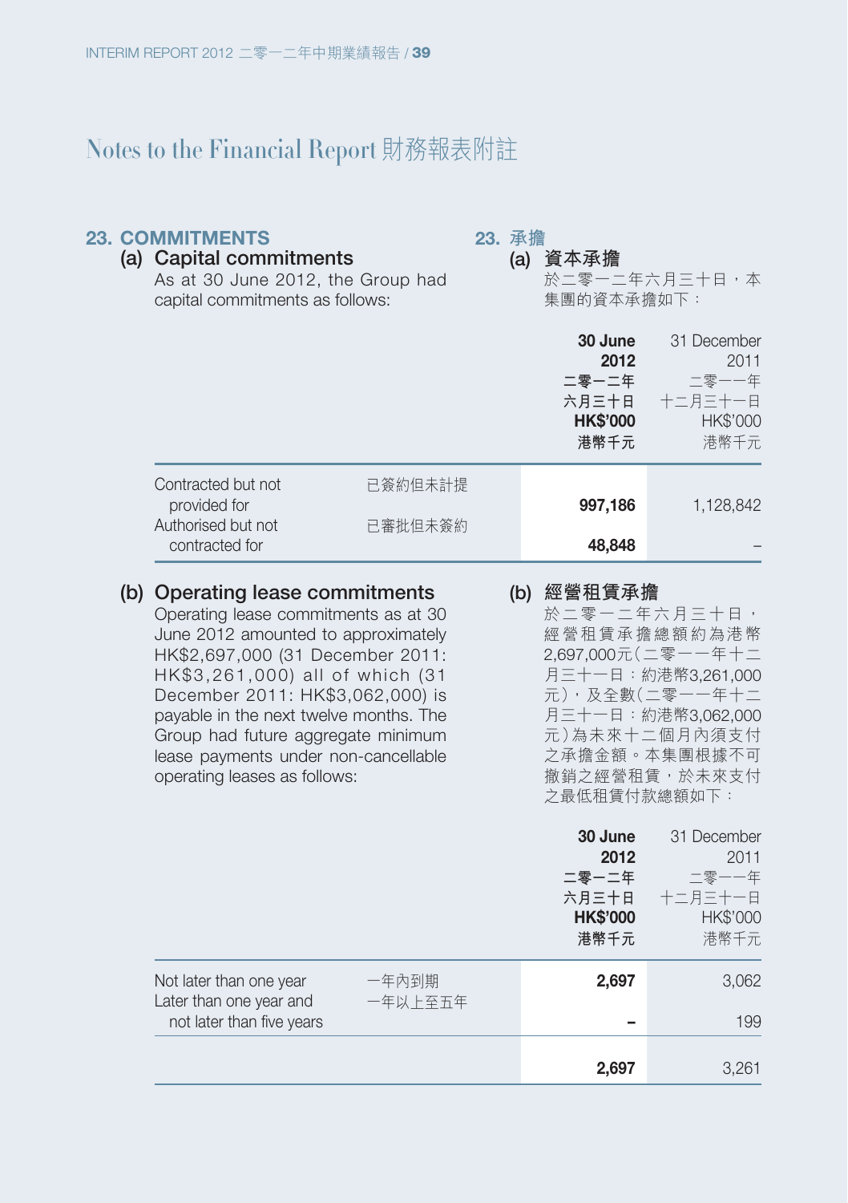# Notes to the Financial Report 財務報表附註

## 23. COMMITMENTS

### (a) Capital commitments

As at 30 June 2012, the Group had capital commitments as follows:

## 23. 承擔

### (a) 資本承擔

於二零一二年六月三十日，本集團的資本承擔如下：

| | | 30 June 2012 二零一二年六月三十日 HK$'000 港幣千元 | 31 December 2011 二零一一年十二月三十一日 HK$'000 港幣千元 |
|---|---|---|---|
| Contracted but not provided for | 已簽約但未計提 | **997,186** | 1,128,842 |
| Authorised but not contracted for | 已審批但未簽約 | **48,848** | – |

### (b) Operating lease commitments

Operating lease commitments as at 30 June 2012 amounted to approximately HK$2,697,000 (31 December 2011: HK$3,261,000) all of which (31 December 2011: HK$3,062,000) is payable in the next twelve months. The Group had future aggregate minimum lease payments under non-cancellable operating leases as follows:

### (b) 經營租賃承擔

於二零一二年六月三十日，經營租賃承擔總額約為港幣2,697,000元（二零一一年十二月三十一日：約港幣3,261,000元），及全數（二零一一年十二月三十一日：約港幣3,062,000元）為未來十二個月內須支付之承擔金額。本集團根據不可撤銷之經營租賃，於未來支付之最低租賃付款總額如下：

| | | 30 June 2012 二零一二年六月三十日 HK$'000 港幣千元 | 31 December 2011 二零一一年十二月三十一日 HK$'000 港幣千元 |
|---|---|---|---|
| Not later than one year | 一年內到期 | **2,697** | 3,062 |
| Later than one year and not later than five years | 一年以上至五年 | **–** | 199 |
| | | **2,697** | 3,261 |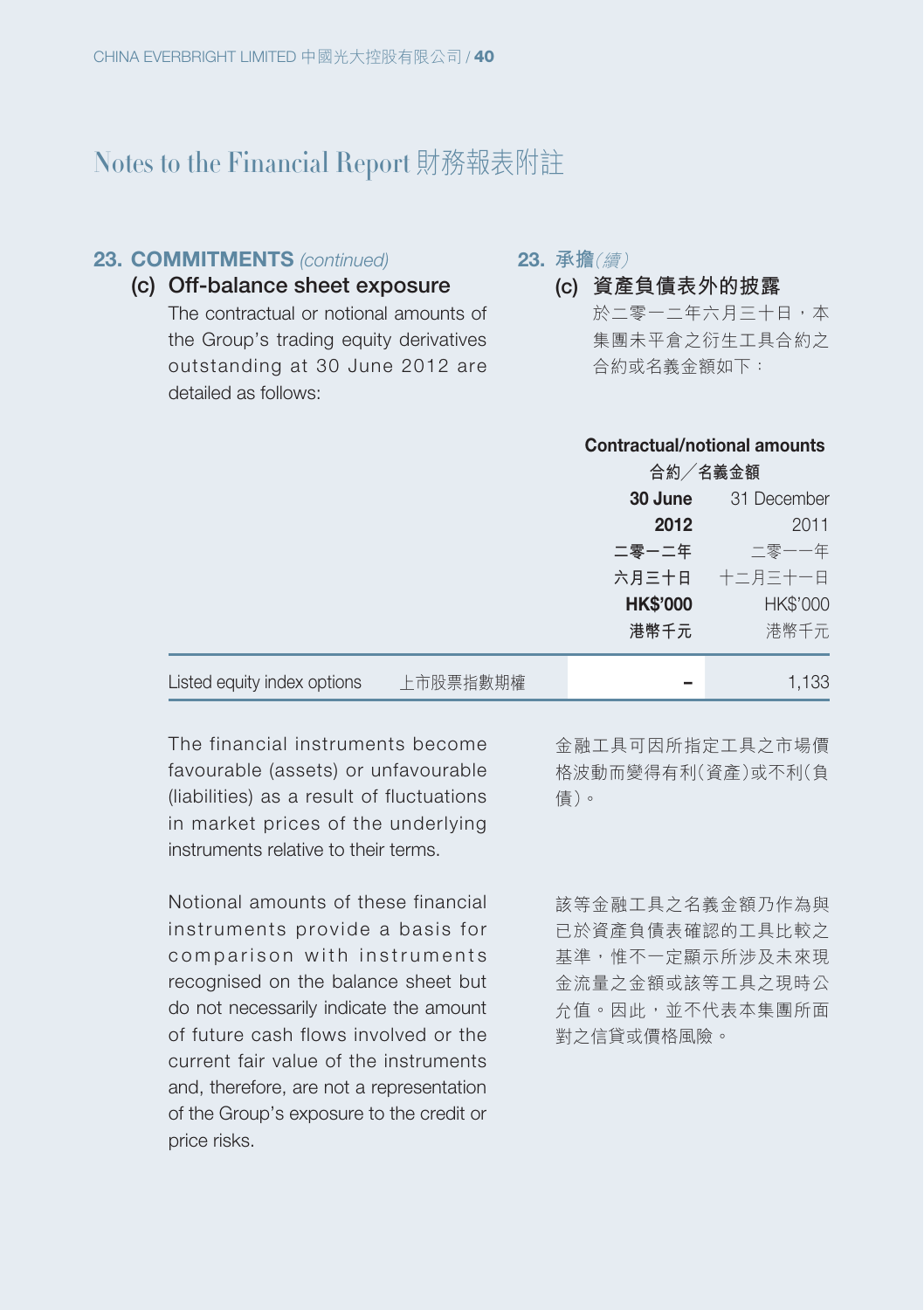## 23. COMMITMENTS *(continued)* 23. 承擔*（續）*

### (c) Off-balance sheet exposure 資產負債表外的披露

The contractual or notional amounts of the Group's trading equity derivatives outstanding at 30 June 2012 are detailed as follows:

於二零一二年六月三十日，本集團未平倉之衍生工具合約之合約或名義金額如下：

| | | Contractual/notional amounts 合約╱名義金額 | |
|---|---|---|---|
| | | **30 June 2012 二零一二年六月三十日 HK$'000 港幣千元** | 31 December 2011 二零一一年十二月三十一日 HK$'000 港幣千元 |
| Listed equity index options | 上市股票指數期權 | **–** | 1,133 |

The financial instruments become favourable (assets) or unfavourable (liabilities) as a result of fluctuations in market prices of the underlying instruments relative to their terms.

金融工具可因所指定工具之市場價格波動而變得有利（資產）或不利（負債）。

Notional amounts of these financial instruments provide a basis for comparison with instruments recognised on the balance sheet but do not necessarily indicate the amount of future cash flows involved or the current fair value of the instruments and, therefore, are not a representation of the Group's exposure to the credit or price risks.

該等金融工具之名義金額乃作為與已於資產負債表確認的工具比較之基準，惟不一定顯示所涉及未來現金流量之金額或該等工具之現時公允值。因此，並不代表本集團所面對之信貸或價格風險。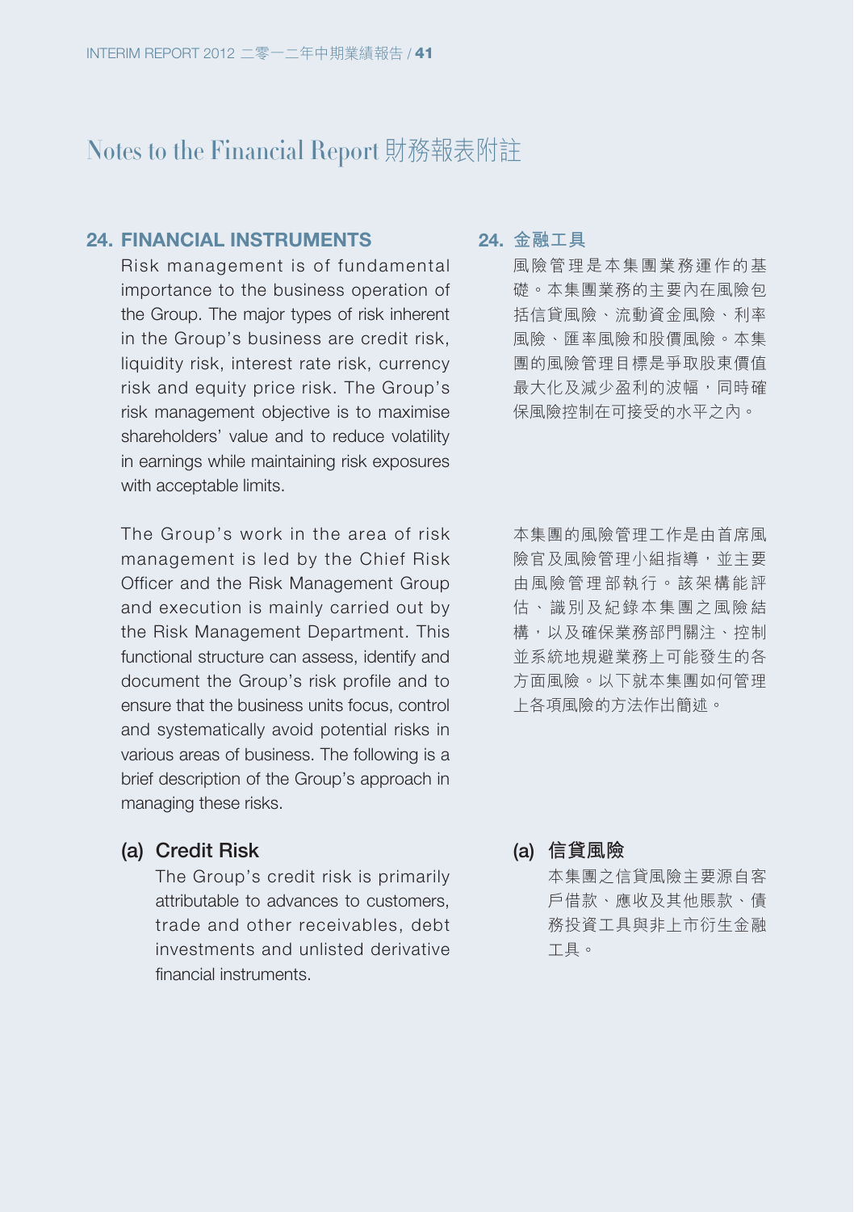# Notes to the Financial Report 財務報表附註

## 24. FINANCIAL INSTRUMENTS

Risk management is of fundamental importance to the business operation of the Group. The major types of risk inherent in the Group's business are credit risk, liquidity risk, interest rate risk, currency risk and equity price risk. The Group's risk management objective is to maximise shareholders' value and to reduce volatility in earnings while maintaining risk exposures with acceptable limits.

The Group's work in the area of risk management is led by the Chief Risk Officer and the Risk Management Group and execution is mainly carried out by the Risk Management Department. This functional structure can assess, identify and document the Group's risk profile and to ensure that the business units focus, control and systematically avoid potential risks in various areas of business. The following is a brief description of the Group's approach in managing these risks.

### (a) Credit Risk

The Group's credit risk is primarily attributable to advances to customers, trade and other receivables, debt investments and unlisted derivative financial instruments.

## 24. 金融工具

風險管理是本集團業務運作的基礎。本集團業務的主要內在風險包括信貸風險、流動資金風險、利率風險、匯率風險和股價風險。本集團的風險管理目標是爭取股東價值最大化及減少盈利的波幅，同時確保風險控制在可接受的水平之內。

本集團的風險管理工作是由首席風險官及風險管理小組指導，並主要由風險管理部執行。該架構能評估、識別及紀錄本集團之風險結構，以及確保業務部門關注、控制並系統地規避業務上可能發生的各方面風險。以下就本集團如何管理上各項風險的方法作出簡述。

### (a) 信貸風險

本集團之信貸風險主要源自客戶借款、應收及其他賬款、債務投資工具與非上市衍生金融工具。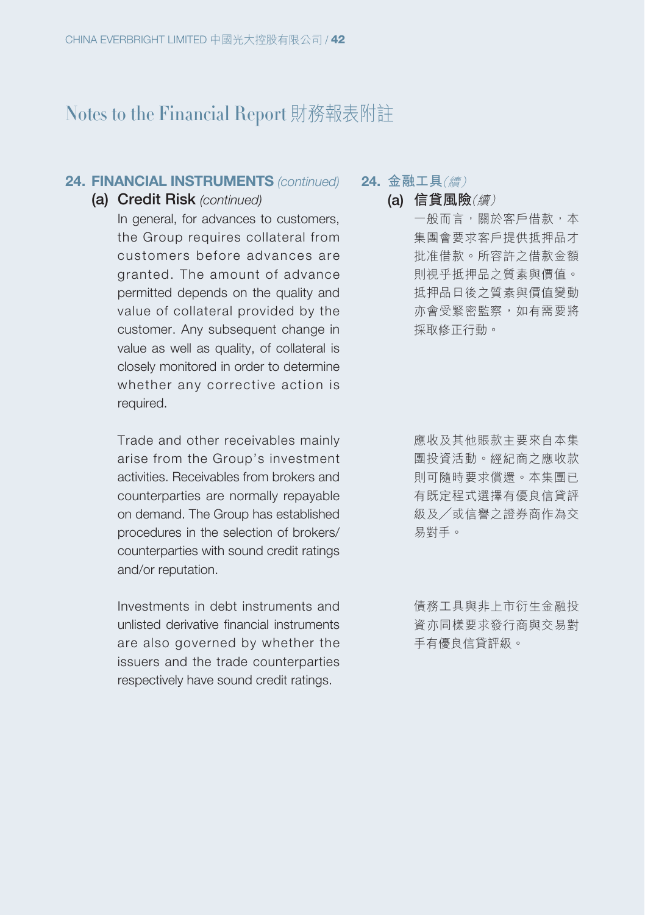# Notes to the Financial Report 財務報表附註

## 24. FINANCIAL INSTRUMENTS *(continued)*

### (a) Credit Risk *(continued)*

In general, for advances to customers, the Group requires collateral from customers before advances are granted. The amount of advance permitted depends on the quality and value of collateral provided by the customer. Any subsequent change in value as well as quality, of collateral is closely monitored in order to determine whether any corrective action is required.

Trade and other receivables mainly arise from the Group's investment activities. Receivables from brokers and counterparties are normally repayable on demand. The Group has established procedures in the selection of brokers/counterparties with sound credit ratings and/or reputation.

Investments in debt instruments and unlisted derivative financial instruments are also governed by whether the issuers and the trade counterparties respectively have sound credit ratings.

## 24. 金融工具*(續)*

### (a) 信貸風險*(續)*

一般而言，關於客戶借款，本集團會要求客戶提供抵押品才批准借款。所容許之借款金額則視乎抵押品之質素與價值。抵押品日後之質素與價值變動亦會受緊密監察，如有需要將採取修正行動。

應收及其他賬款主要來自本集團投資活動。經紀商之應收款則可隨時要求償還。本集團已有既定程式選擇有優良信貸評級及／或信譽之證券商作為交易對手。

債務工具與非上市衍生金融投資亦同樣要求發行商與交易對手有優良信貸評級。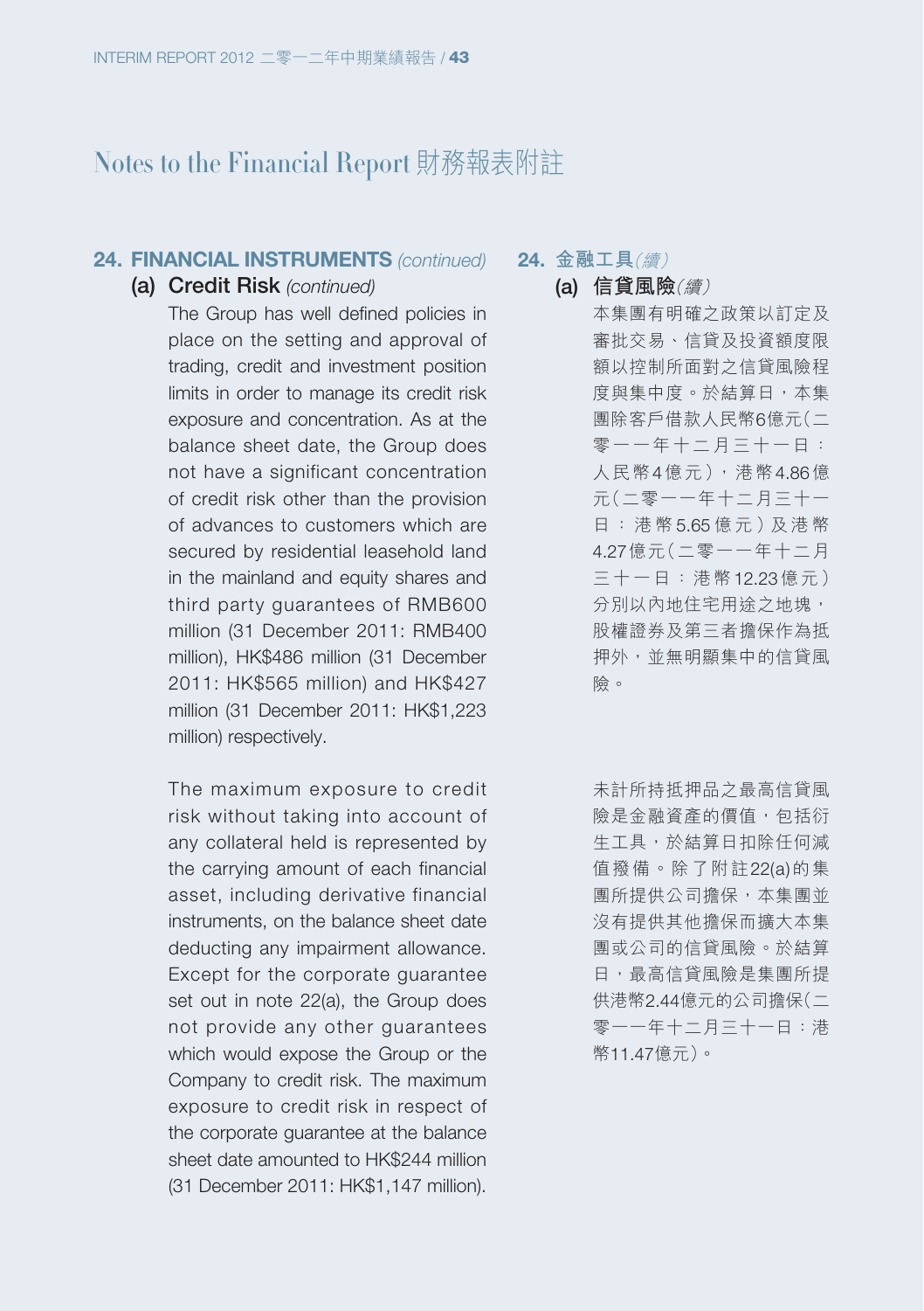# Notes to the Financial Report 財務報表附註

## 24. FINANCIAL INSTRUMENTS *(continued)*

### (a) Credit Risk *(continued)*

The Group has well defined policies in place on the setting and approval of trading, credit and investment position limits in order to manage its credit risk exposure and concentration. As at the balance sheet date, the Group does not have a significant concentration of credit risk other than the provision of advances to customers which are secured by residential leasehold land in the mainland and equity shares and third party guarantees of RMB600 million (31 December 2011: RMB400 million), HK$486 million (31 December 2011: HK$565 million) and HK$427 million (31 December 2011: HK$1,223 million) respectively.

The maximum exposure to credit risk without taking into account of any collateral held is represented by the carrying amount of each financial asset, including derivative financial instruments, on the balance sheet date deducting any impairment allowance. Except for the corporate guarantee set out in note 22(a), the Group does not provide any other guarantees which would expose the Group or the Company to credit risk. The maximum exposure to credit risk in respect of the corporate guarantee at the balance sheet date amounted to HK$244 million (31 December 2011: HK$1,147 million).

## 24. 金融工具*(續)*

### (a) 信貸風險*(續)*

本集團有明確之政策以訂定及審批交易、信貸及投資額度限額以控制所面對之信貸風險程度與集中度。於結算日，本集團除客戶借款人民幣6億元(二零一一年十二月三十一日：人民幣4億元)，港幣4.86億元(二零一一年十二月三十一日：港幣5.65億元)及港幣4.27億元(二零一一年十二月三十一日：港幣12.23億元)分別以內地住宅用途之地塊，股權證券及第三者擔保作為抵押外，並無明顯集中的信貸風險。

未計所持抵押品之最高信貸風險是金融資產的價值，包括衍生工具，於結算日扣除任何減值撥備。除了附註22(a)的集團所提供公司擔保，本集團並沒有提供其他擔保而擴大本集團或公司的信貸風險。於結算日，最高信貸風險是集團所提供港幣2.44億元的公司擔保(二零一一年十二月三十一日：港幣11.47億元)。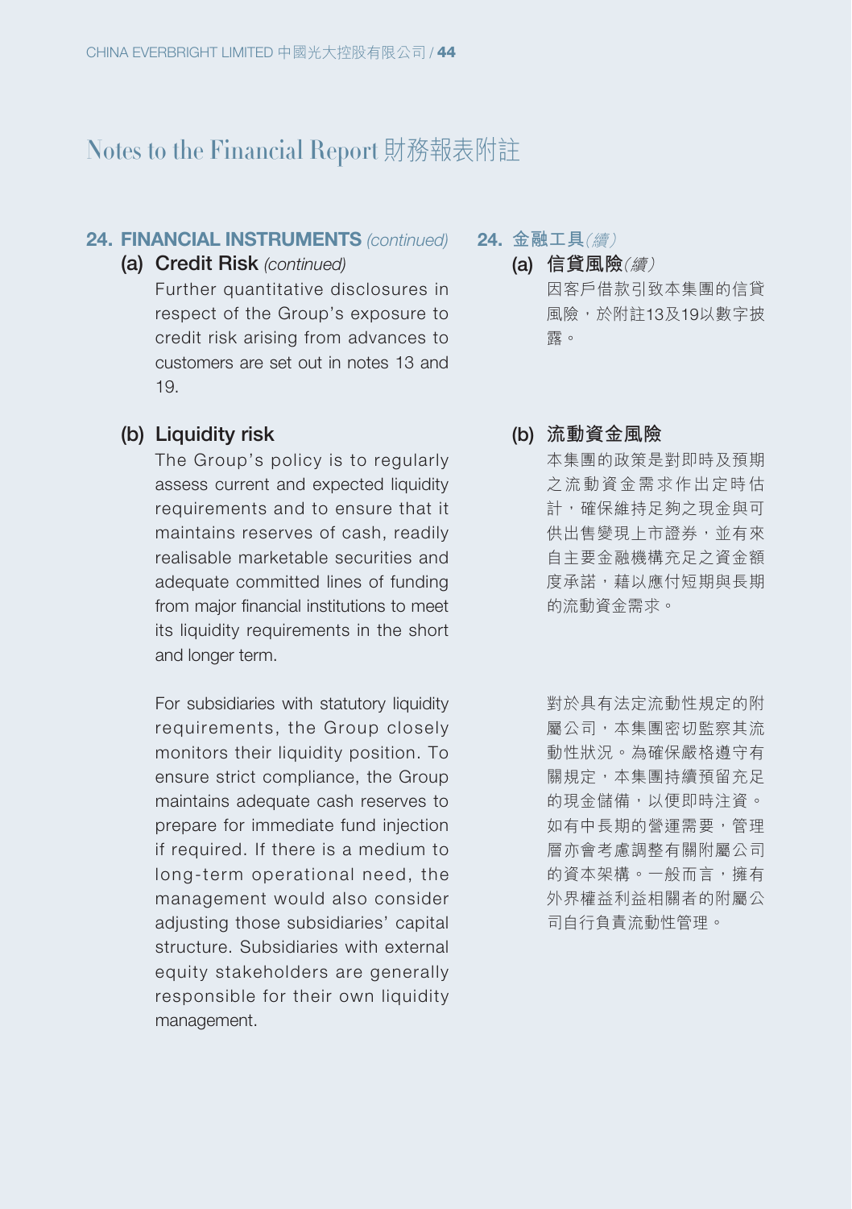# Notes to the Financial Report 財務報表附註

## 24. FINANCIAL INSTRUMENTS *(continued)*

### (a) Credit Risk *(continued)*

Further quantitative disclosures in respect of the Group's exposure to credit risk arising from advances to customers are set out in notes 13 and 19.

### (b) Liquidity risk

The Group's policy is to regularly assess current and expected liquidity requirements and to ensure that it maintains reserves of cash, readily realisable marketable securities and adequate committed lines of funding from major financial institutions to meet its liquidity requirements in the short and longer term.

For subsidiaries with statutory liquidity requirements, the Group closely monitors their liquidity position. To ensure strict compliance, the Group maintains adequate cash reserves to prepare for immediate fund injection if required. If there is a medium to long-term operational need, the management would also consider adjusting those subsidiaries' capital structure. Subsidiaries with external equity stakeholders are generally responsible for their own liquidity management.

## 24. 金融工具*(續)*

### (a) 信貸風險*(續)*

因客戶借款引致本集團的信貸風險，於附註13及19以數字披露。

### (b) 流動資金風險

本集團的政策是對即時及預期之流動資金需求作出定時估計，確保維持足夠之現金與可供出售變現上市證券，並有來自主要金融機構充足之資金額度承諾，藉以應付短期與長期的流動資金需求。

對於具有法定流動性規定的附屬公司，本集團密切監察其流動性狀況。為確保嚴格遵守有關規定，本集團持續預留充足的現金儲備，以便即時注資。如有中長期的營運需要，管理層亦會考慮調整有關附屬公司的資本架構。一般而言，擁有外界權益利益相關者的附屬公司自行負責流動性管理。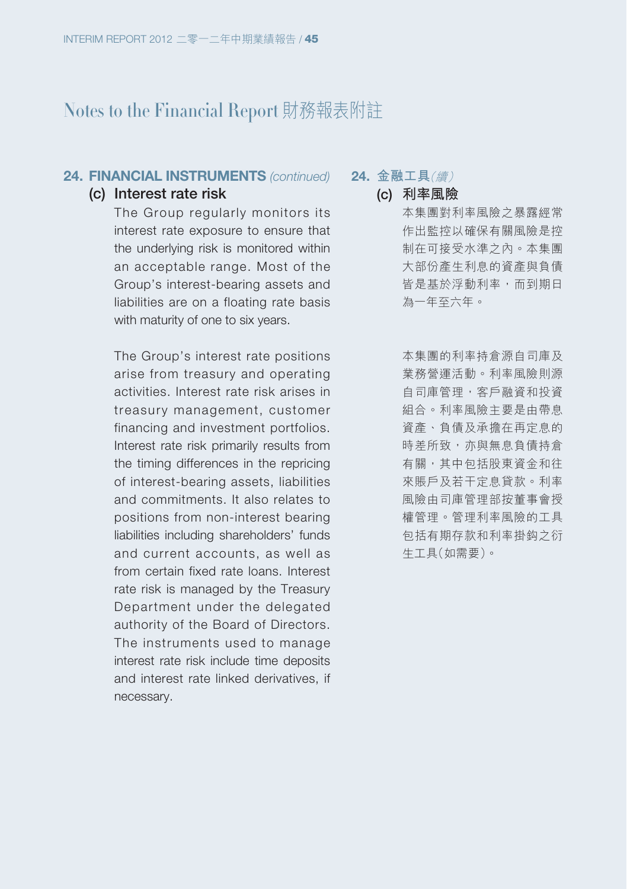# Notes to the Financial Report 財務報表附註

## 24. FINANCIAL INSTRUMENTS *(continued)*

### (c) Interest rate risk

The Group regularly monitors its interest rate exposure to ensure that the underlying risk is monitored within an acceptable range. Most of the Group's interest-bearing assets and liabilities are on a floating rate basis with maturity of one to six years.

The Group's interest rate positions arise from treasury and operating activities. Interest rate risk arises in treasury management, customer financing and investment portfolios. Interest rate risk primarily results from the timing differences in the repricing of interest-bearing assets, liabilities and commitments. It also relates to positions from non-interest bearing liabilities including shareholders' funds and current accounts, as well as from certain fixed rate loans. Interest rate risk is managed by the Treasury Department under the delegated authority of the Board of Directors. The instruments used to manage interest rate risk include time deposits and interest rate linked derivatives, if necessary.

## 24. 金融工具*(續)*

### (c) 利率風險

本集團對利率風險之暴露經常作出監控以確保有關風險是控制在可接受水準之內。本集團大部份產生利息的資產與負債皆是基於浮動利率，而到期日為一年至六年。

本集團的利率持倉源自司庫及業務營運活動。利率風險則源自司庫管理，客戶融資和投資組合。利率風險主要是由帶息資產、負債及承擔在再定息的時差所致，亦與無息負債持倉有關，其中包括股東資金和往來賬戶及若干定息貸款。利率風險由司庫管理部按董事會授權管理。管理利率風險的工具包括有期存款和利率掛鈎之衍生工具(如需要)。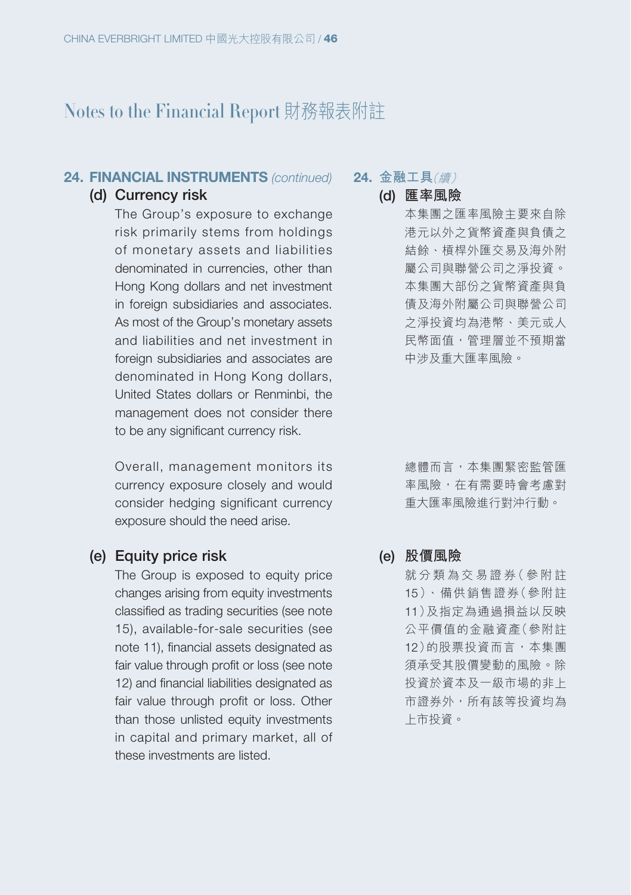# Notes to the Financial Report 財務報表附註

## 24. FINANCIAL INSTRUMENTS *(continued)*

### (d) Currency risk

The Group's exposure to exchange risk primarily stems from holdings of monetary assets and liabilities denominated in currencies, other than Hong Kong dollars and net investment in foreign subsidiaries and associates. As most of the Group's monetary assets and liabilities and net investment in foreign subsidiaries and associates are denominated in Hong Kong dollars, United States dollars or Renminbi, the management does not consider there to be any significant currency risk.

Overall, management monitors its currency exposure closely and would consider hedging significant currency exposure should the need arise.

### (e) Equity price risk

The Group is exposed to equity price changes arising from equity investments classified as trading securities (see note 15), available-for-sale securities (see note 11), financial assets designated as fair value through profit or loss (see note 12) and financial liabilities designated as fair value through profit or loss. Other than those unlisted equity investments in capital and primary market, all of these investments are listed.

## 24. 金融工具*(續)*

### (d) 匯率風險

本集團之匯率風險主要來自除港元以外之貨幣資產與負債之結餘、槓桿外匯交易及海外附屬公司與聯營公司之淨投資。本集團大部份之貨幣資產與負債及海外附屬公司與聯營公司之淨投資均為港幣、美元或人民幣面值，管理層並不預期當中涉及重大匯率風險。

總體而言，本集團緊密監管匯率風險，在有需要時會考慮對重大匯率風險進行對沖行動。

### (e) 股價風險

就分類為交易證券（參附註15）、備供銷售證券（參附註11）及指定為通過損益以反映公平價值的金融資產（參附註12）的股票投資而言，本集團須承受其股價變動的風險。除投資於資本及一級市場的非上市證券外，所有該等投資均為上市投資。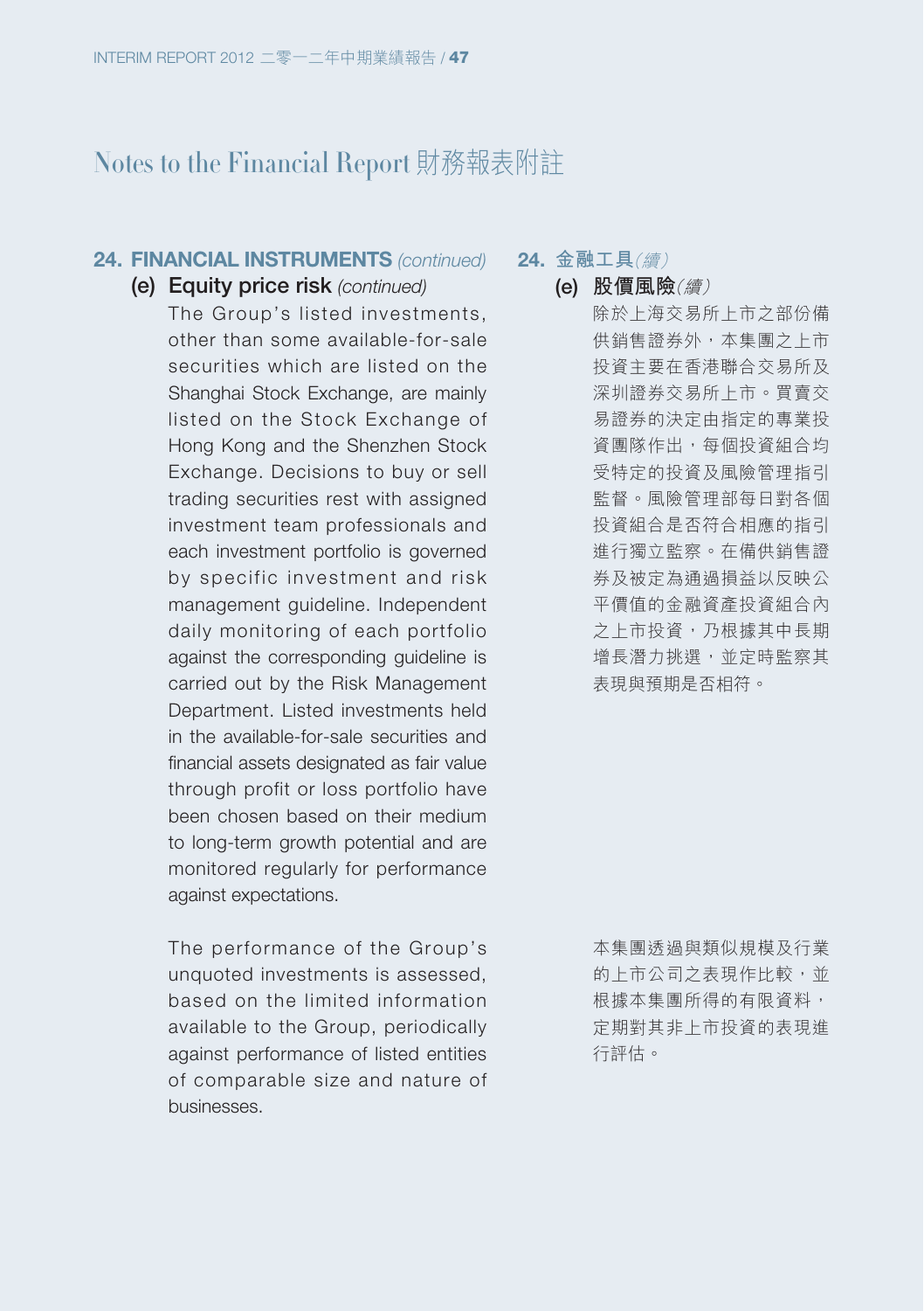# Notes to the Financial Report 財務報表附註

## 24. FINANCIAL INSTRUMENTS *(continued)*

### (e) Equity price risk *(continued)*

The Group's listed investments, other than some available-for-sale securities which are listed on the Shanghai Stock Exchange, are mainly listed on the Stock Exchange of Hong Kong and the Shenzhen Stock Exchange. Decisions to buy or sell trading securities rest with assigned investment team professionals and each investment portfolio is governed by specific investment and risk management guideline. Independent daily monitoring of each portfolio against the corresponding guideline is carried out by the Risk Management Department. Listed investments held in the available-for-sale securities and financial assets designated as fair value through profit or loss portfolio have been chosen based on their medium to long-term growth potential and are monitored regularly for performance against expectations.

The performance of the Group's unquoted investments is assessed, based on the limited information available to the Group, periodically against performance of listed entities of comparable size and nature of businesses.

## 24. 金融工具*(續)*

### (e) 股價風險*(續)*

除於上海交易所上市之部份備供銷售證券外，本集團之上市投資主要在香港聯合交易所及深圳證券交易所上市。買賣交易證券的決定由指定的專業投資團隊作出，每個投資組合均受特定的投資及風險管理指引監督。風險管理部每日對各個投資組合是否符合相應的指引進行獨立監察。在備供銷售證券及被定為通過損益以反映公平價值的金融資產投資組合內之上市投資，乃根據其中長期增長潛力挑選，並定時監察其表現與預期是否相符。

本集團透過與類似規模及行業的上市公司之表現作比較，並根據本集團所得的有限資料，定期對其非上市投資的表現進行評估。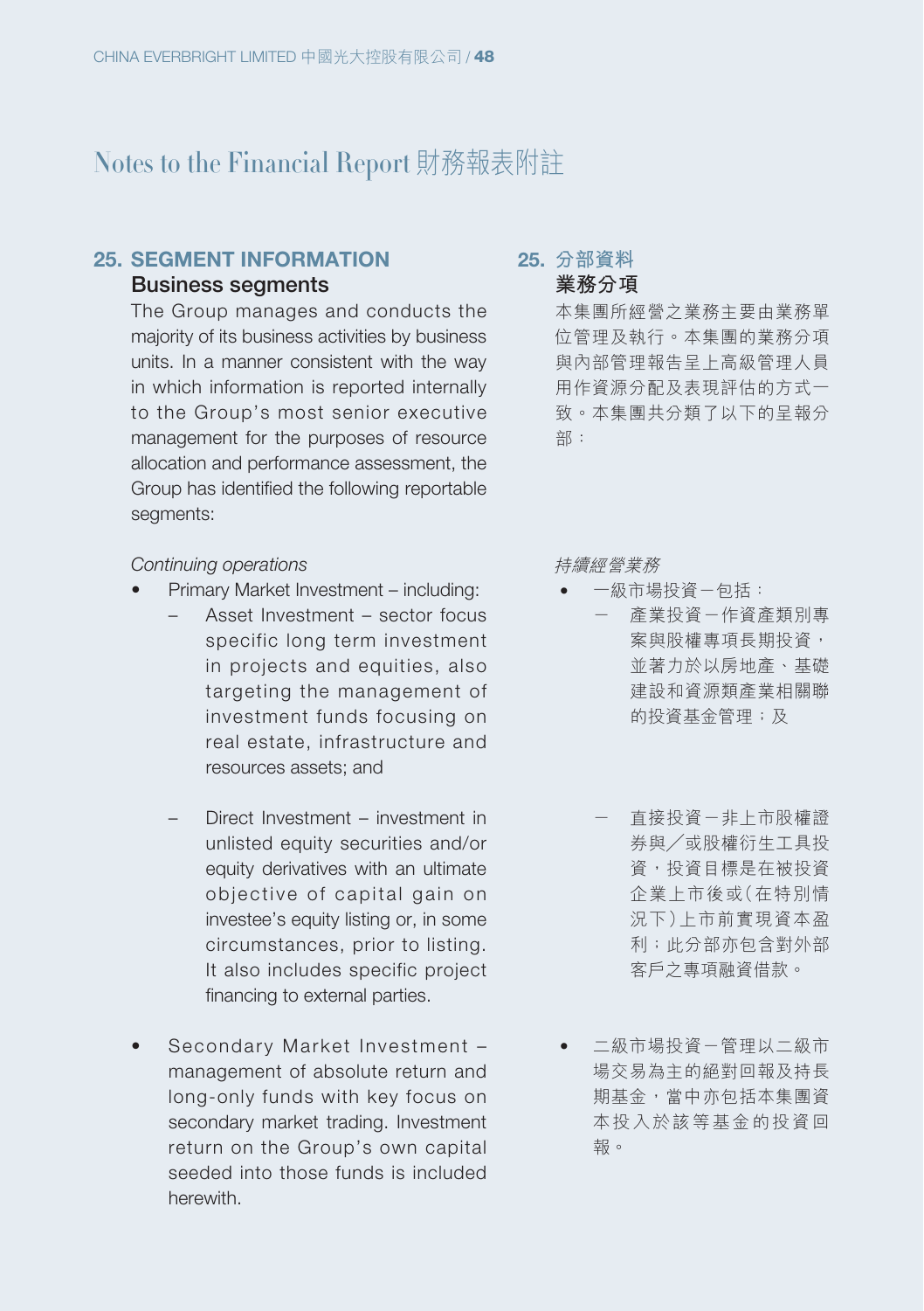# Notes to the Financial Report 財務報表附註

## 25. SEGMENT INFORMATION

### Business segments

The Group manages and conducts the majority of its business activities by business units. In a manner consistent with the way in which information is reported internally to the Group's most senior executive management for the purposes of resource allocation and performance assessment, the Group has identified the following reportable segments:

*Continuing operations*

- Primary Market Investment – including:
  - Asset Investment – sector focus specific long term investment in projects and equities, also targeting the management of investment funds focusing on real estate, infrastructure and resources assets; and
  - Direct Investment – investment in unlisted equity securities and/or equity derivatives with an ultimate objective of capital gain on investee's equity listing or, in some circumstances, prior to listing. It also includes specific project financing to external parties.
- Secondary Market Investment – management of absolute return and long-only funds with key focus on secondary market trading. Investment return on the Group's own capital seeded into those funds is included herewith.

## 25. 分部資料

### 業務分項

本集團所經營之業務主要由業務單位管理及執行。本集團的業務分項與內部管理報告呈上高級管理人員用作資源分配及表現評估的方式一致。本集團共分類了以下的呈報分部：

*持續經營業務*

- 一級市場投資－包括：
  - 產業投資－作資產類別專案與股權專項長期投資，並著力於以房地產、基礎建設和資源類產業相關聯的投資基金管理；及
  - 直接投資－非上市股權證券與╱或股權衍生工具投資，投資目標是在被投資企業上市後或（在特別情況下）上市前實現資本盈利；此分部亦包含對外部客戶之專項融資借款。
- 二級市場投資－管理以二級市場交易為主的絕對回報及持長期基金，當中亦包括本集團資本投入於該等基金的投資回報。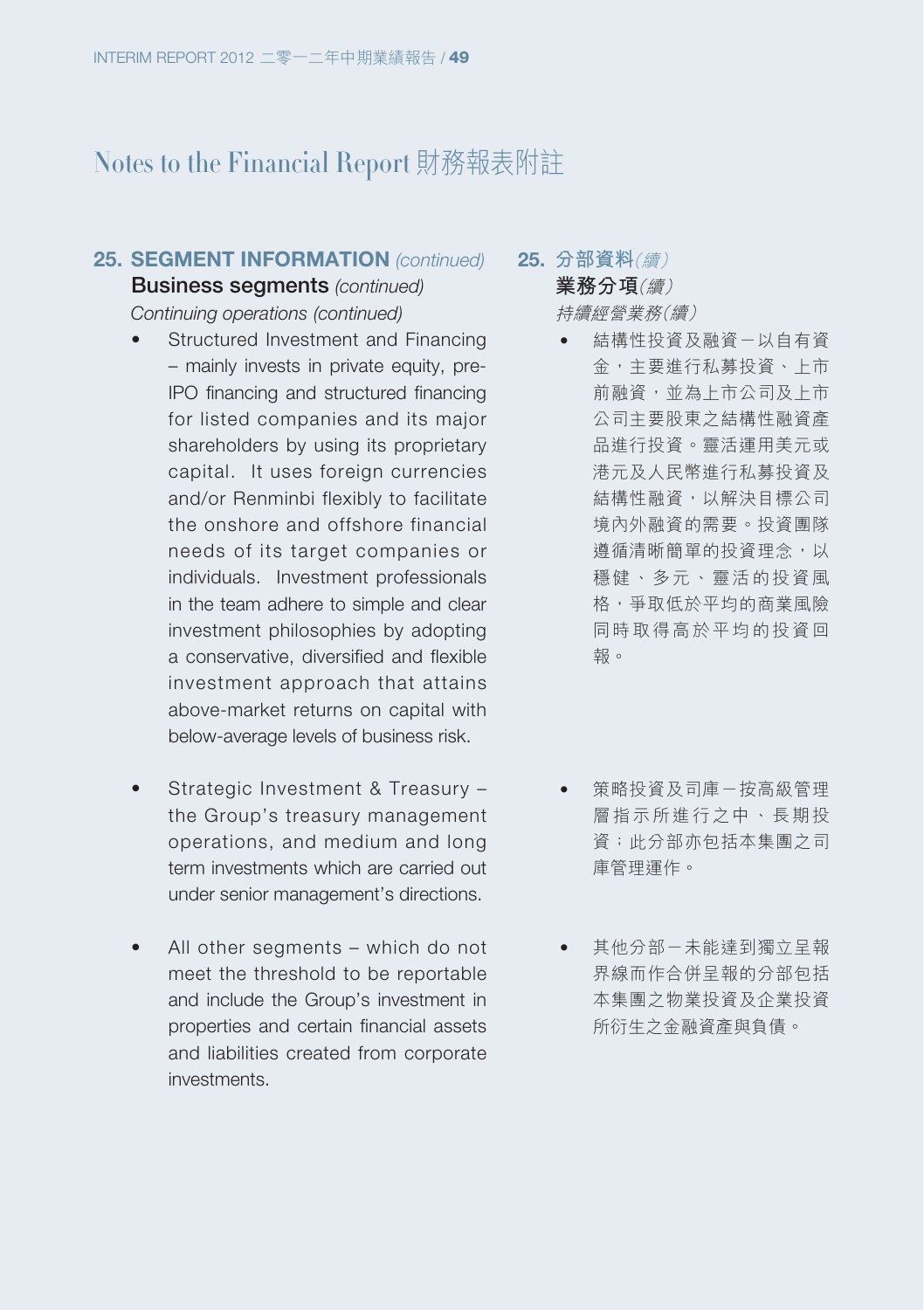# Notes to the Financial Report 財務報表附註

## 25. SEGMENT INFORMATION *(continued)*

### Business segments *(continued)*

*Continuing operations (continued)*

- Structured Investment and Financing – mainly invests in private equity, pre-IPO financing and structured financing for listed companies and its major shareholders by using its proprietary capital. It uses foreign currencies and/or Renminbi flexibly to facilitate the onshore and offshore financial needs of its target companies or individuals. Investment professionals in the team adhere to simple and clear investment philosophies by adopting a conservative, diversified and flexible investment approach that attains above-market returns on capital with below-average levels of business risk.

- Strategic Investment & Treasury – the Group's treasury management operations, and medium and long term investments which are carried out under senior management's directions.

- All other segments – which do not meet the threshold to be reportable and include the Group's investment in properties and certain financial assets and liabilities created from corporate investments.

## 25. 分部資料*(續)*

### 業務分項*(續)*

*持續經營業務(續)*

- 結構性投資及融資－以自有資金，主要進行私募投資、上市前融資，並為上市公司及上市公司主要股東之結構性融資產品進行投資。靈活運用美元或港元及人民幣進行私募投資及結構性融資，以解決目標公司境內外融資的需要。投資團隊遵循清晰簡單的投資理念，以穩健、多元、靈活的投資風格，爭取低於平均的商業風險同時取得高於平均的投資回報。

- 策略投資及司庫－按高級管理層指示所進行之中、長期投資；此分部亦包括本集團之司庫管理運作。

- 其他分部－未能達到獨立呈報界線而作合併呈報的分部包括本集團之物業投資及企業投資所衍生之金融資產與負債。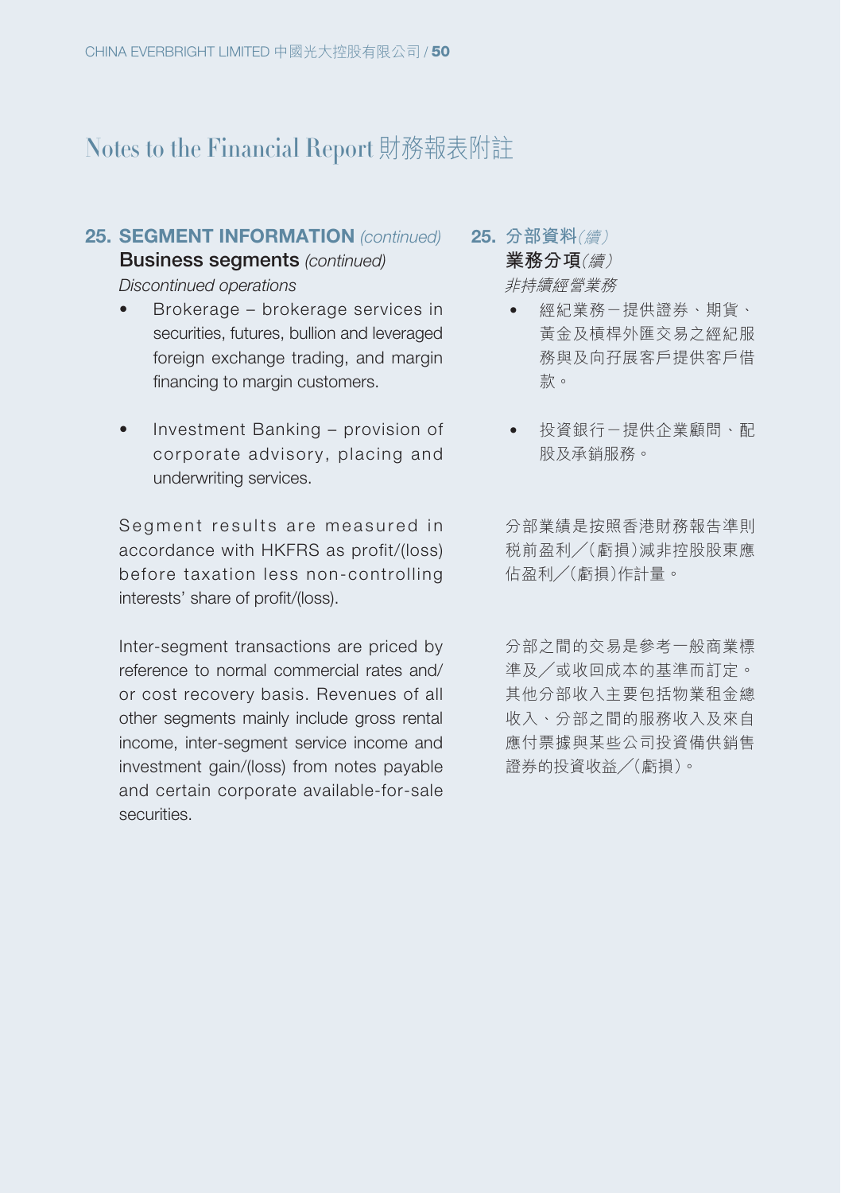## Notes to the Financial Report 財務報表附註

### 25. SEGMENT INFORMATION *(continued)*

**Business segments** *(continued)*

*Discontinued operations*

- Brokerage – brokerage services in securities, futures, bullion and leveraged foreign exchange trading, and margin financing to margin customers.
- Investment Banking – provision of corporate advisory, placing and underwriting services.

Segment results are measured in accordance with HKFRS as profit/(loss) before taxation less non-controlling interests' share of profit/(loss).

Inter-segment transactions are priced by reference to normal commercial rates and/or cost recovery basis. Revenues of all other segments mainly include gross rental income, inter-segment service income and investment gain/(loss) from notes payable and certain corporate available-for-sale securities.

### 25. 分部資料*(續)*

**業務分項***(續)*

*非持續經營業務*

- 經紀業務－提供證券、期貨、黃金及槓桿外匯交易之經紀服務與及向孖展客戶提供客戶借款。
- 投資銀行－提供企業顧問、配股及承銷服務。

分部業績是按照香港財務報告準則稅前盈利╱(虧損)減非控股股東應佔盈利╱(虧損)作計量。

分部之間的交易是參考一般商業標準及╱或收回成本的基準而訂定。其他分部收入主要包括物業租金總收入、分部之間的服務收入及來自應付票據與某些公司投資備供銷售證券的投資收益╱(虧損)。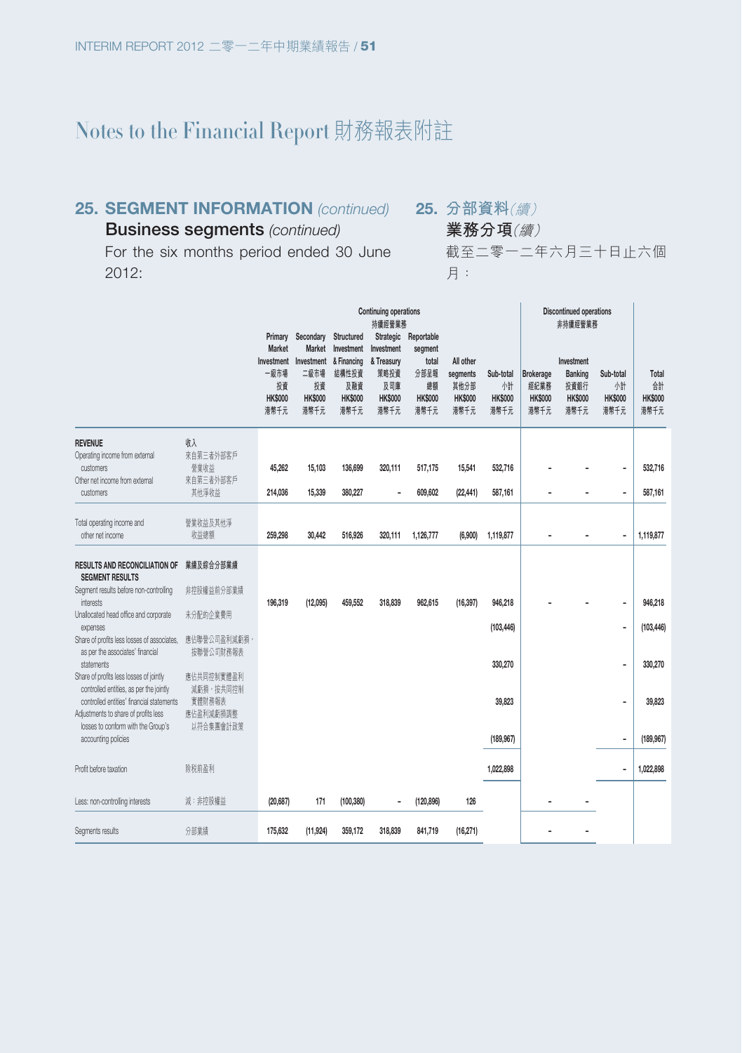# Notes to the Financial Report 財務報表附註

## 25. SEGMENT INFORMATION *(continued)* 25. 分部資料*(續)*

### Business segments *(continued)* 業務分項*(續)*

For the six months period ended 30 June 2012:

截至二零一二年六月三十日止六個月：

| | | Continuing operations 持續經營業務 | | | | | | | Discontinued operations 非持續經營業務 | | | |
|---|---|---|---|---|---|---|---|---|---|---|---|---|
| | | Primary Market Investment 一級市場投資 HK$000 港幣千元 | Secondary Market Investment 二級市場投資 HK$000 港幣千元 | Structured Investment & Financing 結構性投資及融資 HK$000 港幣千元 | Strategic Investment & Treasury 策略投資及司庫 HK$000 港幣千元 | Reportable segment total 分部呈報總額 HK$000 港幣千元 | All other segments 其他分部 HK$000 港幣千元 | Sub-total 小計 HK$000 港幣千元 | Brokerage 經紀業務 HK$000 港幣千元 | Investment Banking 投資銀行 HK$000 港幣千元 | Sub-total 小計 HK$000 港幣千元 | Total 合計 HK$000 港幣千元 |
| **REVENUE** | **收入** | | | | | | | | | | | |
| Operating income from external customers | 來自第三者外部客戶營業收益 | 45,262 | 15,103 | 136,699 | 320,111 | 517,175 | 15,541 | 532,716 | - | - | - | 532,716 |
| Other net income from external customers | 來自第三者外部客戶其他淨收益 | 214,036 | 15,339 | 380,227 | - | 609,602 | (22,441) | 587,161 | - | - | - | 587,161 |
| Total operating income and other net income | 營業收益及其他淨收益總額 | 259,298 | 30,442 | 516,926 | 320,111 | 1,126,777 | (6,900) | 1,119,877 | - | - | - | 1,119,877 |
| **RESULTS AND RECONCILIATION OF SEGMENT RESULTS** | **業績及綜合分部業績** | | | | | | | | | | | |
| Segment results before non-controlling interests | 非控股權益前分部業績 | 196,319 | (12,095) | 459,552 | 318,839 | 962,615 | (16,397) | 946,218 | - | - | - | 946,218 |
| Unallocated head office and corporate expenses | 未分配的企業費用 | | | | | | | (103,446) | | | - | (103,446) |
| Share of profits less losses of associates, as per the associates' financial statements | 應佔聯營公司盈利減虧損，按聯營公司財務報表 | | | | | | | 330,270 | | | - | 330,270 |
| Share of profits less losses of jointly controlled entities, as per the jointly controlled entities' financial statements | 應佔共同控制實體盈利減虧損，按共同控制實體財務報表 | | | | | | | 39,823 | | | - | 39,823 |
| Adjustments to share of profits less losses to conform with the Group's accounting policies | 應佔盈利減虧損調整以符合集團會計政策 | | | | | | | (189,967) | | | - | (189,967) |
| Profit before taxation | 除稅前盈利 | | | | | | | 1,022,898 | | | - | 1,022,898 |
| Less: non-controlling interests | 減：非控股權益 | (20,687) | 171 | (100,380) | - | (120,896) | 126 | | - | - | | |
| Segments results | 分部業績 | 175,632 | (11,924) | 359,172 | 318,839 | 841,719 | (16,271) | | - | - | | |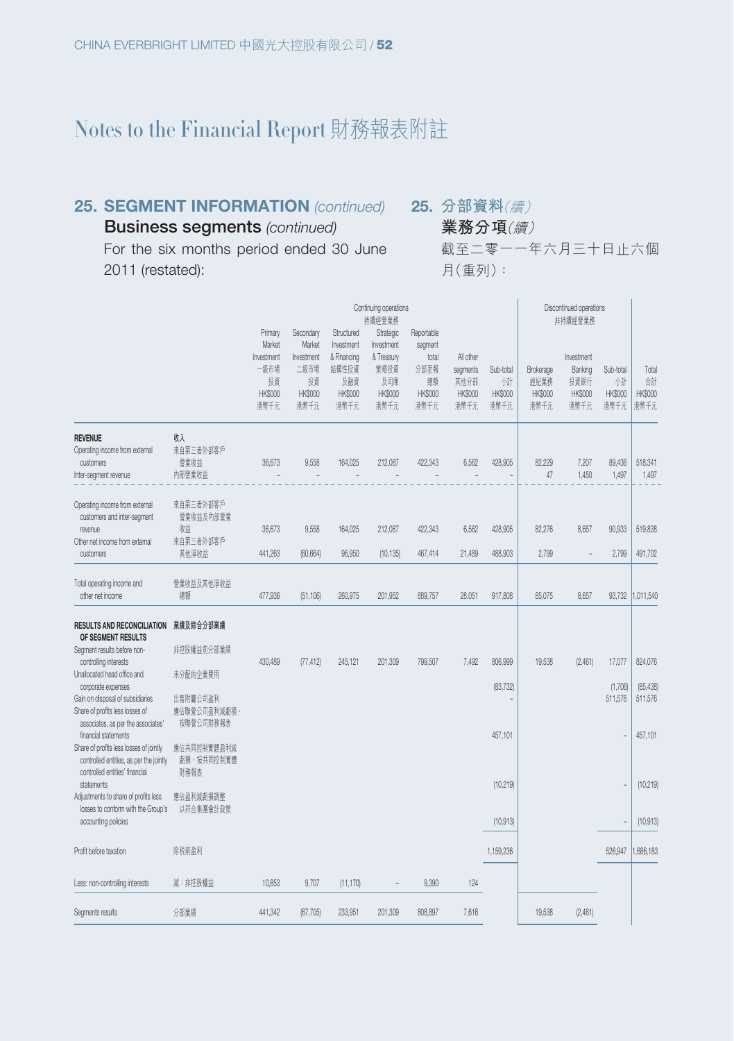# Notes to the Financial Report 財務報表附註

## 25. SEGMENT INFORMATION *(continued)* 25. 分部資料*(續)*

### Business segments *(continued)* 業務分項*(續)*

For the six months period ended 30 June 2011 (restated):

截至二零一一年六月三十日止六個月(重列):

| | | Continuing operations 持續經營業務 | | | | | | | Discontinued operations 非持續經營業務 | | | |
|---|---|---|---|---|---|---|---|---|---|---|---|---|
| | | Primary Market Investment 一級市場投資 HK$000 港幣千元 | Secondary Market Investment 二級市場投資 HK$000 港幣千元 | Structured Investment & Financing 結構性投資及融資 HK$000 港幣千元 | Strategic Investment & Treasury 策略投資及司庫 HK$000 港幣千元 | Reportable segment total 分部呈報總額 HK$000 港幣千元 | All other segments 其他分部 HK$000 港幣千元 | Sub-total 小計 HK$000 港幣千元 | Brokerage 經紀業務 HK$000 港幣千元 | Investment Banking 投資銀行 HK$000 港幣千元 | Sub-total 小計 HK$000 港幣千元 | Total 合計 HK$000 港幣千元 |
| **REVENUE** | **收入** | | | | | | | | | | | |
| Operating income from external customers | 來自第三者外部客戶營業收益 | 36,673 | 9,558 | 164,025 | 212,087 | 422,343 | 6,562 | 428,905 | 82,229 | 7,207 | 89,436 | 518,341 |
| Inter-segment revenue | 內部營業收益 | – | – | – | – | – | – | – | 47 | 1,450 | 1,497 | 1,497 |
| Operating income from external customers and inter-segment revenue | 來自第三者外部客戶營業收益及內部營業收益 | 36,673 | 9,558 | 164,025 | 212,087 | 422,343 | 6,562 | 428,905 | 82,276 | 8,657 | 90,933 | 519,838 |
| Other net income from external customers | 來自第三者外部客戶其他淨收益 | 441,263 | (60,664) | 96,950 | (10,135) | 467,414 | 21,489 | 488,903 | 2,799 | – | 2,799 | 491,702 |
| Total operating income and other net income | 營業收益及其他淨收益總額 | 477,936 | (51,106) | 260,975 | 201,952 | 889,757 | 28,051 | 917,808 | 85,075 | 8,657 | 93,732 | 1,011,540 |
| **RESULTS AND RECONCILIATION OF SEGMENT RESULTS** | **業績及綜合分部業績** | | | | | | | | | | | |
| Segment results before non-controlling interests | 非控股權益前分部業績 | 430,489 | (77,412) | 245,121 | 201,309 | 799,507 | 7,492 | 806,999 | 19,538 | (2,461) | 17,077 | 824,076 |
| Unallocated head office and corporate expenses | 未分配的企業費用 | | | | | | | (83,732) | | | (1,706) | (85,438) |
| Gain on disposal of subsidiaries | 出售附屬公司盈利 | | | | | | | – | | | 511,576 | 511,576 |
| Share of profits less losses of associates, as per the associates' financial statements | 應佔聯營公司盈利減虧損,按聯營公司財務報表 | | | | | | | 457,101 | | | – | 457,101 |
| Share of profits less losses of jointly controlled entities, as per the jointly controlled entities' financial statements | 應佔共同控制實體盈利減虧損,按共同控制實體財務報表 | | | | | | | (10,219) | | | – | (10,219) |
| Adjustments to share of profits less losses to conform with the Group's accounting policies | 應佔盈利減虧損調整以符合集團會計政策 | | | | | | | (10,913) | | | – | (10,913) |
| Profit before taxation | 除稅前盈利 | | | | | | | 1,159,236 | | | 526,947 | 1,686,183 |
| Less: non-controlling interests | 減:非控股權益 | 10,853 | 9,707 | (11,170) | – | 9,390 | 124 | | | | | |
| Segments results | 分部業績 | 441,342 | (67,705) | 233,951 | 201,309 | 808,897 | 7,616 | | 19,538 | (2,461) | | |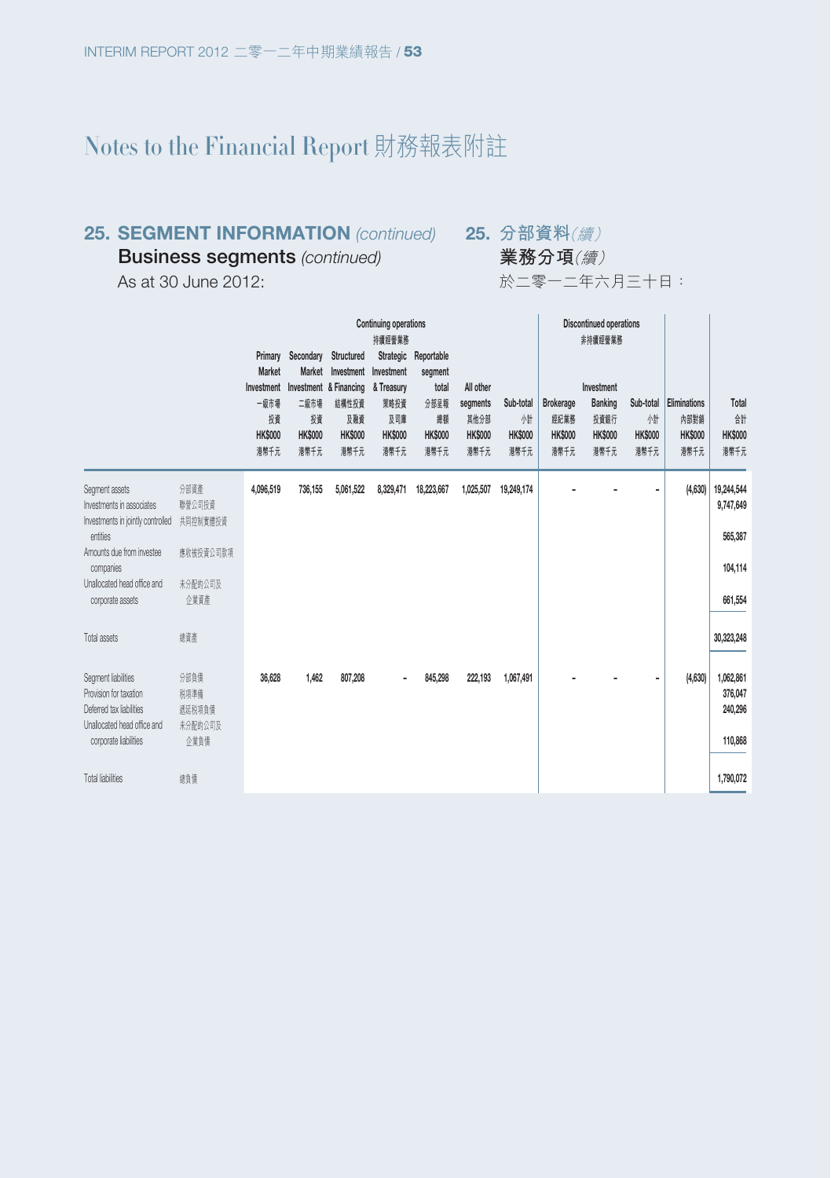## 25. SEGMENT INFORMATION *(continued)* 25. 分部資料*(續)*

### Business segments *(continued)* 業務分項*(續)*

As at 30 June 2012: 於二零一二年六月三十日：

| | | Continuing operations 持續經營業務 | | | | | | | Discontinued operations 非持續經營業務 | | | | |
|---|---|---|---|---|---|---|---|---|---|---|---|---|---|
| | | Primary Market Investment 一級市場投資 HK$000 港幣千元 | Secondary Market Investment 二級市場投資 HK$000 港幣千元 | Structured Investment & Financing 結構性投資及融資 HK$000 港幣千元 | Strategic Investment & Treasury 策略投資及司庫 HK$000 港幣千元 | Reportable segment total 分部呈報總額 HK$000 港幣千元 | All other segments 其他分部 HK$000 港幣千元 | Sub-total 小計 HK$000 港幣千元 | Brokerage 經紀業務 HK$000 港幣千元 | Investment Banking 投資銀行 HK$000 港幣千元 | Sub-total 小計 HK$000 港幣千元 | Eliminations 內部對銷 HK$000 港幣千元 | Total 合計 HK$000 港幣千元 |
| Segment assets | 分部資產 | 4,096,519 | 736,155 | 5,061,522 | 8,329,471 | 18,223,667 | 1,025,507 | 19,249,174 | - | - | - | (4,630) | 19,244,544 |
| Investments in associates | 聯營公司投資 | | | | | | | | | | | | 9,747,649 |
| Investments in jointly controlled entities | 共同控制實體投資 | | | | | | | | | | | | 565,387 |
| Amounts due from investee companies | 應收被投資公司款項 | | | | | | | | | | | | 104,114 |
| Unallocated head office and corporate assets | 未分配的公司及企業資產 | | | | | | | | | | | | 661,554 |
| Total assets | 總資產 | | | | | | | | | | | | 30,323,248 |
| Segment liabilities | 分部負債 | 36,628 | 1,462 | 807,208 | - | 845,298 | 222,193 | 1,067,491 | - | - | - | (4,630) | 1,062,861 |
| Provision for taxation | 稅項準備 | | | | | | | | | | | | 376,047 |
| Deferred tax liabilities | 遞延稅項負債 | | | | | | | | | | | | 240,296 |
| Unallocated head office and corporate liabilities | 未分配的公司及企業負債 | | | | | | | | | | | | 110,868 |
| Total liabilities | 總負債 | | | | | | | | | | | | 1,790,072 |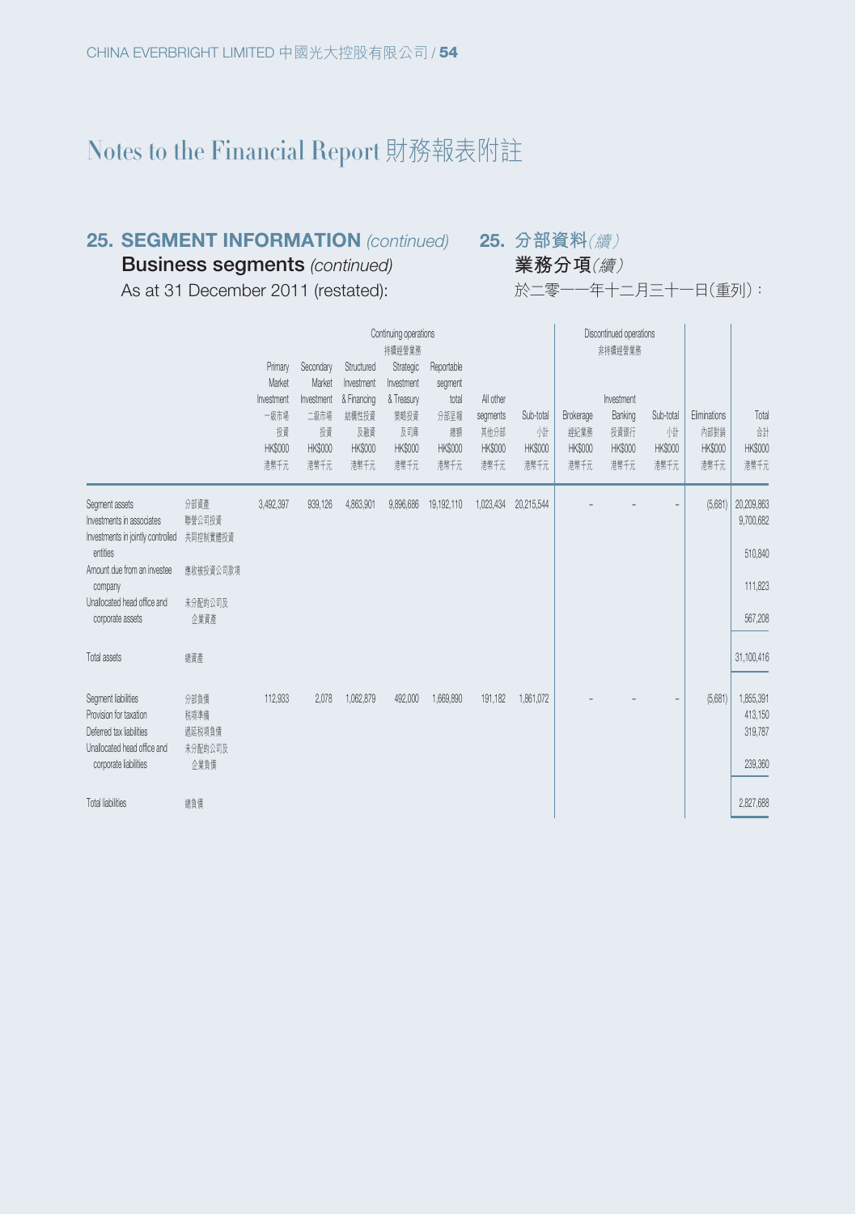# Notes to the Financial Report 財務報表附註

## 25. SEGMENT INFORMATION *(continued)* 25. 分部資料*(續)*

### Business segments *(continued)* 業務分項*(續)*

As at 31 December 2011 (restated): 於二零一一年十二月三十一日(重列):

| | | Continuing operations 持續經營業務 | | | | | | | Discontinued operations 非持續經營業務 | | | | |
|---|---|---|---|---|---|---|---|---|---|---|---|---|---|
| | | Primary Market Investment 一級市場投資 HK$000 港幣千元 | Secondary Market Investment 二級市場投資 HK$000 港幣千元 | Structured Investment & Financing 結構性投資及融資 HK$000 港幣千元 | Strategic Investment & Treasury 策略投資及司庫 HK$000 港幣千元 | Reportable segment total 分部呈報總額 HK$000 港幣千元 | All other segments 其他分部 HK$000 港幣千元 | Sub-total 小計 HK$000 港幣千元 | Brokerage 經紀業務 HK$000 港幣千元 | Investment Banking 投資銀行 HK$000 港幣千元 | Sub-total 小計 HK$000 港幣千元 | Eliminations 內部對銷 HK$000 港幣千元 | Total 合計 HK$000 港幣千元 |
| Segment assets | 分部資產 | 3,492,397 | 939,126 | 4,863,901 | 9,896,686 | 19,192,110 | 1,023,434 | 20,215,544 | – | – | – | (5,681) | 20,209,863 |
| Investments in associates | 聯營公司投資 | | | | | | | | | | | | 9,700,682 |
| Investments in jointly controlled entities | 共同控制實體投資 | | | | | | | | | | | | 510,840 |
| Amount due from an investee company | 應收被投資公司款項 | | | | | | | | | | | | 111,823 |
| Unallocated head office and corporate assets | 未分配的公司及企業資產 | | | | | | | | | | | | 567,208 |
| Total assets | 總資產 | | | | | | | | | | | | 31,100,416 |
| Segment liabilities | 分部負債 | 112,933 | 2,078 | 1,062,879 | 492,000 | 1,669,890 | 191,182 | 1,861,072 | – | – | – | (5,681) | 1,855,391 |
| Provision for taxation | 稅項準備 | | | | | | | | | | | | 413,150 |
| Deferred tax liabilities | 遞延稅項負債 | | | | | | | | | | | | 319,787 |
| Unallocated head office and corporate liabilities | 未分配的公司及企業負債 | | | | | | | | | | | | 239,360 |
| Total liabilities | 總負債 | | | | | | | | | | | | 2,827,688 |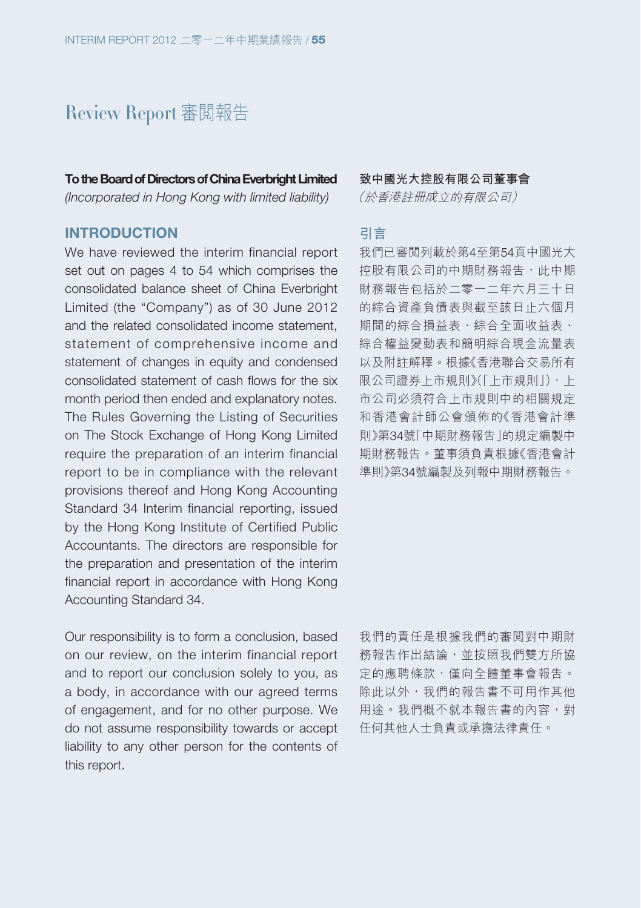# Review Report 審閱報告

**To the Board of Directors of China Everbright Limited**
*(Incorporated in Hong Kong with limited liability)*

## INTRODUCTION

We have reviewed the interim financial report set out on pages 4 to 54 which comprises the consolidated balance sheet of China Everbright Limited (the "Company") as of 30 June 2012 and the related consolidated income statement, statement of comprehensive income and statement of changes in equity and condensed consolidated statement of cash flows for the six month period then ended and explanatory notes. The Rules Governing the Listing of Securities on The Stock Exchange of Hong Kong Limited require the preparation of an interim financial report to be in compliance with the relevant provisions thereof and Hong Kong Accounting Standard 34 Interim financial reporting, issued by the Hong Kong Institute of Certified Public Accountants. The directors are responsible for the preparation and presentation of the interim financial report in accordance with Hong Kong Accounting Standard 34.

Our responsibility is to form a conclusion, based on our review, on the interim financial report and to report our conclusion solely to you, as a body, in accordance with our agreed terms of engagement, and for no other purpose. We do not assume responsibility towards or accept liability to any other person for the contents of this report.

**致中國光大控股有限公司董事會**
*（於香港註冊成立的有限公司）*

## 引言

我們已審閱列載於第4至第54頁中國光大控股有限公司的中期財務報告，此中期財務報告包括於二零一二年六月三十日的綜合資產負債表與截至該日止六個月期間的綜合損益表、綜合全面收益表、綜合權益變動表和簡明綜合現金流量表以及附註解釋。根據《香港聯合交易所有限公司證券上市規則》(「上市規則」)，上市公司必須符合上市規則中的相關規定和香港會計師公會頒佈的《香港會計準則》第34號「中期財務報告」的規定編製中期財務報告。董事須負責根據《香港會計準則》第34號編製及列報中期財務報告。

我們的責任是根據我們的審閱對中期財務報告作出結論，並按照我們雙方所協定的應聘條款，僅向全體董事會報告。除此以外，我們的報告書不可用作其他用途。我們概不就本報告書的內容，對任何其他人士負責或承擔法律責任。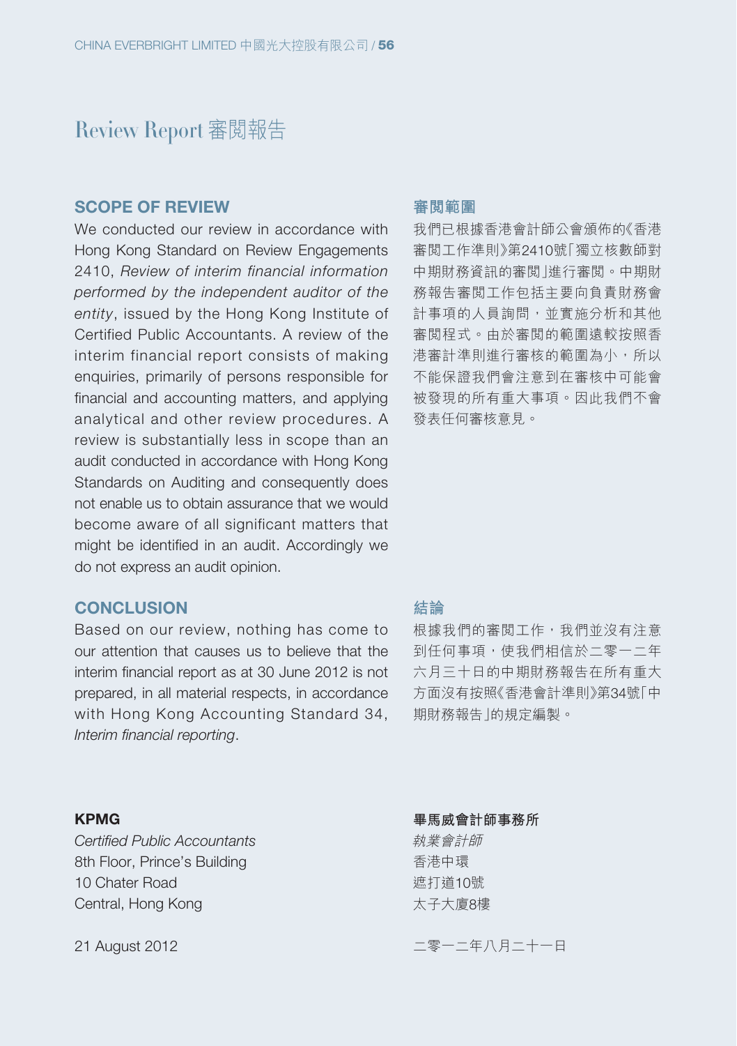# Review Report 審閱報告

## SCOPE OF REVIEW

We conducted our review in accordance with Hong Kong Standard on Review Engagements 2410, *Review of interim financial information performed by the independent auditor of the entity*, issued by the Hong Kong Institute of Certified Public Accountants. A review of the interim financial report consists of making enquiries, primarily of persons responsible for financial and accounting matters, and applying analytical and other review procedures. A review is substantially less in scope than an audit conducted in accordance with Hong Kong Standards on Auditing and consequently does not enable us to obtain assurance that we would become aware of all significant matters that might be identified in an audit. Accordingly we do not express an audit opinion.

## 審閱範圍

我們已根據香港會計師公會頒佈的《香港審閱工作準則》第2410號「獨立核數師對中期財務資訊的審閱」進行審閱。中期財務報告審閱工作包括主要向負責財務會計事項的人員詢問，並實施分析和其他審閱程式。由於審閱的範圍遠較按照香港審計準則進行審核的範圍為小，所以不能保證我們會注意到在審核中可能會被發現的所有重大事項。因此我們不會發表任何審核意見。

## CONCLUSION

Based on our review, nothing has come to our attention that causes us to believe that the interim financial report as at 30 June 2012 is not prepared, in all material respects, in accordance with Hong Kong Accounting Standard 34, *Interim financial reporting*.

## 結論

根據我們的審閱工作，我們並沒有注意到任何事項，使我們相信於二零一二年六月三十日的中期財務報告在所有重大方面沒有按照《香港會計準則》第34號「中期財務報告」的規定編製。

**KPMG**
*Certified Public Accountants*
8th Floor, Prince's Building
10 Chater Road
Central, Hong Kong

21 August 2012

**畢馬威會計師事務所**
*執業會計師*
香港中環
遮打道10號
太子大廈8樓

二零一二年八月二十一日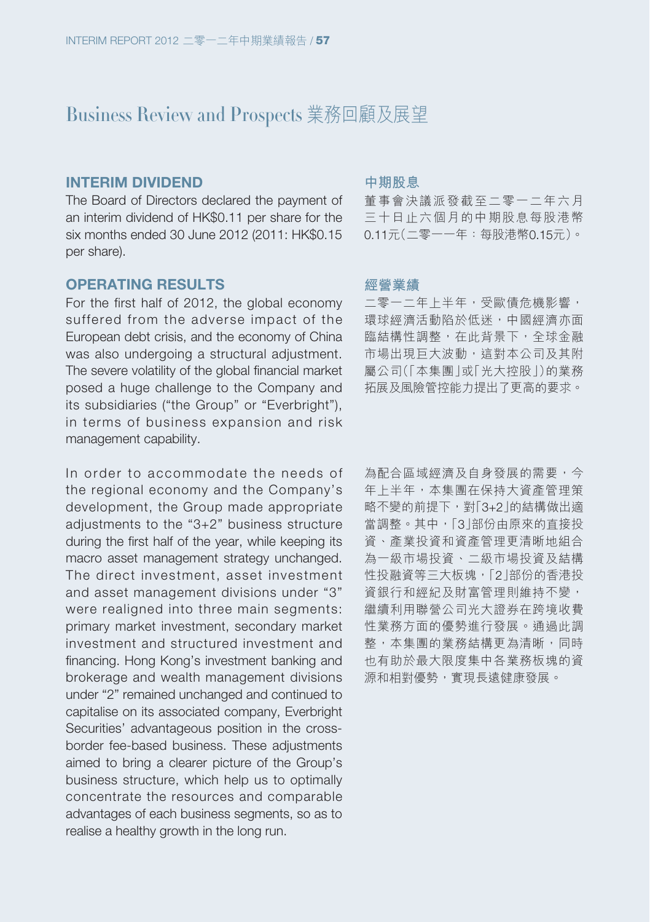# Business Review and Prospects 業務回顧及展望

## INTERIM DIVIDEND

The Board of Directors declared the payment of an interim dividend of HK$0.11 per share for the six months ended 30 June 2012 (2011: HK$0.15 per share).

## 中期股息

董事會決議派發截至二零一二年六月三十日止六個月的中期股息每股港幣0.11元(二零一一年:每股港幣0.15元)。

## OPERATING RESULTS

For the first half of 2012, the global economy suffered from the adverse impact of the European debt crisis, and the economy of China was also undergoing a structural adjustment. The severe volatility of the global financial market posed a huge challenge to the Company and its subsidiaries ("the Group" or "Everbright"), in terms of business expansion and risk management capability.

In order to accommodate the needs of the regional economy and the Company's development, the Group made appropriate adjustments to the "3+2" business structure during the first half of the year, while keeping its macro asset management strategy unchanged. The direct investment, asset investment and asset management divisions under "3" were realigned into three main segments: primary market investment, secondary market investment and structured investment and financing. Hong Kong's investment banking and brokerage and wealth management divisions under "2" remained unchanged and continued to capitalise on its associated company, Everbright Securities' advantageous position in the cross-border fee-based business. These adjustments aimed to bring a clearer picture of the Group's business structure, which help us to optimally concentrate the resources and comparable advantages of each business segments, so as to realise a healthy growth in the long run.

## 經營業績

二零一二年上半年,受歐債危機影響,環球經濟活動陷於低迷,中國經濟亦面臨結構性調整,在此背景下,全球金融市場出現巨大波動,這對本公司及其附屬公司(「本集團」或「光大控股」)的業務拓展及風險管控能力提出了更高的要求。

為配合區域經濟及自身發展的需要,今年上半年,本集團在保持大資產管理策略不變的前提下,對「3+2」的結構做出適當調整。其中,「3」部份由原來的直接投資、產業投資和資產管理更清晰地組合為一級市場投資、二級市場投資及結構性投融資等三大板塊,「2」部份的香港投資銀行和經紀及財富管理則維持不變,繼續利用聯營公司光大證券在跨境收費性業務方面的優勢進行發展。通過此調整,本集團的業務結構更為清晰,同時也有助於最大限度集中各業務板塊的資源和相對優勢,實現長遠健康發展。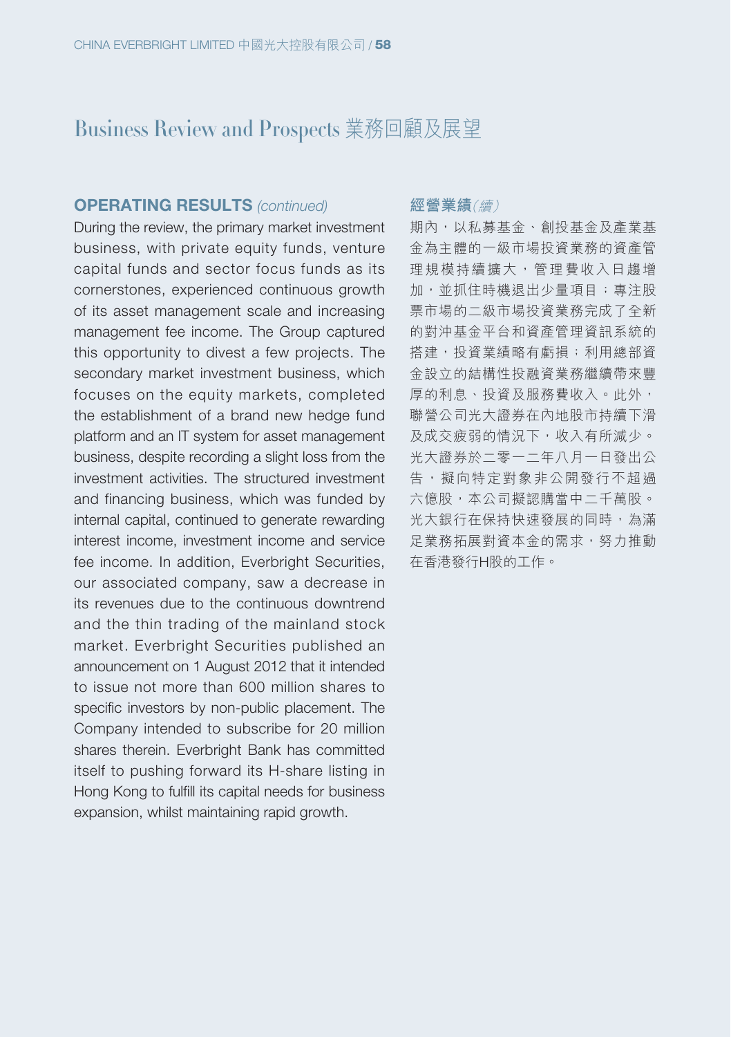# Business Review and Prospects 業務回顧及展望

## OPERATING RESULTS *(continued)*

During the review, the primary market investment business, with private equity funds, venture capital funds and sector focus funds as its cornerstones, experienced continuous growth of its asset management scale and increasing management fee income. The Group captured this opportunity to divest a few projects. The secondary market investment business, which focuses on the equity markets, completed the establishment of a brand new hedge fund platform and an IT system for asset management business, despite recording a slight loss from the investment activities. The structured investment and financing business, which was funded by internal capital, continued to generate rewarding interest income, investment income and service fee income. In addition, Everbright Securities, our associated company, saw a decrease in its revenues due to the continuous downtrend and the thin trading of the mainland stock market. Everbright Securities published an announcement on 1 August 2012 that it intended to issue not more than 600 million shares to specific investors by non-public placement. The Company intended to subscribe for 20 million shares therein. Everbright Bank has committed itself to pushing forward its H-share listing in Hong Kong to fulfill its capital needs for business expansion, whilst maintaining rapid growth.

## 經營業績*(續)*

期內，以私募基金、創投基金及產業基金為主體的一級市場投資業務的資產管理規模持續擴大，管理費收入日趨增加，並抓住時機退出少量項目；專注股票市場的二級市場投資業務完成了全新的對沖基金平台和資產管理資訊系統的搭建，投資業績略有虧損；利用總部資金設立的結構性投融資業務繼續帶來豐厚的利息、投資及服務費收入。此外，聯營公司光大證券在內地股市持續下滑及成交疲弱的情況下，收入有所減少。光大證券於二零一二年八月一日發出公告，擬向特定對象非公開發行不超過六億股，本公司擬認購當中二千萬股。光大銀行在保持快速發展的同時，為滿足業務拓展對資本金的需求，努力推動在香港發行H股的工作。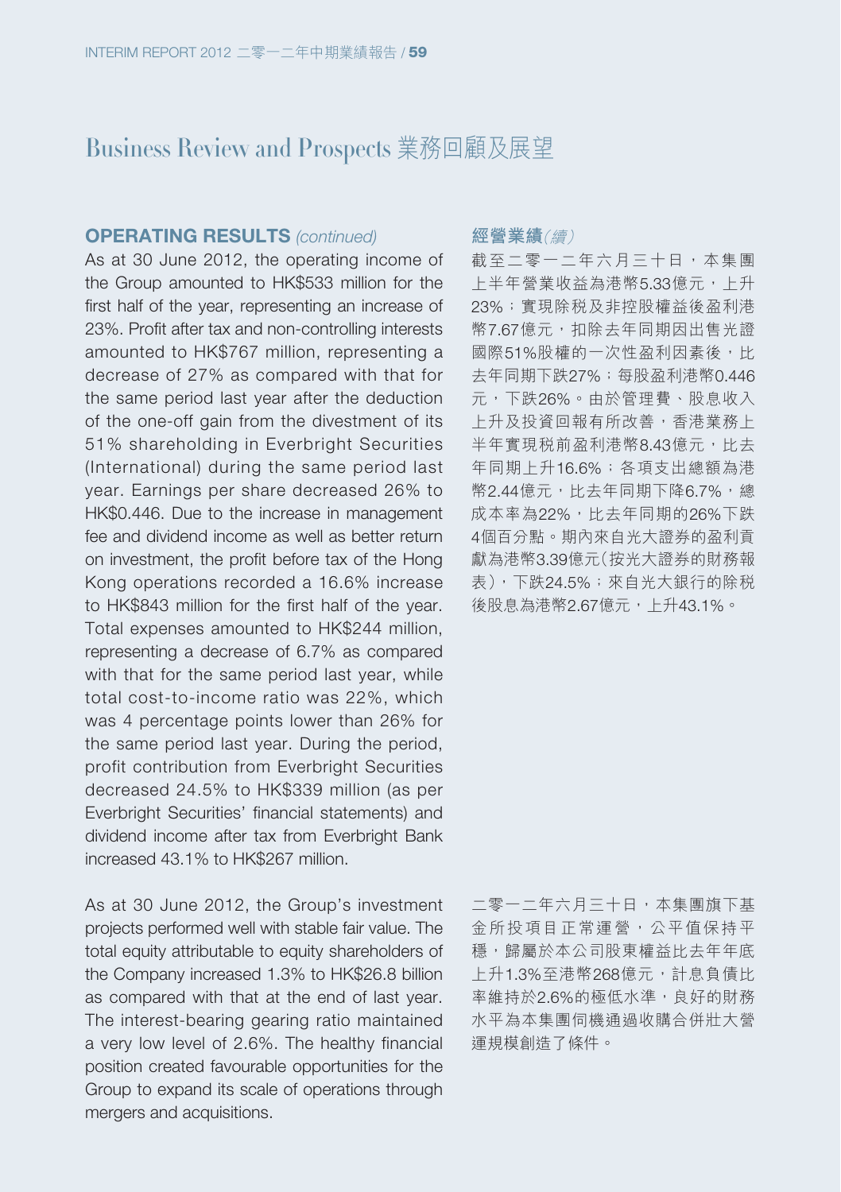# Business Review and Prospects 業務回顧及展望

## OPERATING RESULTS *(continued)*

As at 30 June 2012, the operating income of the Group amounted to HK$533 million for the first half of the year, representing an increase of 23%. Profit after tax and non-controlling interests amounted to HK$767 million, representing a decrease of 27% as compared with that for the same period last year after the deduction of the one-off gain from the divestment of its 51% shareholding in Everbright Securities (International) during the same period last year. Earnings per share decreased 26% to HK$0.446. Due to the increase in management fee and dividend income as well as better return on investment, the profit before tax of the Hong Kong operations recorded a 16.6% increase to HK$843 million for the first half of the year. Total expenses amounted to HK$244 million, representing a decrease of 6.7% as compared with that for the same period last year, while total cost-to-income ratio was 22%, which was 4 percentage points lower than 26% for the same period last year. During the period, profit contribution from Everbright Securities decreased 24.5% to HK$339 million (as per Everbright Securities' financial statements) and dividend income after tax from Everbright Bank increased 43.1% to HK$267 million.

As at 30 June 2012, the Group's investment projects performed well with stable fair value. The total equity attributable to equity shareholders of the Company increased 1.3% to HK$26.8 billion as compared with that at the end of last year. The interest-bearing gearing ratio maintained a very low level of 2.6%. The healthy financial position created favourable opportunities for the Group to expand its scale of operations through mergers and acquisitions.

## 經營業績*(續)*

截至二零一二年六月三十日，本集團上半年營業收益為港幣5.33億元，上升23%；實現除稅及非控股權益後盈利港幣7.67億元，扣除去年同期因出售光證國際51%股權的一次性盈利因素後，比去年同期下跌27%；每股盈利港幣0.446元，下跌26%。由於管理費、股息收入上升及投資回報有所改善，香港業務上半年實現稅前盈利港幣8.43億元，比去年同期上升16.6%；各項支出總額為港幣2.44億元，比去年同期下降6.7%，總成本率為22%，比去年同期的26%下跌4個百分點。期內來自光大證券的盈利貢獻為港幣3.39億元(按光大證券的財務報表)，下跌24.5%；來自光大銀行的除稅後股息為港幣2.67億元，上升43.1%。

二零一二年六月三十日，本集團旗下基金所投項目正常運營，公平值保持平穩，歸屬於本公司股東權益比去年年底上升1.3%至港幣268億元，計息負債比率維持於2.6%的極低水準，良好的財務水平為本集團伺機通過收購合併壯大營運規模創造了條件。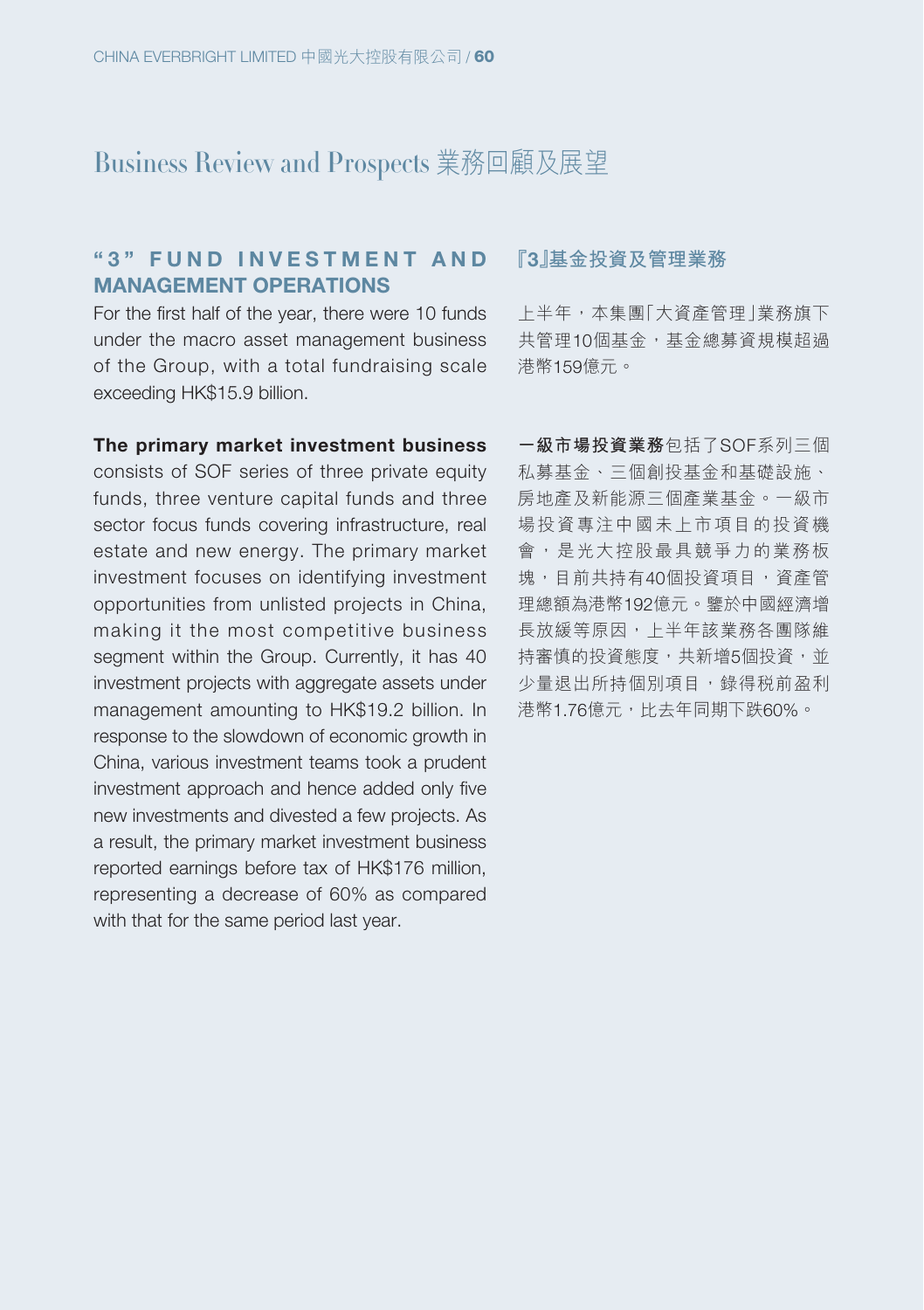# Business Review and Prospects 業務回顧及展望

## "3" FUND INVESTMENT AND MANAGEMENT OPERATIONS

For the first half of the year, there were 10 funds under the macro asset management business of the Group, with a total fundraising scale exceeding HK$15.9 billion.

**The primary market investment business** consists of SOF series of three private equity funds, three venture capital funds and three sector focus funds covering infrastructure, real estate and new energy. The primary market investment focuses on identifying investment opportunities from unlisted projects in China, making it the most competitive business segment within the Group. Currently, it has 40 investment projects with aggregate assets under management amounting to HK$19.2 billion. In response to the slowdown of economic growth in China, various investment teams took a prudent investment approach and hence added only five new investments and divested a few projects. As a result, the primary market investment business reported earnings before tax of HK$176 million, representing a decrease of 60% as compared with that for the same period last year.

## 『3』基金投資及管理業務

上半年，本集團「大資產管理」業務旗下共管理10個基金，基金總募資規模超過港幣159億元。

**一級市場投資業務**包括了SOF系列三個私募基金、三個創投基金和基礎設施、房地產及新能源三個產業基金。一級市場投資專注中國未上市項目的投資機會，是光大控股最具競爭力的業務板塊，目前共持有40個投資項目，資產管理總額為港幣192億元。鑒於中國經濟增長放緩等原因，上半年該業務各團隊維持審慎的投資態度，共新增5個投資，並少量退出所持個別項目，錄得稅前盈利港幣1.76億元，比去年同期下跌60%。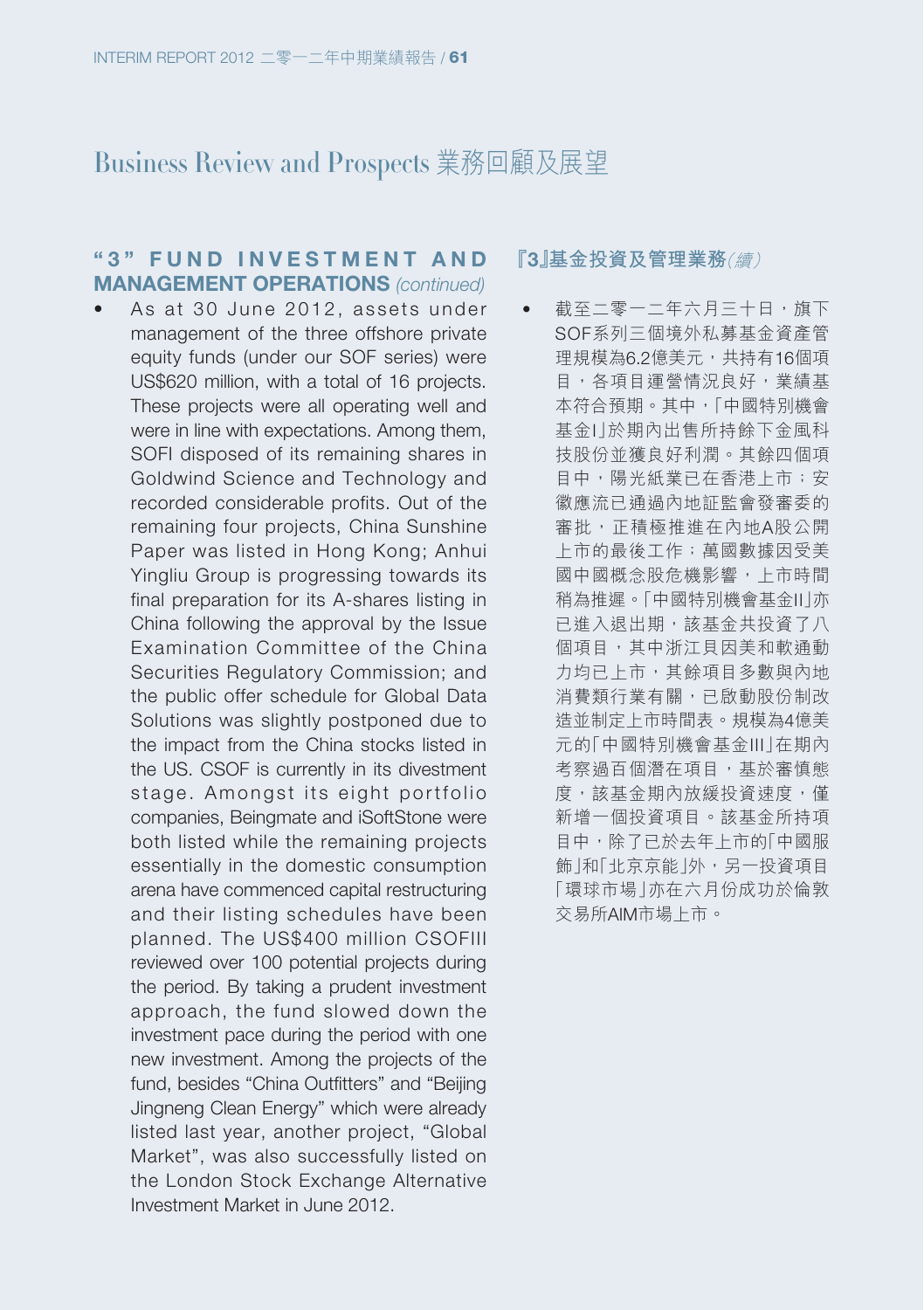# Business Review and Prospects 業務回顧及展望

## "3" FUND INVESTMENT AND MANAGEMENT OPERATIONS *(continued)*

- As at 30 June 2012, assets under management of the three offshore private equity funds (under our SOF series) were US$620 million, with a total of 16 projects. These projects were all operating well and were in line with expectations. Among them, SOFI disposed of its remaining shares in Goldwind Science and Technology and recorded considerable profits. Out of the remaining four projects, China Sunshine Paper was listed in Hong Kong; Anhui Yingliu Group is progressing towards its final preparation for its A-shares listing in China following the approval by the Issue Examination Committee of the China Securities Regulatory Commission; and the public offer schedule for Global Data Solutions was slightly postponed due to the impact from the China stocks listed in the US. CSOF is currently in its divestment stage. Amongst its eight portfolio companies, Beingmate and iSoftStone were both listed while the remaining projects essentially in the domestic consumption arena have commenced capital restructuring and their listing schedules have been planned. The US$400 million CSOFIII reviewed over 100 potential projects during the period. By taking a prudent investment approach, the fund slowed down the investment pace during the period with one new investment. Among the projects of the fund, besides "China Outfitters" and "Beijing Jingneng Clean Energy" which were already listed last year, another project, "Global Market", was also successfully listed on the London Stock Exchange Alternative Investment Market in June 2012.

## 『3』基金投資及管理業務*(續)*

- 截至二零一二年六月三十日，旗下SOF系列三個境外私募基金資產管理規模為6.2億美元，共持有16個項目，各項目運營情況良好，業績基本符合預期。其中，「中國特別機會基金I」於期內出售所持餘下金風科技股份並獲良好利潤。其餘四個項目中，陽光紙業已在香港上市；安徽應流已通過內地証監會發審委的審批，正積極推進在內地A股公開上市的最後工作；萬國數據因受美國中國概念股危機影響，上市時間稍為推遲。「中國特別機會基金II」亦已進入退出期，該基金共投資了八個項目，其中浙江貝因美和軟通動力均已上市，其餘項目多數與內地消費類行業有關，已啟動股份制改造並制定上市時間表。規模為4億美元的「中國特別機會基金III」在期內考察過百個潛在項目，基於審慎態度，該基金期內放緩投資速度，僅新增一個投資項目。該基金所持項目中，除了已於去年上市的「中國服飾」和「北京京能」外，另一投資項目「環球市場」亦在六月份成功於倫敦交易所AIM市場上市。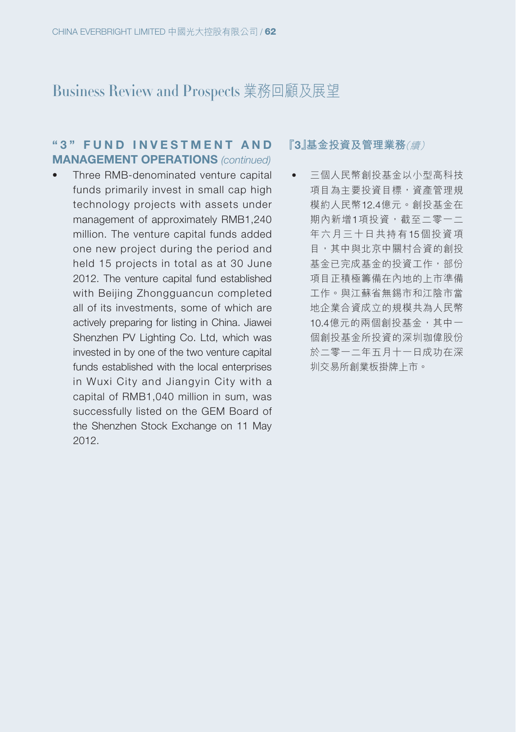# Business Review and Prospects 業務回顧及展望

## "3" FUND INVESTMENT AND MANAGEMENT OPERATIONS *(continued)*

- Three RMB-denominated venture capital funds primarily invest in small cap high technology projects with assets under management of approximately RMB1,240 million. The venture capital funds added one new project during the period and held 15 projects in total as at 30 June 2012. The venture capital fund established with Beijing Zhongguancun completed all of its investments, some of which are actively preparing for listing in China. Jiawei Shenzhen PV Lighting Co. Ltd, which was invested in by one of the two venture capital funds established with the local enterprises in Wuxi City and Jiangyin City with a capital of RMB1,040 million in sum, was successfully listed on the GEM Board of the Shenzhen Stock Exchange on 11 May 2012.

## 『3』基金投資及管理業務*(續)*

- 三個人民幣創投基金以小型高科技項目為主要投資目標，資產管理規模約人民幣12.4億元。創投基金在期內新增1項投資，截至二零一二年六月三十日共持有15個投資項目，其中與北京中關村合資的創投基金已完成基金的投資工作，部份項目正積極籌備在內地的上市準備工作。與江蘇省無錫市和江陰市當地企業合資成立的規模共為人民幣10.4億元的兩個創投基金，其中一個創投基金所投資的深圳珈偉股份於二零一二年五月十一日成功在深圳交易所創業板掛牌上市。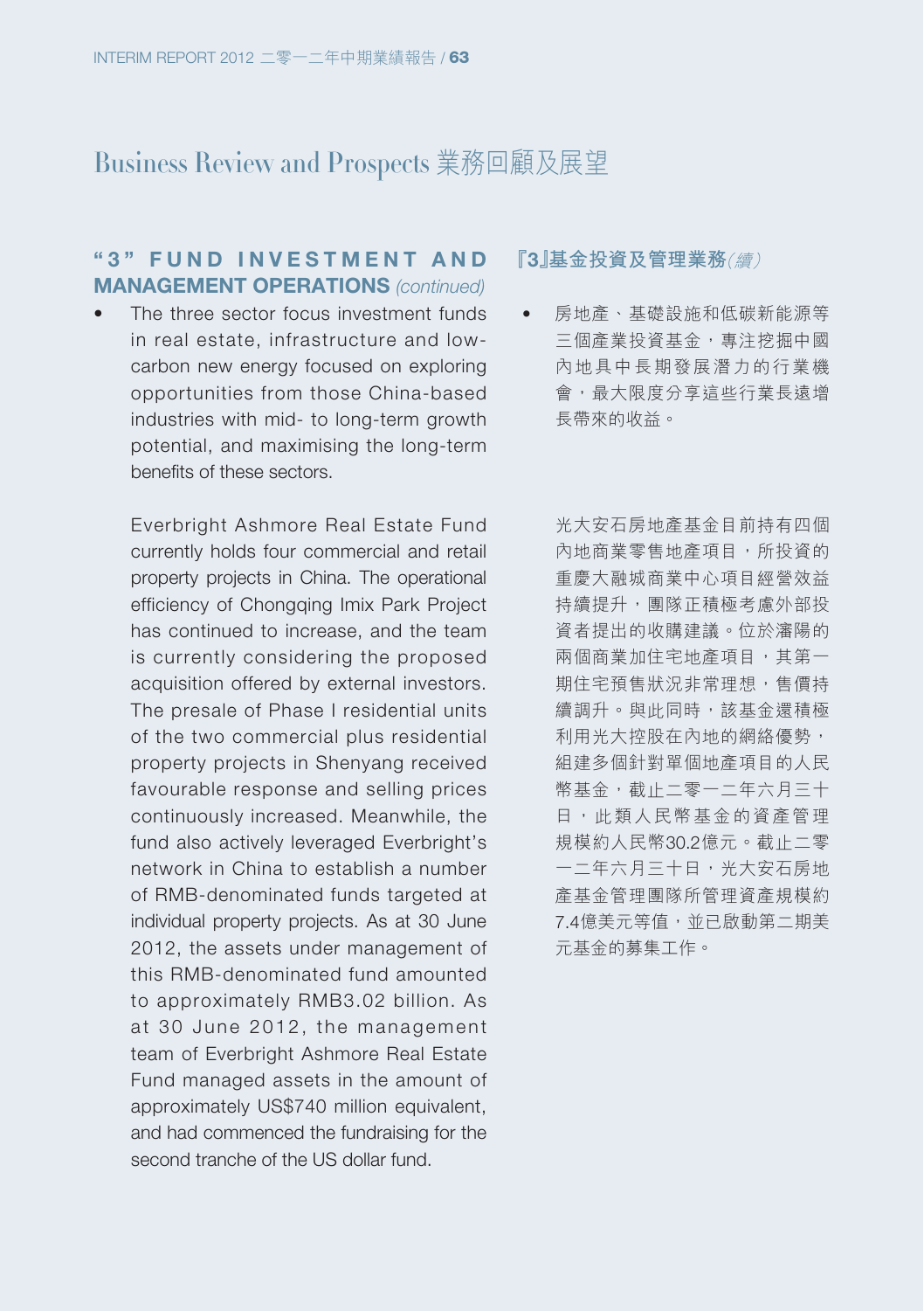# Business Review and Prospects 業務回顧及展望

## "3" FUND INVESTMENT AND MANAGEMENT OPERATIONS *(continued)*

- The three sector focus investment funds in real estate, infrastructure and low-carbon new energy focused on exploring opportunities from those China-based industries with mid- to long-term growth potential, and maximising the long-term benefits of these sectors.

  Everbright Ashmore Real Estate Fund currently holds four commercial and retail property projects in China. The operational efficiency of Chongqing Imix Park Project has continued to increase, and the team is currently considering the proposed acquisition offered by external investors. The presale of Phase I residential units of the two commercial plus residential property projects in Shenyang received favourable response and selling prices continuously increased. Meanwhile, the fund also actively leveraged Everbright's network in China to establish a number of RMB-denominated funds targeted at individual property projects. As at 30 June 2012, the assets under management of this RMB-denominated fund amounted to approximately RMB3.02 billion. As at 30 June 2012, the management team of Everbright Ashmore Real Estate Fund managed assets in the amount of approximately US$740 million equivalent, and had commenced the fundraising for the second tranche of the US dollar fund.

## 『3』基金投資及管理業務*(續)*

- 房地產、基礎設施和低碳新能源等三個產業投資基金，專注挖掘中國內地具中長期發展潛力的行業機會，最大限度分享這些行業長遠增長帶來的收益。

  光大安石房地產基金目前持有四個內地商業零售地產項目，所投資的重慶大融城商業中心項目經營效益持續提升，團隊正積極考慮外部投資者提出的收購建議。位於瀋陽的兩個商業加住宅地產項目，其第一期住宅預售狀況非常理想，售價持續調升。與此同時，該基金還積極利用光大控股在內地的網絡優勢，組建多個針對單個地產項目的人民幣基金，截止二零一二年六月三十日，此類人民幣基金的資產管理規模約人民幣30.2億元。截止二零一二年六月三十日，光大安石房地產基金管理團隊所管理資產規模約7.4億美元等值，並已啟動第二期美元基金的募集工作。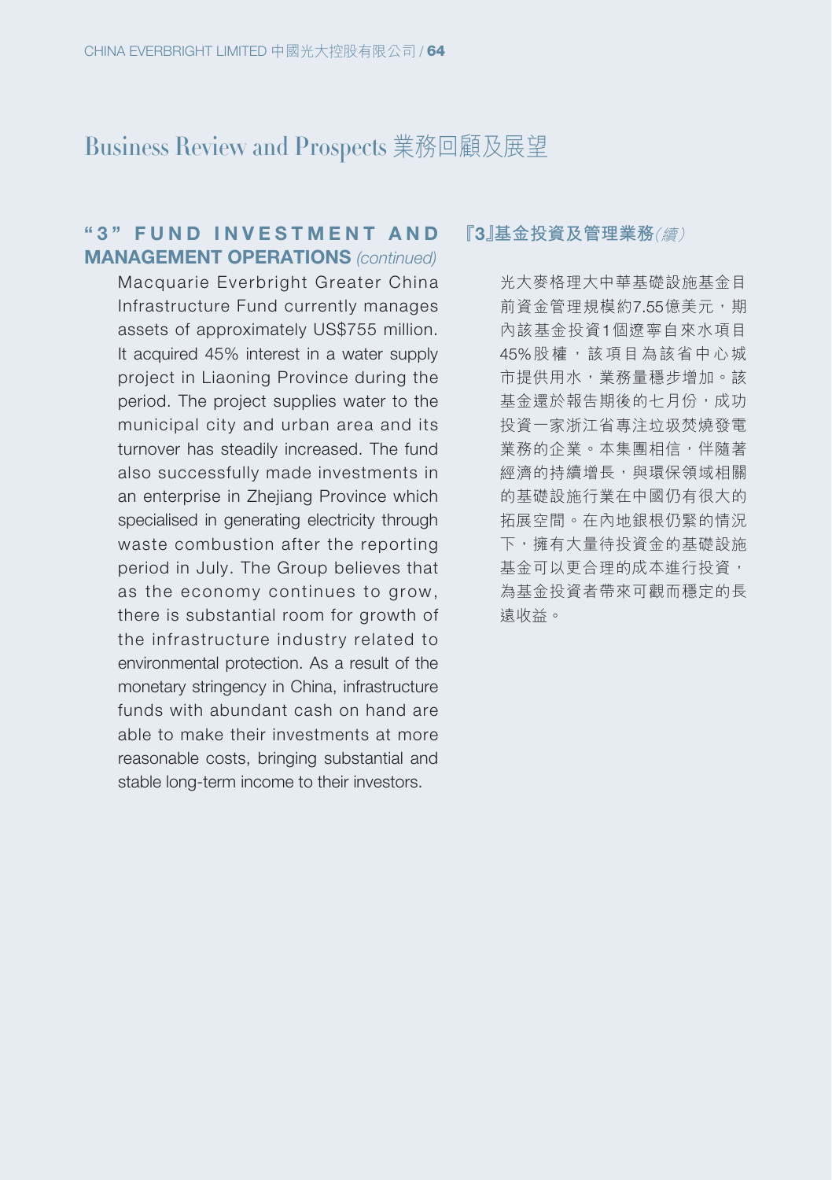# Business Review and Prospects 業務回顧及展望

## "3" FUND INVESTMENT AND MANAGEMENT OPERATIONS *(continued)*

Macquarie Everbright Greater China Infrastructure Fund currently manages assets of approximately US$755 million. It acquired 45% interest in a water supply project in Liaoning Province during the period. The project supplies water to the municipal city and urban area and its turnover has steadily increased. The fund also successfully made investments in an enterprise in Zhejiang Province which specialised in generating electricity through waste combustion after the reporting period in July. The Group believes that as the economy continues to grow, there is substantial room for growth of the infrastructure industry related to environmental protection. As a result of the monetary stringency in China, infrastructure funds with abundant cash on hand are able to make their investments at more reasonable costs, bringing substantial and stable long-term income to their investors.

## 『3』基金投資及管理業務*(續)*

光大麥格理大中華基礎設施基金目前資金管理規模約7.55億美元，期內該基金投資1個遼寧自來水項目45%股權，該項目為該省中心城市提供用水，業務量穩步增加。該基金還於報告期後的七月份，成功投資一家浙江省專注垃圾焚燒發電業務的企業。本集團相信，伴隨著經濟的持續增長，與環保領域相關的基礎設施行業在中國仍有很大的拓展空間。在內地銀根仍緊的情況下，擁有大量待投資金的基礎設施基金可以更合理的成本進行投資，為基金投資者帶來可觀而穩定的長遠收益。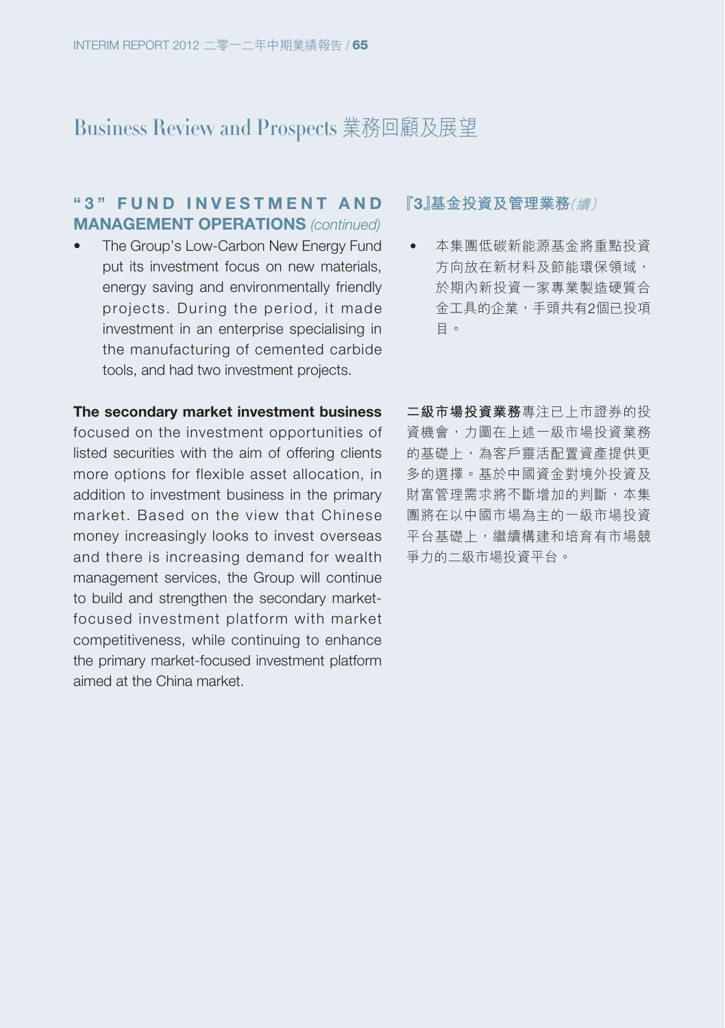# Business Review and Prospects 業務回顧及展望

## "3" FUND INVESTMENT AND MANAGEMENT OPERATIONS *(continued)*

- The Group's Low-Carbon New Energy Fund put its investment focus on new materials, energy saving and environmentally friendly projects. During the period, it made investment in an enterprise specialising in the manufacturing of cemented carbide tools, and had two investment projects.

**The secondary market investment business** focused on the investment opportunities of listed securities with the aim of offering clients more options for flexible asset allocation, in addition to investment business in the primary market. Based on the view that Chinese money increasingly looks to invest overseas and there is increasing demand for wealth management services, the Group will continue to build and strengthen the secondary market-focused investment platform with market competitiveness, while continuing to enhance the primary market-focused investment platform aimed at the China market.

## 『3』基金投資及管理業務*(續)*

- 本集團低碳新能源基金將重點投資方向放在新材料及節能環保領域，於期內新投資一家專業製造硬質合金工具的企業，手頭共有2個已投項目。

**二級市場投資業務**專注已上市證券的投資機會，力圖在上述一級市場投資業務的基礎上，為客戶靈活配置資產提供更多的選擇。基於中國資金對境外投資及財富管理需求將不斷增加的判斷，本集團將在以中國市場為主的一級市場投資平台基礎上，繼續構建和培育有市場競爭力的二級市場投資平台。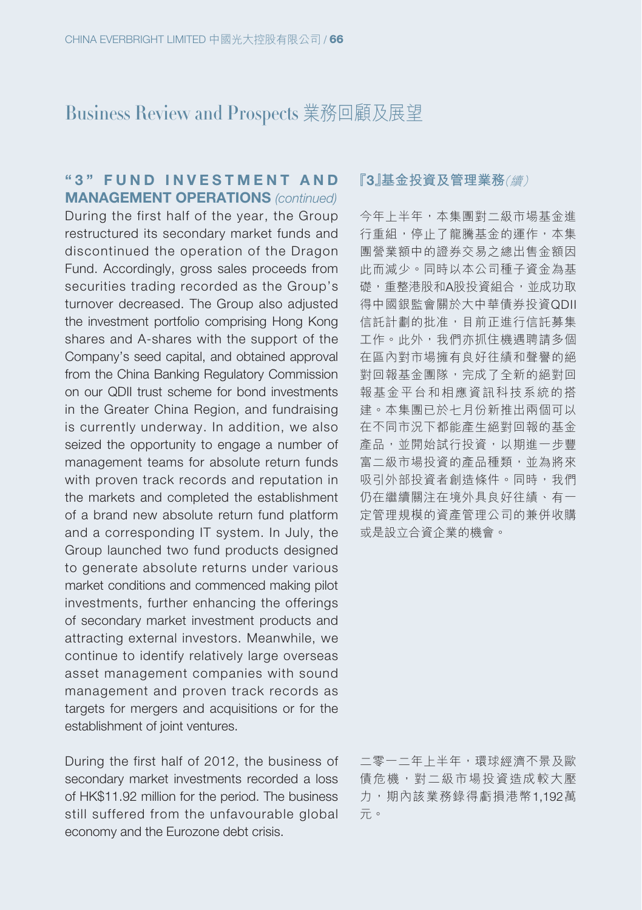# Business Review and Prospects 業務回顧及展望

## "3" FUND INVESTMENT AND MANAGEMENT OPERATIONS *(continued)*

During the first half of the year, the Group restructured its secondary market funds and discontinued the operation of the Dragon Fund. Accordingly, gross sales proceeds from securities trading recorded as the Group's turnover decreased. The Group also adjusted the investment portfolio comprising Hong Kong shares and A-shares with the support of the Company's seed capital, and obtained approval from the China Banking Regulatory Commission on our QDII trust scheme for bond investments in the Greater China Region, and fundraising is currently underway. In addition, we also seized the opportunity to engage a number of management teams for absolute return funds with proven track records and reputation in the markets and completed the establishment of a brand new absolute return fund platform and a corresponding IT system. In July, the Group launched two fund products designed to generate absolute returns under various market conditions and commenced making pilot investments, further enhancing the offerings of secondary market investment products and attracting external investors. Meanwhile, we continue to identify relatively large overseas asset management companies with sound management and proven track records as targets for mergers and acquisitions or for the establishment of joint ventures.

During the first half of 2012, the business of secondary market investments recorded a loss of HK$11.92 million for the period. The business still suffered from the unfavourable global economy and the Eurozone debt crisis.

## 『3』基金投資及管理業務*(續)*

今年上半年，本集團對二級市場基金進行重組，停止了龍騰基金的運作，本集團營業額中的證券交易之總出售金額因此而減少。同時以本公司種子資金為基礎，重整港股和A股投資組合，並成功取得中國銀監會關於大中華債券投資QDII信託計劃的批准，目前正進行信託募集工作。此外，我們亦抓住機遇聘請多個在區內對市場擁有良好往績和聲譽的絕對回報基金團隊，完成了全新的絕對回報基金平台和相應資訊科技系統的搭建。本集團已於七月份新推出兩個可以在不同市況下都能產生絕對回報的基金產品，並開始試行投資，以期進一步豐富二級市場投資的產品種類，並為將來吸引外部投資者創造條件。同時，我們仍在繼續關注在境外具良好往績、有一定管理規模的資產管理公司的兼併收購或是設立合資企業的機會。

二零一二年上半年，環球經濟不景及歐債危機，對二級市場投資造成較大壓力，期內該業務錄得虧損港幣1,192萬元。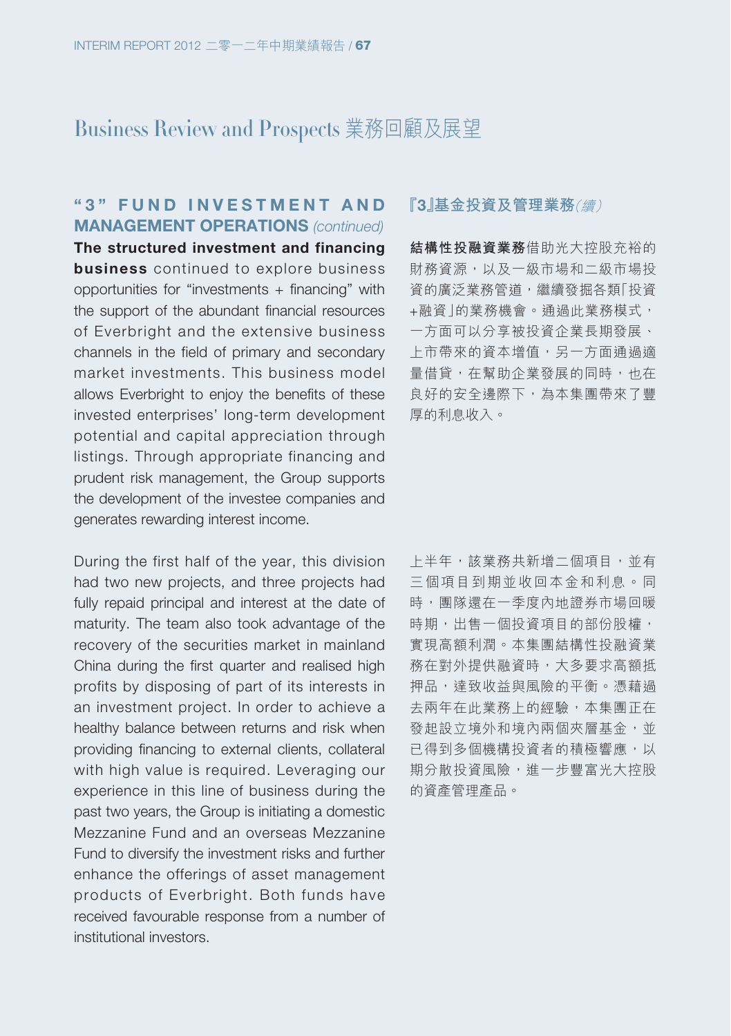# Business Review and Prospects 業務回顧及展望

## "3" FUND INVESTMENT AND MANAGEMENT OPERATIONS *(continued)*

**The structured investment and financing business** continued to explore business opportunities for "investments + financing" with the support of the abundant financial resources of Everbright and the extensive business channels in the field of primary and secondary market investments. This business model allows Everbright to enjoy the benefits of these invested enterprises' long-term development potential and capital appreciation through listings. Through appropriate financing and prudent risk management, the Group supports the development of the investee companies and generates rewarding interest income.

During the first half of the year, this division had two new projects, and three projects had fully repaid principal and interest at the date of maturity. The team also took advantage of the recovery of the securities market in mainland China during the first quarter and realised high profits by disposing of part of its interests in an investment project. In order to achieve a healthy balance between returns and risk when providing financing to external clients, collateral with high value is required. Leveraging our experience in this line of business during the past two years, the Group is initiating a domestic Mezzanine Fund and an overseas Mezzanine Fund to diversify the investment risks and further enhance the offerings of asset management products of Everbright. Both funds have received favourable response from a number of institutional investors.

## 『3』基金投資及管理業務*(續)*

**結構性投融資業務**借助光大控股充裕的財務資源，以及一級市場和二級市場投資的廣泛業務管道，繼續發掘各類「投資+融資」的業務機會。通過此業務模式，一方面可以分享被投資企業長期發展、上市帶來的資本增值，另一方面通過適量借貸，在幫助企業發展的同時，也在良好的安全邊際下，為本集團帶來了豐厚的利息收入。

上半年，該業務共新增二個項目，並有三個項目到期並收回本金和利息。同時，團隊還在一季度內地證券市場回暖時期，出售一個投資項目的部份股權，實現高額利潤。本集團結構性投融資業務在對外提供融資時，大多要求高額抵押品，達致收益與風險的平衡。憑藉過去兩年在此業務上的經驗，本集團正在發起設立境外和境內兩個夾層基金，並已得到多個機構投資者的積極響應，以期分散投資風險，進一步豐富光大控股的資產管理產品。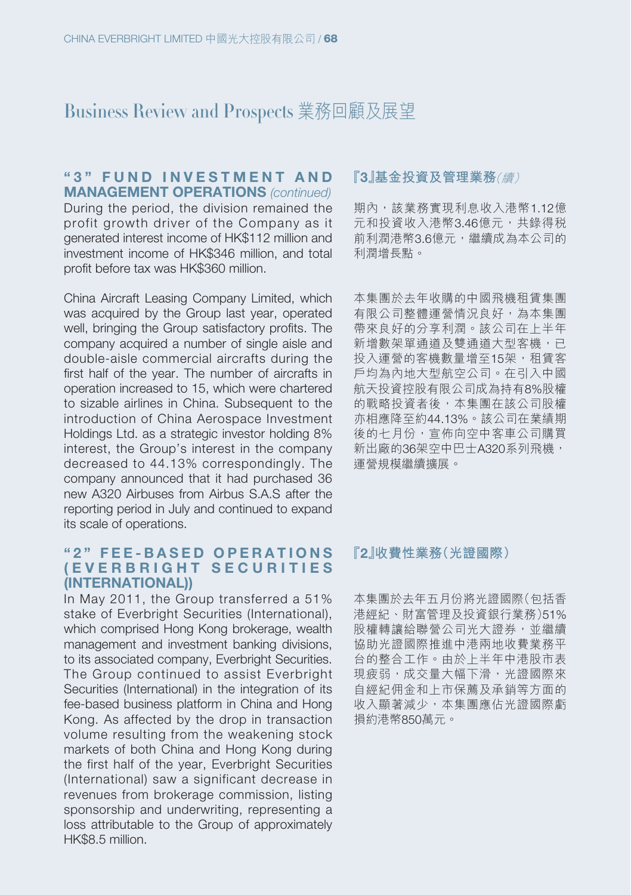# Business Review and Prospects 業務回顧及展望

## "3" FUND INVESTMENT AND MANAGEMENT OPERATIONS *(continued)*

During the period, the division remained the profit growth driver of the Company as it generated interest income of HK$112 million and investment income of HK$346 million, and total profit before tax was HK$360 million.

China Aircraft Leasing Company Limited, which was acquired by the Group last year, operated well, bringing the Group satisfactory profits. The company acquired a number of single aisle and double-aisle commercial aircrafts during the first half of the year. The number of aircrafts in operation increased to 15, which were chartered to sizable airlines in China. Subsequent to the introduction of China Aerospace Investment Holdings Ltd. as a strategic investor holding 8% interest, the Group's interest in the company decreased to 44.13% correspondingly. The company announced that it had purchased 36 new A320 Airbuses from Airbus S.A.S after the reporting period in July and continued to expand its scale of operations.

## 『3』基金投資及管理業務*(續)*

期內，該業務實現利息收入港幣1.12億元和投資收入港幣3.46億元，共錄得稅前利潤港幣3.6億元，繼續成為本公司的利潤增長點。

本集團於去年收購的中國飛機租賃集團有限公司整體運營情況良好，為本集團帶來良好的分享利潤。該公司在上半年新增數架單通道及雙通道大型客機，已投入運營的客機數量增至15架，租賃客戶均為內地大型航空公司。在引入中國航天投資控股有限公司成為持有8%股權的戰略投資者後，本集團在該公司股權亦相應降至約44.13%。該公司在業績期後的七月份，宣佈向空中客車公司購買新出廠的36架空中巴士A320系列飛機，運營規模繼續擴展。

## "2" FEE-BASED OPERATIONS (EVERBRIGHT SECURITIES (INTERNATIONAL))

In May 2011, the Group transferred a 51% stake of Everbright Securities (International), which comprised Hong Kong brokerage, wealth management and investment banking divisions, to its associated company, Everbright Securities. The Group continued to assist Everbright Securities (International) in the integration of its fee-based business platform in China and Hong Kong. As affected by the drop in transaction volume resulting from the weakening stock markets of both China and Hong Kong during the first half of the year, Everbright Securities (International) saw a significant decrease in revenues from brokerage commission, listing sponsorship and underwriting, representing a loss attributable to the Group of approximately HK$8.5 million.

## 『2』收費性業務(光證國際)

本集團於去年五月份將光證國際(包括香港經紀、財富管理及投資銀行業務)51%股權轉讓給聯營公司光大證券，並繼續協助光證國際推進中港兩地收費業務平台的整合工作。由於上半年中港股市表現疲弱，成交量大幅下滑，光證國際來自經紀佣金和上市保薦及承銷等方面的收入顯著減少，本集團應佔光證國際虧損約港幣850萬元。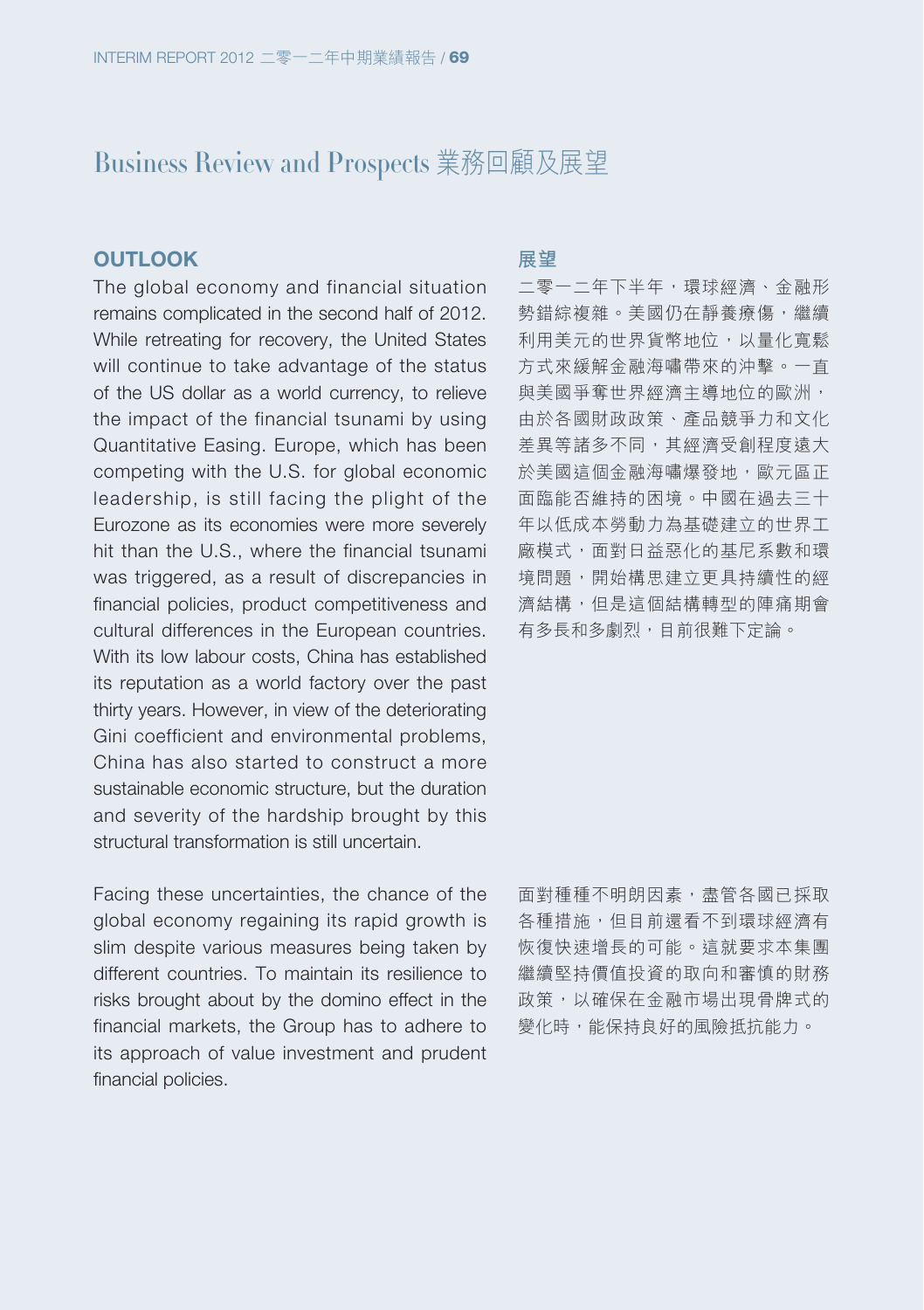# Business Review and Prospects 業務回顧及展望

## OUTLOOK

The global economy and financial situation remains complicated in the second half of 2012. While retreating for recovery, the United States will continue to take advantage of the status of the US dollar as a world currency, to relieve the impact of the financial tsunami by using Quantitative Easing. Europe, which has been competing with the U.S. for global economic leadership, is still facing the plight of the Eurozone as its economies were more severely hit than the U.S., where the financial tsunami was triggered, as a result of discrepancies in financial policies, product competitiveness and cultural differences in the European countries. With its low labour costs, China has established its reputation as a world factory over the past thirty years. However, in view of the deteriorating Gini coefficient and environmental problems, China has also started to construct a more sustainable economic structure, but the duration and severity of the hardship brought by this structural transformation is still uncertain.

Facing these uncertainties, the chance of the global economy regaining its rapid growth is slim despite various measures being taken by different countries. To maintain its resilience to risks brought about by the domino effect in the financial markets, the Group has to adhere to its approach of value investment and prudent financial policies.

## 展望

二零一二年下半年，環球經濟、金融形勢錯綜複雜。美國仍在靜養療傷，繼續利用美元的世界貨幣地位，以量化寬鬆方式來緩解金融海嘯帶來的沖擊。一直與美國爭奪世界經濟主導地位的歐洲，由於各國財政政策、產品競爭力和文化差異等諸多不同，其經濟受創程度遠大於美國這個金融海嘯爆發地，歐元區正面臨能否維持的困境。中國在過去三十年以低成本勞動力為基礎建立的世界工廠模式，面對日益惡化的基尼系數和環境問題，開始構思建立更具持續性的經濟結構，但是這個結構轉型的陣痛期會有多長和多劇烈，目前很難下定論。

面對種種不明朗因素，盡管各國已採取各種措施，但目前還看不到環球經濟有恢復快速增長的可能。這就要求本集團繼續堅持價值投資的取向和審慎的財務政策，以確保在金融市場出現骨牌式的變化時，能保持良好的風險抵抗能力。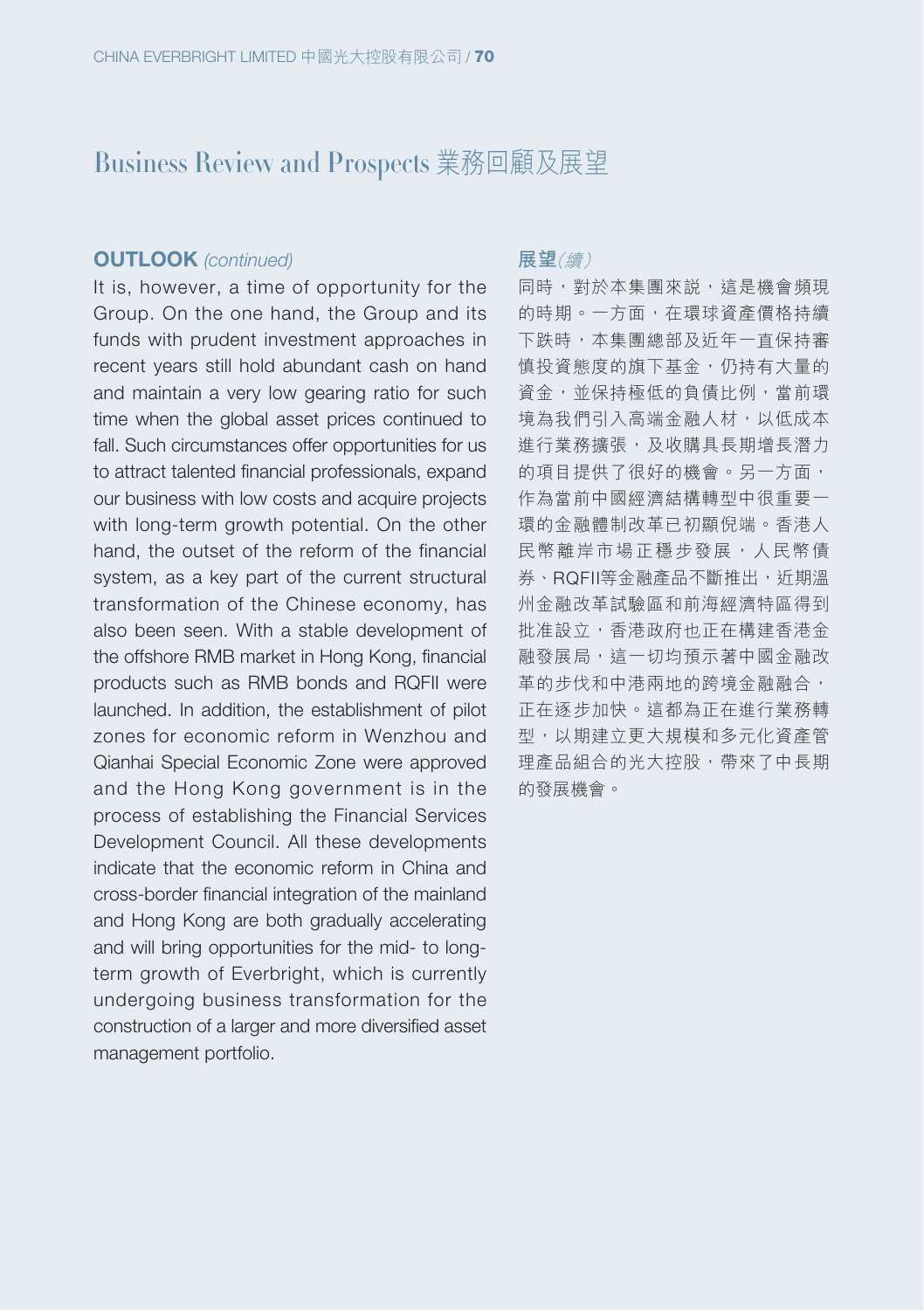# Business Review and Prospects 業務回顧及展望

## OUTLOOK *(continued)*

It is, however, a time of opportunity for the Group. On the one hand, the Group and its funds with prudent investment approaches in recent years still hold abundant cash on hand and maintain a very low gearing ratio for such time when the global asset prices continued to fall. Such circumstances offer opportunities for us to attract talented financial professionals, expand our business with low costs and acquire projects with long-term growth potential. On the other hand, the outset of the reform of the financial system, as a key part of the current structural transformation of the Chinese economy, has also been seen. With a stable development of the offshore RMB market in Hong Kong, financial products such as RMB bonds and RQFII were launched. In addition, the establishment of pilot zones for economic reform in Wenzhou and Qianhai Special Economic Zone were approved and the Hong Kong government is in the process of establishing the Financial Services Development Council. All these developments indicate that the economic reform in China and cross-border financial integration of the mainland and Hong Kong are both gradually accelerating and will bring opportunities for the mid- to long-term growth of Everbright, which is currently undergoing business transformation for the construction of a larger and more diversified asset management portfolio.

## 展望*(續)*

同時，對於本集團來說，這是機會頻現的時期。一方面，在環球資產價格持續下跌時，本集團總部及近年一直保持審慎投資態度的旗下基金，仍持有大量的資金，並保持極低的負債比例，當前環境為我們引入高端金融人材，以低成本進行業務擴張，及收購具長期增長潛力的項目提供了很好的機會。另一方面，作為當前中國經濟結構轉型中很重要一環的金融體制改革已初顯倪端。香港人民幣離岸市場正穩步發展，人民幣債券、RQFII等金融產品不斷推出，近期溫州金融改革試驗區和前海經濟特區得到批准設立，香港政府也正在構建香港金融發展局，這一切均預示著中國金融改革的步伐和中港兩地的跨境金融融合，正在逐步加快。這都為正在進行業務轉型，以期建立更大規模和多元化資產管理產品組合的光大控股，帶來了中長期的發展機會。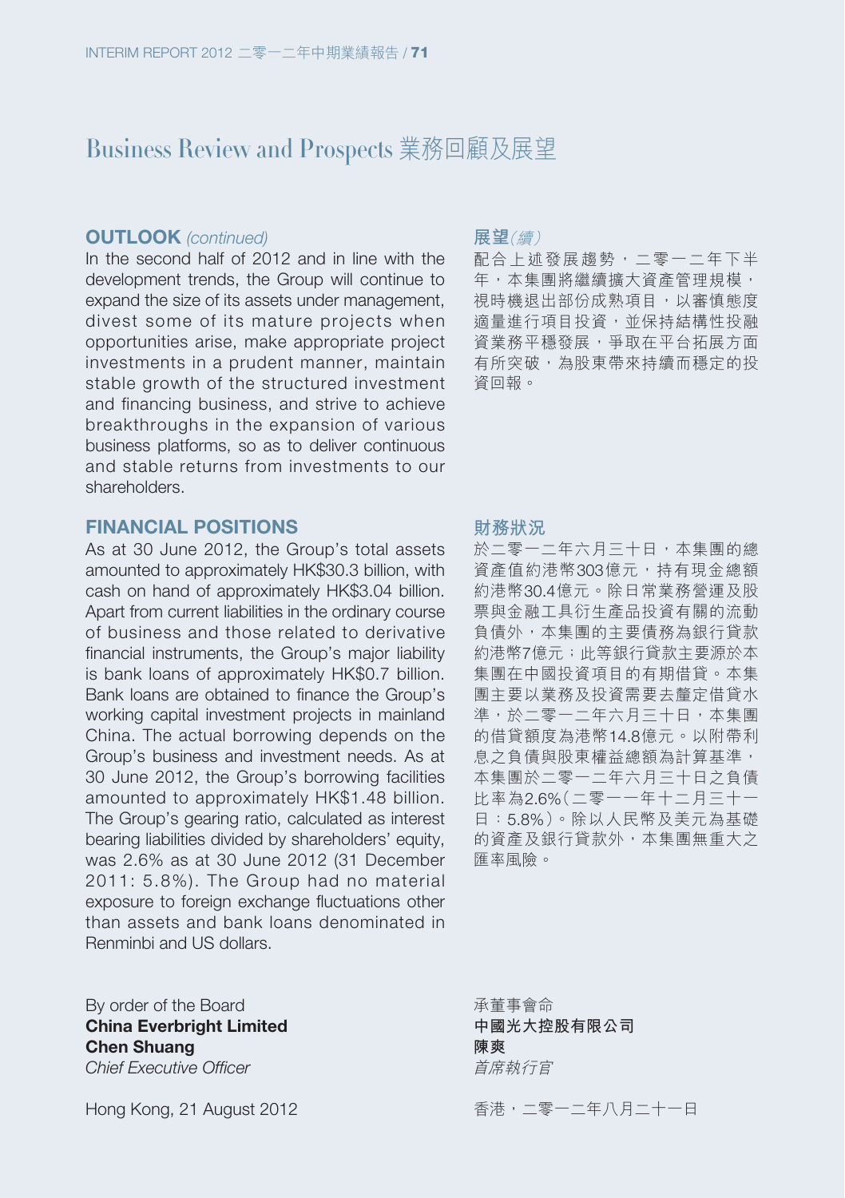# Business Review and Prospects 業務回顧及展望

## OUTLOOK *(continued)*

In the second half of 2012 and in line with the development trends, the Group will continue to expand the size of its assets under management, divest some of its mature projects when opportunities arise, make appropriate project investments in a prudent manner, maintain stable growth of the structured investment and financing business, and strive to achieve breakthroughs in the expansion of various business platforms, so as to deliver continuous and stable returns from investments to our shareholders.

## 展望*(續)*

配合上述發展趨勢，二零一二年下半年，本集團將繼續擴大資產管理規模，視時機退出部份成熟項目，以審慎態度適量進行項目投資，並保持結構性投融資業務平穩發展，爭取在平台拓展方面有所突破，為股東帶來持續而穩定的投資回報。

## FINANCIAL POSITIONS

As at 30 June 2012, the Group's total assets amounted to approximately HK$30.3 billion, with cash on hand of approximately HK$3.04 billion. Apart from current liabilities in the ordinary course of business and those related to derivative financial instruments, the Group's major liability is bank loans of approximately HK$0.7 billion. Bank loans are obtained to finance the Group's working capital investment projects in mainland China. The actual borrowing depends on the Group's business and investment needs. As at 30 June 2012, the Group's borrowing facilities amounted to approximately HK$1.48 billion. The Group's gearing ratio, calculated as interest bearing liabilities divided by shareholders' equity, was 2.6% as at 30 June 2012 (31 December 2011: 5.8%). The Group had no material exposure to foreign exchange fluctuations other than assets and bank loans denominated in Renminbi and US dollars.

## 財務狀況

於二零一二年六月三十日，本集團的總資產值約港幣303億元，持有現金總額約港幣30.4億元。除日常業務營運及股票與金融工具衍生產品投資有關的流動負債外，本集團的主要債務為銀行貸款約港幣7億元；此等銀行貸款主要源於本集團在中國投資項目的有期借貸。本集團主要以業務及投資需要去釐定借貸水準，於二零一二年六月三十日，本集團的借貸額度為港幣14.8億元。以附帶利息之負債與股東權益總額為計算基準，本集團於二零一二年六月三十日之負債比率為2.6%（二零一一年十二月三十一日：5.8%）。除以人民幣及美元為基礎的資產及銀行貸款外，本集團無重大之匯率風險。

By order of the Board
**China Everbright Limited**
**Chen Shuang**
*Chief Executive Officer*

Hong Kong, 21 August 2012

承董事會命
**中國光大控股有限公司**
**陳爽**
*首席執行官*

香港，二零一二年八月二十一日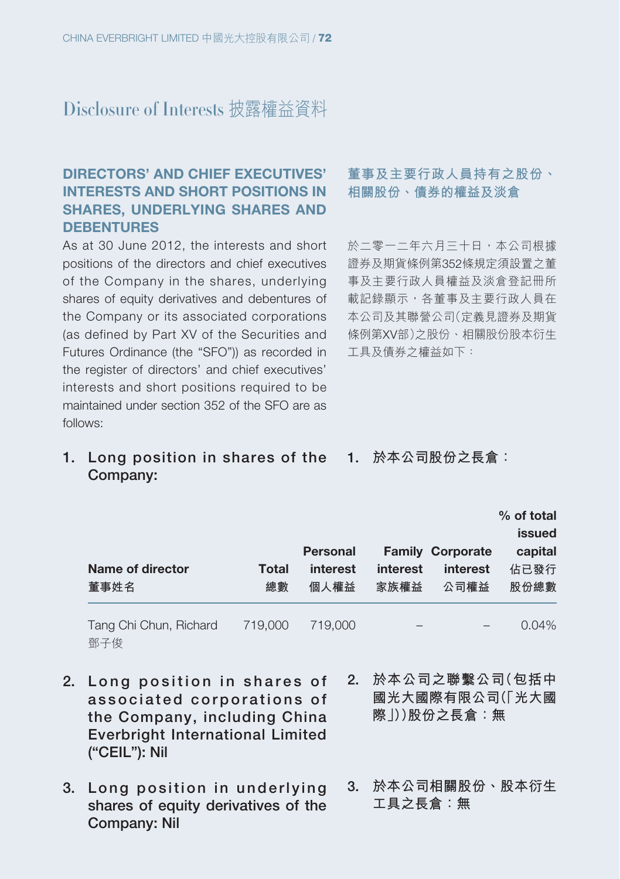# Disclosure of Interests 披露權益資料

## DIRECTORS' AND CHIEF EXECUTIVES' INTERESTS AND SHORT POSITIONS IN SHARES, UNDERLYING SHARES AND DEBENTURES

As at 30 June 2012, the interests and short positions of the directors and chief executives of the Company in the shares, underlying shares of equity derivatives and debentures of the Company or its associated corporations (as defined by Part XV of the Securities and Futures Ordinance (the "SFO")) as recorded in the register of directors' and chief executives' interests and short positions required to be maintained under section 352 of the SFO are as follows:

## 董事及主要行政人員持有之股份、相關股份、債券的權益及淡倉

於二零一二年六月三十日，本公司根據證券及期貨條例第352條規定須設置之董事及主要行政人員權益及淡倉登記冊所載記錄顯示，各董事及主要行政人員在本公司及其聯營公司(定義見證券及期貨條例第XV部)之股份、相關股份股本衍生工具及債券之權益如下：

**1. Long position in shares of the Company:**

**1. 於本公司股份之長倉：**

| Name of director 董事姓名 | Total 總數 | Personal interest 個人權益 | Family interest 家族權益 | Corporate interest 公司權益 | % of total issued capital 佔已發行股份總數 |
|---|---|---|---|---|---|
| Tang Chi Chun, Richard 鄧子俊 | 719,000 | 719,000 | – | – | 0.04% |

**2. Long position in shares of associated corporations of the Company, including China Everbright International Limited ("CEIL"): Nil**

**2. 於本公司之聯繫公司(包括中國光大國際有限公司(「光大國際」))股份之長倉：無**

**3. Long position in underlying shares of equity derivatives of the Company: Nil**

**3. 於本公司相關股份、股本衍生工具之長倉：無**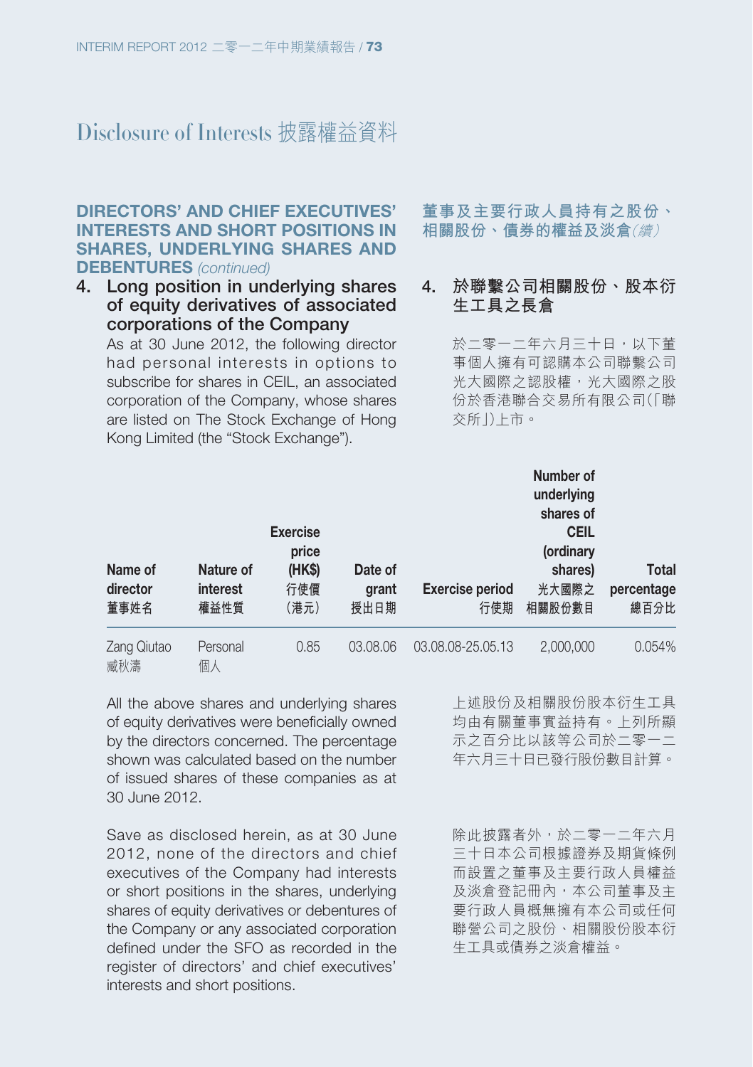# Disclosure of Interests 披露權益資料

## DIRECTORS' AND CHIEF EXECUTIVES' INTERESTS AND SHORT POSITIONS IN SHARES, UNDERLYING SHARES AND DEBENTURES *(continued)*

## 董事及主要行政人員持有之股份、相關股份、債券的權益及淡倉*(續)*

### 4. Long position in underlying shares of equity derivatives of associated corporations of the Company

As at 30 June 2012, the following director had personal interests in options to subscribe for shares in CEIL, an associated corporation of the Company, whose shares are listed on The Stock Exchange of Hong Kong Limited (the "Stock Exchange").

### 4. 於聯繫公司相關股份、股本衍生工具之長倉

於二零一二年六月三十日，以下董事個人擁有可認購本公司聯繫公司光大國際之認股權，光大國際之股份於香港聯合交易所有限公司(「聯交所」)上市。

| Name of director<br>董事姓名 | Nature of interest<br>權益性質 | Exercise price (HK$)<br>行使價(港元) | Date of grant<br>授出日期 | Exercise period<br>行使期 | Number of underlying shares of CEIL (ordinary shares)<br>光大國際之相關股份數目 | Total percentage<br>總百分比 |
|---|---|---|---|---|---|---|
| Zang Qiutao<br>臧秋濤 | Personal<br>個人 | 0.85 | 03.08.06 | 03.08.08-25.05.13 | 2,000,000 | 0.054% |

All the above shares and underlying shares of equity derivatives were beneficially owned by the directors concerned. The percentage shown was calculated based on the number of issued shares of these companies as at 30 June 2012.

上述股份及相關股份股本衍生工具均由有關董事實益持有。上列所顯示之百分比以該等公司於二零一二年六月三十日已發行股份數目計算。

Save as disclosed herein, as at 30 June 2012, none of the directors and chief executives of the Company had interests or short positions in the shares, underlying shares of equity derivatives or debentures of the Company or any associated corporation defined under the SFO as recorded in the register of directors' and chief executives' interests and short positions.

除此披露者外，於二零一二年六月三十日本公司根據證券及期貨條例而設置之董事及主要行政人員權益及淡倉登記冊內，本公司董事及主要行政人員概無擁有本公司或任何聯營公司之股份、相關股份股本衍生工具或債券之淡倉權益。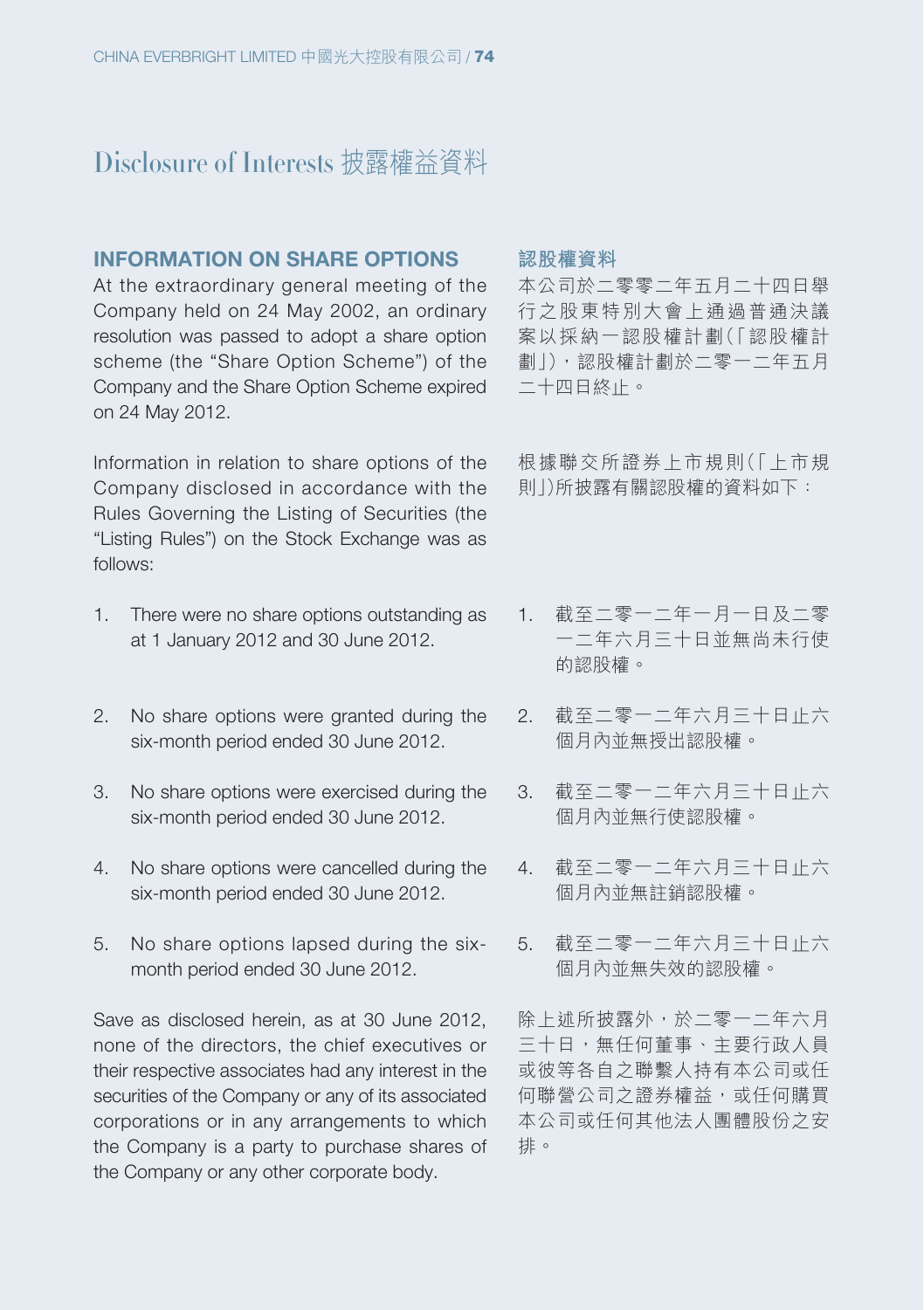# Disclosure of Interests 披露權益資料

## INFORMATION ON SHARE OPTIONS

At the extraordinary general meeting of the Company held on 24 May 2002, an ordinary resolution was passed to adopt a share option scheme (the "Share Option Scheme") of the Company and the Share Option Scheme expired on 24 May 2012.

Information in relation to share options of the Company disclosed in accordance with the Rules Governing the Listing of Securities (the "Listing Rules") on the Stock Exchange was as follows:

1. There were no share options outstanding as at 1 January 2012 and 30 June 2012.
2. No share options were granted during the six-month period ended 30 June 2012.
3. No share options were exercised during the six-month period ended 30 June 2012.
4. No share options were cancelled during the six-month period ended 30 June 2012.
5. No share options lapsed during the six-month period ended 30 June 2012.

Save as disclosed herein, as at 30 June 2012, none of the directors, the chief executives or their respective associates had any interest in the securities of the Company or any of its associated corporations or in any arrangements to which the Company is a party to purchase shares of the Company or any other corporate body.

## 認股權資料

本公司於二零零二年五月二十四日舉行之股東特別大會上通過普通決議案以採納一認股權計劃(「認股權計劃」)，認股權計劃於二零一二年五月二十四日終止。

根據聯交所證券上市規則(「上市規則」)所披露有關認股權的資料如下：

1. 截至二零一二年一月一日及二零一二年六月三十日並無尚未行使的認股權。
2. 截至二零一二年六月三十日止六個月內並無授出認股權。
3. 截至二零一二年六月三十日止六個月內並無行使認股權。
4. 截至二零一二年六月三十日止六個月內並無註銷認股權。
5. 截至二零一二年六月三十日止六個月內並無失效的認股權。

除上述所披露外，於二零一二年六月三十日，無任何董事、主要行政人員或彼等各自之聯繫人持有本公司或任何聯營公司之證券權益，或任何購買本公司或任何其他法人團體股份之安排。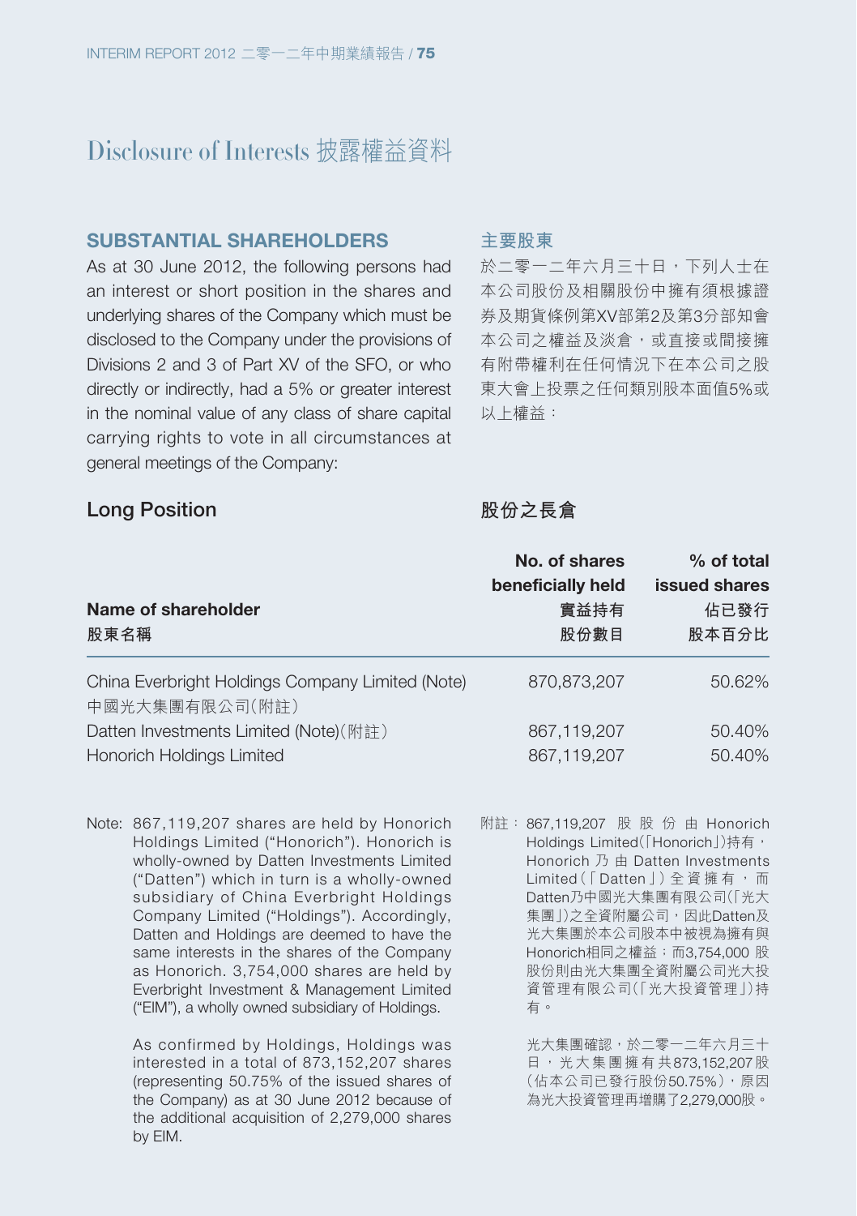# Disclosure of Interests 披露權益資料

## SUBSTANTIAL SHAREHOLDERS

As at 30 June 2012, the following persons had an interest or short position in the shares and underlying shares of the Company which must be disclosed to the Company under the provisions of Divisions 2 and 3 of Part XV of the SFO, or who directly or indirectly, had a 5% or greater interest in the nominal value of any class of share capital carrying rights to vote in all circumstances at general meetings of the Company:

## 主要股東

於二零一二年六月三十日，下列人士在本公司股份及相關股份中擁有須根據證券及期貨條例第XV部第2及第3分部知會本公司之權益及淡倉，或直接或間接擁有附帶權利在任何情況下在本公司之股東大會上投票之任何類別股本面值5%或以上權益：

### Long Position

### 股份之長倉

| Name of shareholder<br>股東名稱 | No. of shares beneficially held<br>實益持有股份數目 | % of total issued shares<br>佔已發行股本百分比 |
|---|---|---|
| China Everbright Holdings Company Limited (Note)<br>中國光大集團有限公司(附註) | 870,873,207 | 50.62% |
| Datten Investments Limited (Note)(附註) | 867,119,207 | 50.40% |
| Honorich Holdings Limited | 867,119,207 | 50.40% |

Note: 867,119,207 shares are held by Honorich Holdings Limited ("Honorich"). Honorich is wholly-owned by Datten Investments Limited ("Datten") which in turn is a wholly-owned subsidiary of China Everbright Holdings Company Limited ("Holdings"). Accordingly, Datten and Holdings are deemed to have the same interests in the shares of the Company as Honorich. 3,754,000 shares are held by Everbright Investment & Management Limited ("EIM"), a wholly owned subsidiary of Holdings.

As confirmed by Holdings, Holdings was interested in a total of 873,152,207 shares (representing 50.75% of the issued shares of the Company) as at 30 June 2012 because of the additional acquisition of 2,279,000 shares by EIM.

附註： 867,119,207股股份由Honorich Holdings Limited(「Honorich」)持有，Honorich乃由Datten Investments Limited(「Datten」)全資擁有，而Datten乃中國光大集團有限公司(「光大集團」)之全資附屬公司，因此Datten及光大集團於本公司股本中被視為擁有與Honorich相同之權益；而3,754,000股股份則由光大集團全資附屬公司光大投資管理有限公司(「光大投資管理」)持有。

光大集團確認，於二零一二年六月三十日，光大集團擁有共873,152,207股(佔本公司已發行股份50.75%)，原因為光大投資管理再增購了2,279,000股。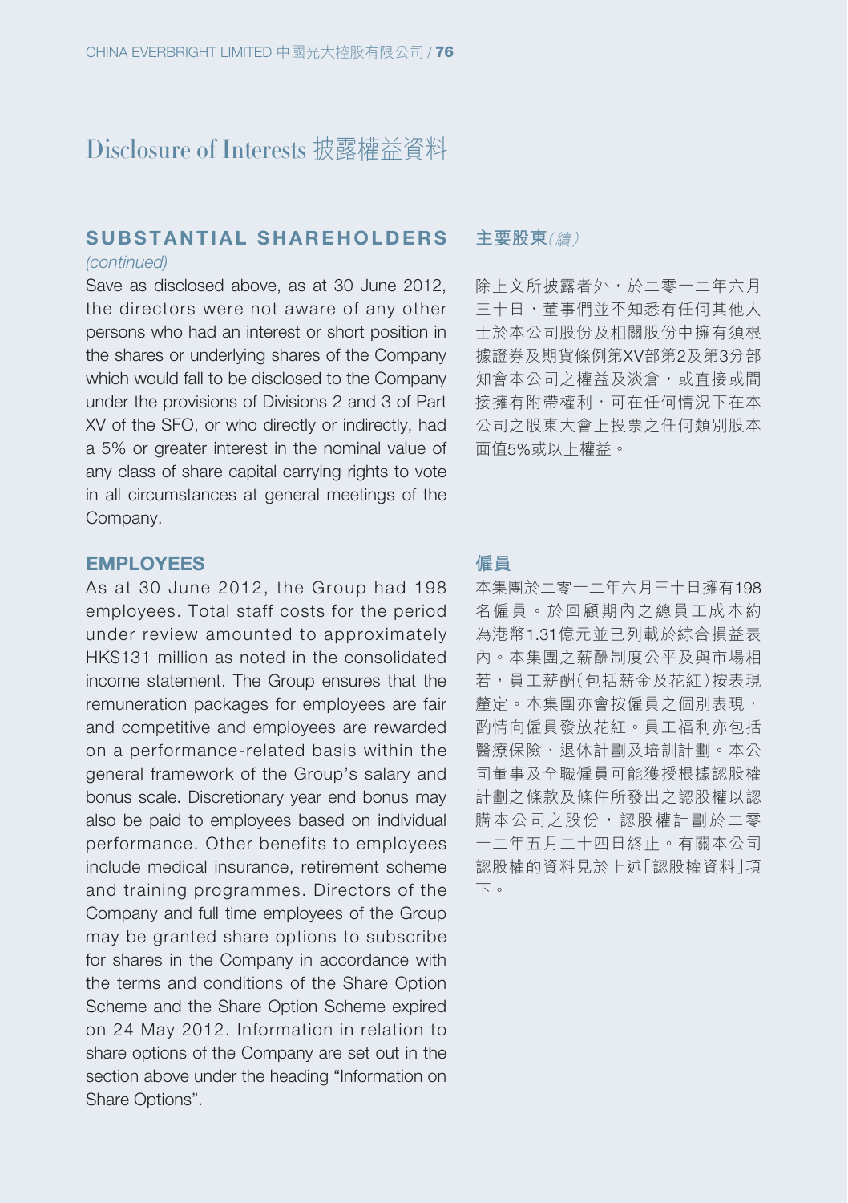# Disclosure of Interests 披露權益資料

## SUBSTANTIAL SHAREHOLDERS *(continued)*

Save as disclosed above, as at 30 June 2012, the directors were not aware of any other persons who had an interest or short position in the shares or underlying shares of the Company which would fall to be disclosed to the Company under the provisions of Divisions 2 and 3 of Part XV of the SFO, or who directly or indirectly, had a 5% or greater interest in the nominal value of any class of share capital carrying rights to vote in all circumstances at general meetings of the Company.

## 主要股東*(續)*

除上文所披露者外，於二零一二年六月三十日，董事們並不知悉有任何其他人士於本公司股份及相關股份中擁有須根據證券及期貨條例第XV部第2及第3分部知會本公司之權益及淡倉，或直接或間接擁有附帶權利，可在任何情況下在本公司之股東大會上投票之任何類別股本面值5%或以上權益。

## EMPLOYEES

As at 30 June 2012, the Group had 198 employees. Total staff costs for the period under review amounted to approximately HK$131 million as noted in the consolidated income statement. The Group ensures that the remuneration packages for employees are fair and competitive and employees are rewarded on a performance-related basis within the general framework of the Group's salary and bonus scale. Discretionary year end bonus may also be paid to employees based on individual performance. Other benefits to employees include medical insurance, retirement scheme and training programmes. Directors of the Company and full time employees of the Group may be granted share options to subscribe for shares in the Company in accordance with the terms and conditions of the Share Option Scheme and the Share Option Scheme expired on 24 May 2012. Information in relation to share options of the Company are set out in the section above under the heading "Information on Share Options".

## 僱員

本集團於二零一二年六月三十日擁有198名僱員。於回顧期內之總員工成本約為港幣1.31億元並已列載於綜合損益表內。本集團之薪酬制度公平及與市場相若，員工薪酬(包括薪金及花紅)按表現釐定。本集團亦會按僱員之個別表現，酌情向僱員發放花紅。員工福利亦包括醫療保險、退休計劃及培訓計劃。本公司董事及全職僱員可能獲授根據認股權計劃之條款及條件所發出之認股權以認購本公司之股份，認股權計劃於二零一二年五月二十四日終止。有關本公司認股權的資料見於上述「認股權資料」項下。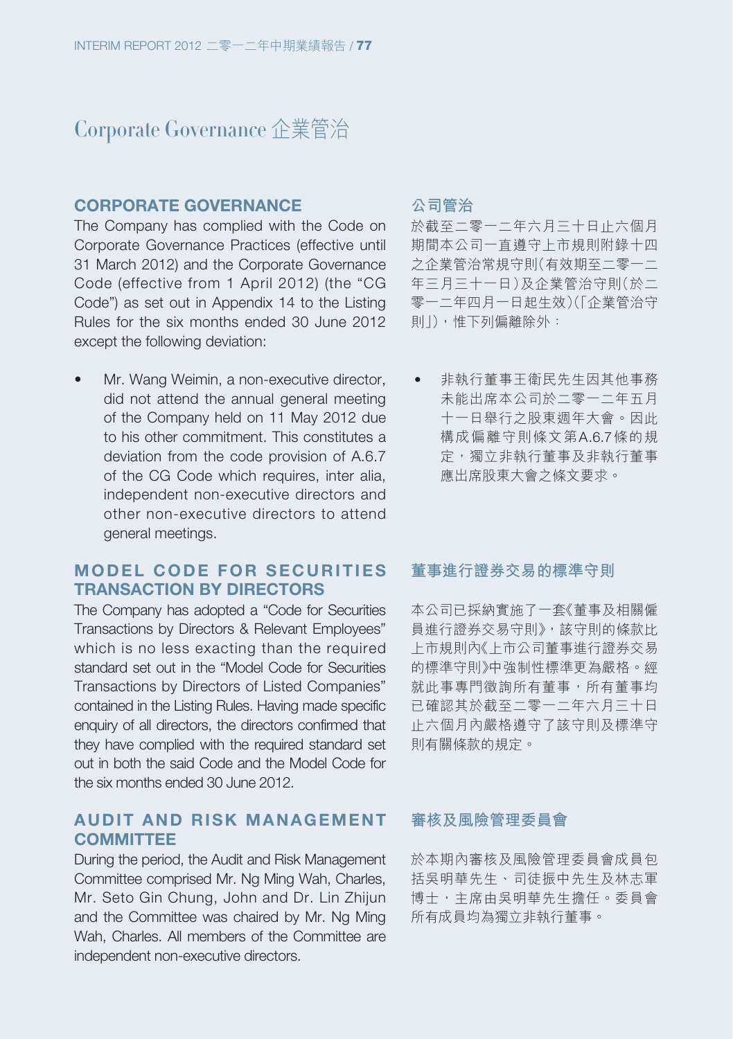# Corporate Governance 企業管治

## CORPORATE GOVERNANCE

The Company has complied with the Code on Corporate Governance Practices (effective until 31 March 2012) and the Corporate Governance Code (effective from 1 April 2012) (the "CG Code") as set out in Appendix 14 to the Listing Rules for the six months ended 30 June 2012 except the following deviation:

- Mr. Wang Weimin, a non-executive director, did not attend the annual general meeting of the Company held on 11 May 2012 due to his other commitment. This constitutes a deviation from the code provision of A.6.7 of the CG Code which requires, inter alia, independent non-executive directors and other non-executive directors to attend general meetings.

## MODEL CODE FOR SECURITIES TRANSACTION BY DIRECTORS

The Company has adopted a "Code for Securities Transactions by Directors & Relevant Employees" which is no less exacting than the required standard set out in the "Model Code for Securities Transactions by Directors of Listed Companies" contained in the Listing Rules. Having made specific enquiry of all directors, the directors confirmed that they have complied with the required standard set out in both the said Code and the Model Code for the six months ended 30 June 2012.

## AUDIT AND RISK MANAGEMENT COMMITTEE

During the period, the Audit and Risk Management Committee comprised Mr. Ng Ming Wah, Charles, Mr. Seto Gin Chung, John and Dr. Lin Zhijun and the Committee was chaired by Mr. Ng Ming Wah, Charles. All members of the Committee are independent non-executive directors.

## 公司管治

於截至二零一二年六月三十日止六個月期間本公司一直遵守上市規則附錄十四之企業管治常規守則(有效期至二零一二年三月三十一日)及企業管治守則(於二零一二年四月一日起生效)(「企業管治守則」),惟下列偏離除外:

- 非執行董事王衛民先生因其他事務未能出席本公司於二零一二年五月十一日舉行之股東週年大會。因此構成偏離守則條文第A.6.7條的規定,獨立非執行董事及非執行董事應出席股東大會之條文要求。

## 董事進行證券交易的標準守則

本公司已採納實施了一套《董事及相關僱員進行證券交易守則》,該守則的條款比上市規則內《上市公司董事進行證券交易的標準守則》中強制性標準更為嚴格。經就此事專門徵詢所有董事,所有董事均已確認其於截至二零一二年六月三十日止六個月內嚴格遵守了該守則及標準守則有關條款的規定。

## 審核及風險管理委員會

於本期內審核及風險管理委員會成員包括吳明華先生、司徒振中先生及林志軍博士,主席由吳明華先生擔任。委員會所有成員均為獨立非執行董事。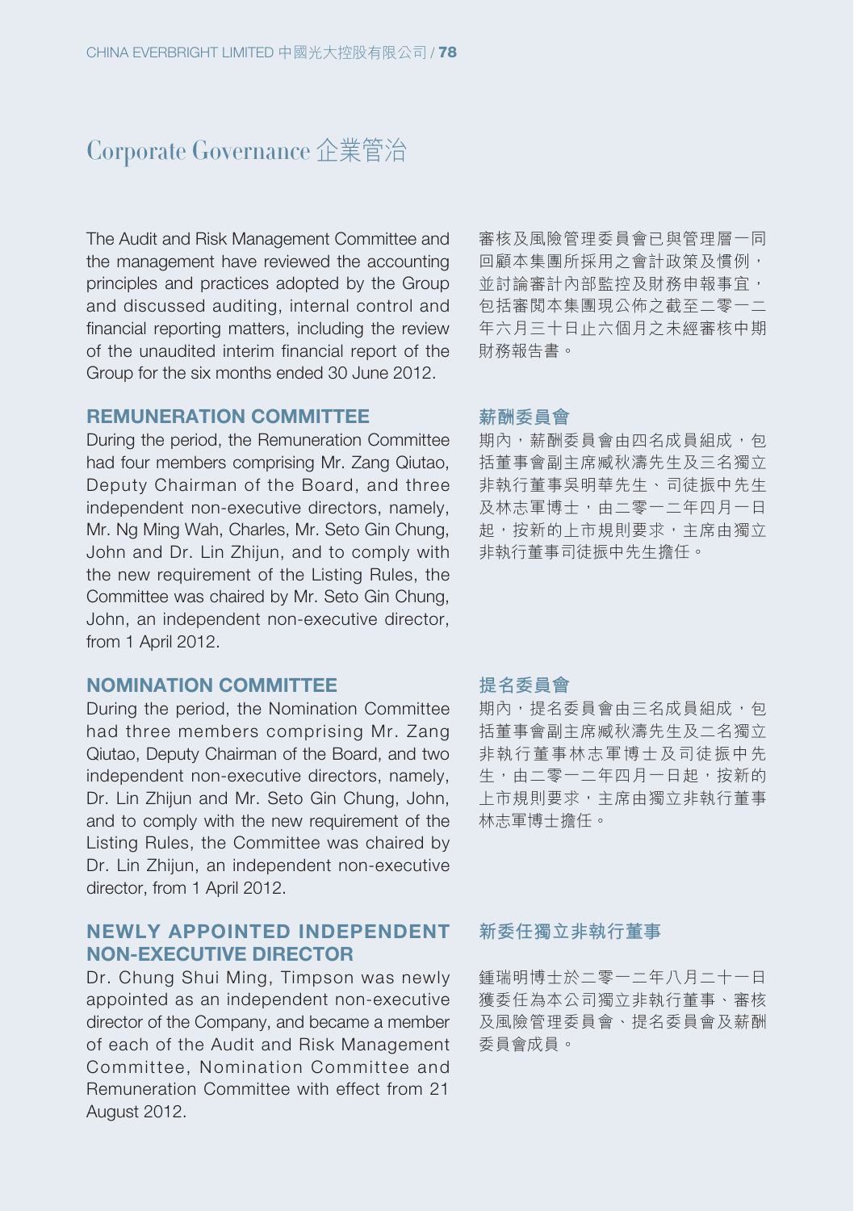# Corporate Governance 企業管治

The Audit and Risk Management Committee and the management have reviewed the accounting principles and practices adopted by the Group and discussed auditing, internal control and financial reporting matters, including the review of the unaudited interim financial report of the Group for the six months ended 30 June 2012.

審核及風險管理委員會已與管理層一同回顧本集團所採用之會計政策及慣例，並討論審計內部監控及財務申報事宜，包括審閱本集團現公佈之截至二零一二年六月三十日止六個月之未經審核中期財務報告書。

## REMUNERATION COMMITTEE

During the period, the Remuneration Committee had four members comprising Mr. Zang Qiutao, Deputy Chairman of the Board, and three independent non-executive directors, namely, Mr. Ng Ming Wah, Charles, Mr. Seto Gin Chung, John and Dr. Lin Zhijun, and to comply with the new requirement of the Listing Rules, the Committee was chaired by Mr. Seto Gin Chung, John, an independent non-executive director, from 1 April 2012.

## 薪酬委員會

期內，薪酬委員會由四名成員組成，包括董事會副主席臧秋濤先生及三名獨立非執行董事吳明華先生、司徒振中先生及林志軍博士，由二零一二年四月一日起，按新的上市規則要求，主席由獨立非執行董事司徒振中先生擔任。

## NOMINATION COMMITTEE

During the period, the Nomination Committee had three members comprising Mr. Zang Qiutao, Deputy Chairman of the Board, and two independent non-executive directors, namely, Dr. Lin Zhijun and Mr. Seto Gin Chung, John, and to comply with the new requirement of the Listing Rules, the Committee was chaired by Dr. Lin Zhijun, an independent non-executive director, from 1 April 2012.

## 提名委員會

期內，提名委員會由三名成員組成，包括董事會副主席臧秋濤先生及二名獨立非執行董事林志軍博士及司徒振中先生，由二零一二年四月一日起，按新的上市規則要求，主席由獨立非執行董事林志軍博士擔任。

## NEWLY APPOINTED INDEPENDENT NON-EXECUTIVE DIRECTOR

Dr. Chung Shui Ming, Timpson was newly appointed as an independent non-executive director of the Company, and became a member of each of the Audit and Risk Management Committee, Nomination Committee and Remuneration Committee with effect from 21 August 2012.

## 新委任獨立非執行董事

鍾瑞明博士於二零一二年八月二十一日獲委任為本公司獨立非執行董事、審核及風險管理委員會、提名委員會及薪酬委員會成員。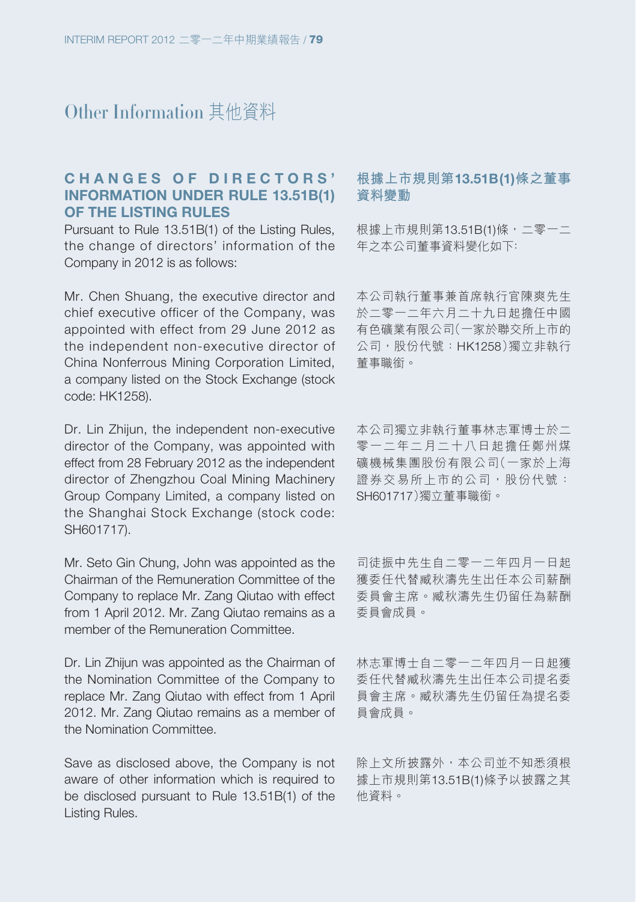# Other Information 其他資料

## CHANGES OF DIRECTORS' INFORMATION UNDER RULE 13.51B(1) OF THE LISTING RULES

Pursuant to Rule 13.51B(1) of the Listing Rules, the change of directors' information of the Company in 2012 is as follows:

Mr. Chen Shuang, the executive director and chief executive officer of the Company, was appointed with effect from 29 June 2012 as the independent non-executive director of China Nonferrous Mining Corporation Limited, a company listed on the Stock Exchange (stock code: HK1258).

Dr. Lin Zhijun, the independent non-executive director of the Company, was appointed with effect from 28 February 2012 as the independent director of Zhengzhou Coal Mining Machinery Group Company Limited, a company listed on the Shanghai Stock Exchange (stock code: SH601717).

Mr. Seto Gin Chung, John was appointed as the Chairman of the Remuneration Committee of the Company to replace Mr. Zang Qiutao with effect from 1 April 2012. Mr. Zang Qiutao remains as a member of the Remuneration Committee.

Dr. Lin Zhijun was appointed as the Chairman of the Nomination Committee of the Company to replace Mr. Zang Qiutao with effect from 1 April 2012. Mr. Zang Qiutao remains as a member of the Nomination Committee.

Save as disclosed above, the Company is not aware of other information which is required to be disclosed pursuant to Rule 13.51B(1) of the Listing Rules.

## 根據上市規則第13.51B(1)條之董事資料變動

根據上市規則第13.51B(1)條，二零一二年之本公司董事資料變化如下:

本公司執行董事兼首席執行官陳爽先生於二零一二年六月二十九日起擔任中國有色礦業有限公司(一家於聯交所上市的公司，股份代號：HK1258)獨立非執行董事職銜。

本公司獨立非執行董事林志軍博士於二零一二年二月二十八日起擔任鄭州煤礦機械集團股份有限公司(一家於上海證券交易所上市的公司，股份代號：SH601717)獨立董事職銜。

司徒振中先生自二零一二年四月一日起獲委任代替臧秋濤先生出任本公司薪酬委員會主席。臧秋濤先生仍留任為薪酬委員會成員。

林志軍博士自二零一二年四月一日起獲委任代替臧秋濤先生出任本公司提名委員會主席。臧秋濤先生仍留任為提名委員會成員。

除上文所披露外，本公司並不知悉須根據上市規則第13.51B(1)條予以披露之其他資料。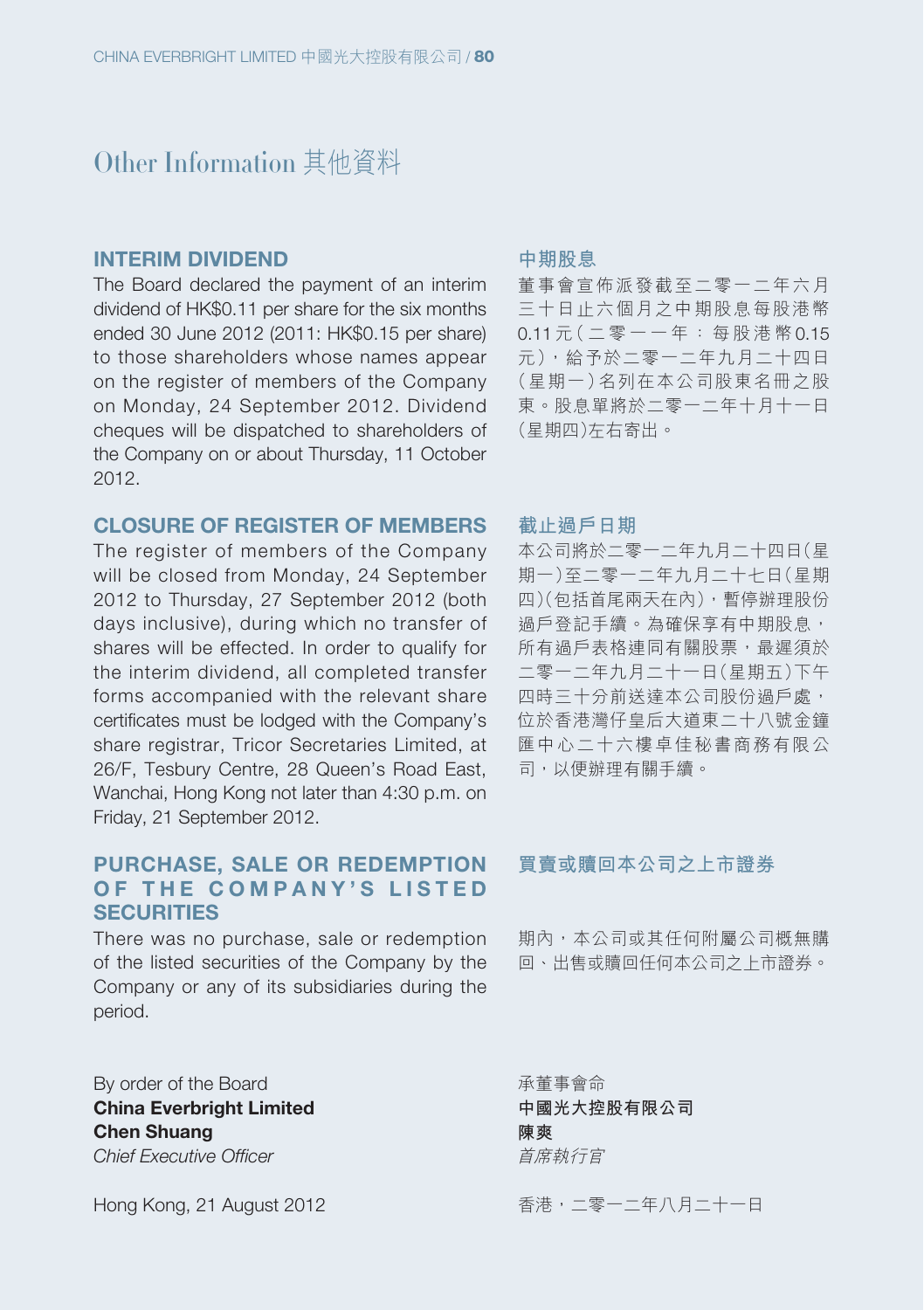# Other Information 其他資料

## INTERIM DIVIDEND

The Board declared the payment of an interim dividend of HK$0.11 per share for the six months ended 30 June 2012 (2011: HK$0.15 per share) to those shareholders whose names appear on the register of members of the Company on Monday, 24 September 2012. Dividend cheques will be dispatched to shareholders of the Company on or about Thursday, 11 October 2012.

## 中期股息

董事會宣佈派發截至二零一二年六月三十日止六個月之中期股息每股港幣0.11元（二零一一年：每股港幣0.15元），給予於二零一二年九月二十四日（星期一）名列在本公司股東名冊之股東。股息單將於二零一二年十月十一日（星期四）左右寄出。

## CLOSURE OF REGISTER OF MEMBERS

The register of members of the Company will be closed from Monday, 24 September 2012 to Thursday, 27 September 2012 (both days inclusive), during which no transfer of shares will be effected. In order to qualify for the interim dividend, all completed transfer forms accompanied with the relevant share certificates must be lodged with the Company's share registrar, Tricor Secretaries Limited, at 26/F, Tesbury Centre, 28 Queen's Road East, Wanchai, Hong Kong not later than 4:30 p.m. on Friday, 21 September 2012.

## 截止過戶日期

本公司將於二零一二年九月二十四日（星期一）至二零一二年九月二十七日（星期四）（包括首尾兩天在內），暫停辦理股份過戶登記手續。為確保享有中期股息，所有過戶表格連同有關股票，最遲須於二零一二年九月二十一日（星期五）下午四時三十分前送達本公司股份過戶處，位於香港灣仔皇后大道東二十八號金鐘匯中心二十六樓卓佳秘書商務有限公司，以便辦理有關手續。

## PURCHASE, SALE OR REDEMPTION OF THE COMPANY'S LISTED SECURITIES

There was no purchase, sale or redemption of the listed securities of the Company by the Company or any of its subsidiaries during the period.

## 買賣或贖回本公司之上市證券

期內，本公司或其任何附屬公司概無購回、出售或贖回任何本公司之上市證券。

By order of the Board
**China Everbright Limited**
**Chen Shuang**
*Chief Executive Officer*

Hong Kong, 21 August 2012

承董事會命
**中國光大控股有限公司**
**陳爽**
*首席執行官*

香港，二零一二年八月二十一日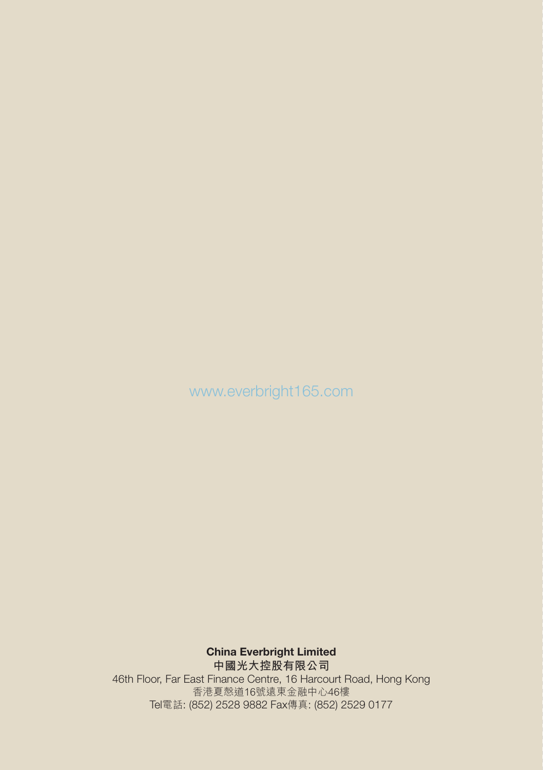www.everbright165.com

**China Everbright Limited**

**中國光大控股有限公司**

46th Floor, Far East Finance Centre, 16 Harcourt Road, Hong Kong

香港夏慤道16號遠東金融中心46樓

Tel電話: (852) 2528 9882 Fax傳真: (852) 2529 0177